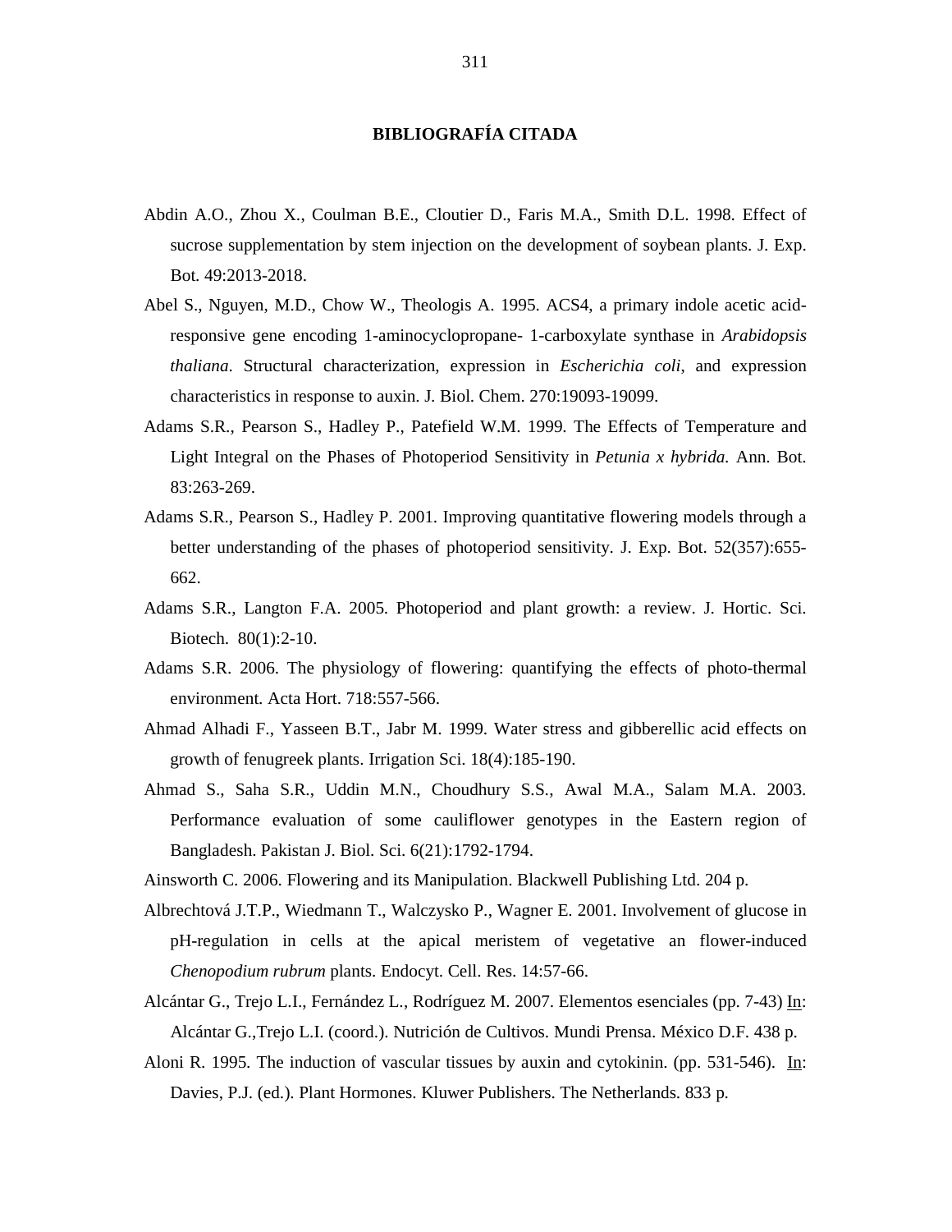# BIBLIOGRAFÍA CITADA

Abdin A.O., Zhou X., Coulman B.E., Cloutier D., Faris M.A., Smith D.L. 1998. Effect of sucrose supplementation by stem injection on the development of soybean plants. J. Exp. Bot. 49:2013-2018.

Abel S., Nguyen, M.D., Chow W., Theologis A. 1995. ACS4, a primary indole acetic acid-responsive gene encoding 1-aminocyclopropane- 1-carboxylate synthase in *Arabidopsis thaliana*. Structural characterization, expression in *Escherichia coli*, and expression characteristics in response to auxin. J. Biol. Chem. 270:19093-19099.

Adams S.R., Pearson S., Hadley P., Patefield W.M. 1999. The Effects of Temperature and Light Integral on the Phases of Photoperiod Sensitivity in *Petunia x hybrida*. Ann. Bot. 83:263-269.

Adams S.R., Pearson S., Hadley P. 2001. Improving quantitative flowering models through a better understanding of the phases of photoperiod sensitivity. J. Exp. Bot. 52(357):655-662.

Adams S.R., Langton F.A. 2005. Photoperiod and plant growth: a review. J. Hortic. Sci. Biotech. 80(1):2-10.

Adams S.R. 2006. The physiology of flowering: quantifying the effects of photo-thermal environment. Acta Hort. 718:557-566.

Ahmad Alhadi F., Yasseen B.T., Jabr M. 1999. Water stress and gibberellic acid effects on growth of fenugreek plants. Irrigation Sci. 18(4):185-190.

Ahmad S., Saha S.R., Uddin M.N., Choudhury S.S., Awal M.A., Salam M.A. 2003. Performance evaluation of some cauliflower genotypes in the Eastern region of Bangladesh. Pakistan J. Biol. Sci. 6(21):1792-1794.

Ainsworth C. 2006. Flowering and its Manipulation. Blackwell Publishing Ltd. 204 p.

Albrechtová J.T.P., Wiedmann T., Walczysko P., Wagner E. 2001. Involvement of glucose in pH-regulation in cells at the apical meristem of vegetative an flower-induced *Chenopodium rubrum* plants. Endocyt. Cell. Res. 14:57-66.

Alcántar G., Trejo L.I., Fernández L., Rodríguez M. 2007. Elementos esenciales (pp. 7-43) In: Alcántar G.,Trejo L.I. (coord.). Nutrición de Cultivos. Mundi Prensa. México D.F. 438 p.

Aloni R. 1995. The induction of vascular tissues by auxin and cytokinin. (pp. 531-546). In: Davies, P.J. (ed.). Plant Hormones. Kluwer Publishers. The Netherlands. 833 p.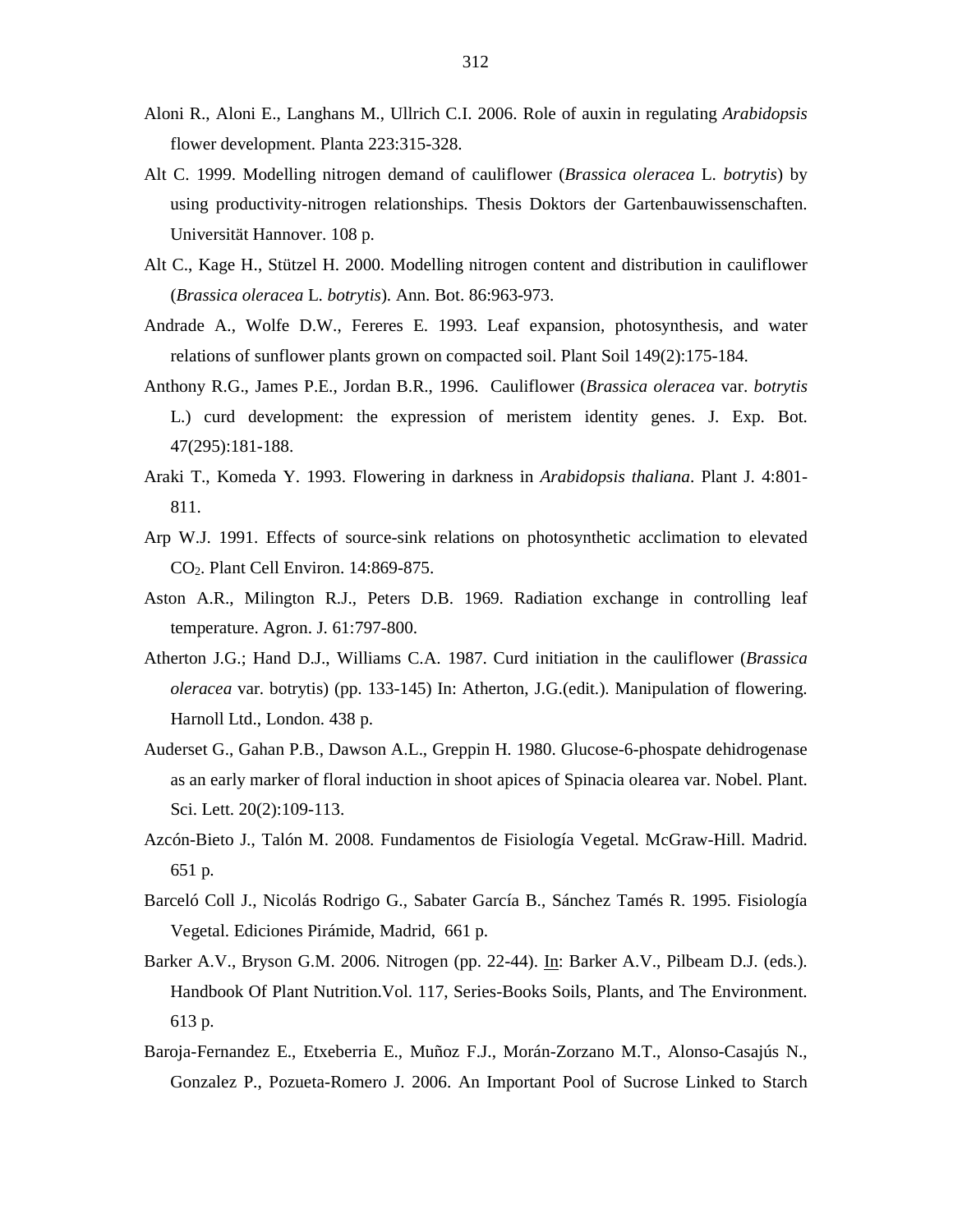Aloni R., Aloni E., Langhans M., Ullrich C.I. 2006. Role of auxin in regulating *Arabidopsis* flower development. Planta 223:315-328.

Alt C. 1999. Modelling nitrogen demand of cauliflower (*Brassica oleracea* L. *botrytis*) by using productivity-nitrogen relationships. Thesis Doktors der Gartenbauwissenschaften. Universität Hannover. 108 p.

Alt C., Kage H., Stützel H. 2000. Modelling nitrogen content and distribution in cauliflower (*Brassica oleracea* L. *botrytis*). Ann. Bot. 86:963-973.

Andrade A., Wolfe D.W., Fereres E. 1993. Leaf expansion, photosynthesis, and water relations of sunflower plants grown on compacted soil. Plant Soil 149(2):175-184.

Anthony R.G., James P.E., Jordan B.R., 1996. Cauliflower (*Brassica oleracea* var. *botrytis* L.) curd development: the expression of meristem identity genes. J. Exp. Bot. 47(295):181-188.

Araki T., Komeda Y. 1993. Flowering in darkness in *Arabidopsis thaliana*. Plant J. 4:801-811.

Arp W.J. 1991. Effects of source-sink relations on photosynthetic acclimation to elevated $CO_2$. Plant Cell Environ. 14:869-875.

Aston A.R., Milington R.J., Peters D.B. 1969. Radiation exchange in controlling leaf temperature. Agron. J. 61:797-800.

Atherton J.G.; Hand D.J., Williams C.A. 1987. Curd initiation in the cauliflower (*Brassica oleracea* var. botrytis) (pp. 133-145) In: Atherton, J.G.(edit.). Manipulation of flowering. Harnoll Ltd., London. 438 p.

Auderset G., Gahan P.B., Dawson A.L., Greppin H. 1980. Glucose-6-phospate dehidrogenase as an early marker of floral induction in shoot apices of Spinacia olearea var. Nobel. Plant. Sci. Lett. 20(2):109-113.

Azcón-Bieto J., Talón M. 2008. Fundamentos de Fisiología Vegetal. McGraw-Hill. Madrid. 651 p.

Barceló Coll J., Nicolás Rodrigo G., Sabater García B., Sánchez Tamés R. 1995. Fisiología Vegetal. Ediciones Pirámide, Madrid, 661 p.

Barker A.V., Bryson G.M. 2006. Nitrogen (pp. 22-44). In: Barker A.V., Pilbeam D.J. (eds.). Handbook Of Plant Nutrition.Vol. 117, Series-Books Soils, Plants, and The Environment. 613 p.

Baroja-Fernandez E., Etxeberria E., Muñoz F.J., Morán-Zorzano M.T., Alonso-Casajús N., Gonzalez P., Pozueta-Romero J. 2006. An Important Pool of Sucrose Linked to Starch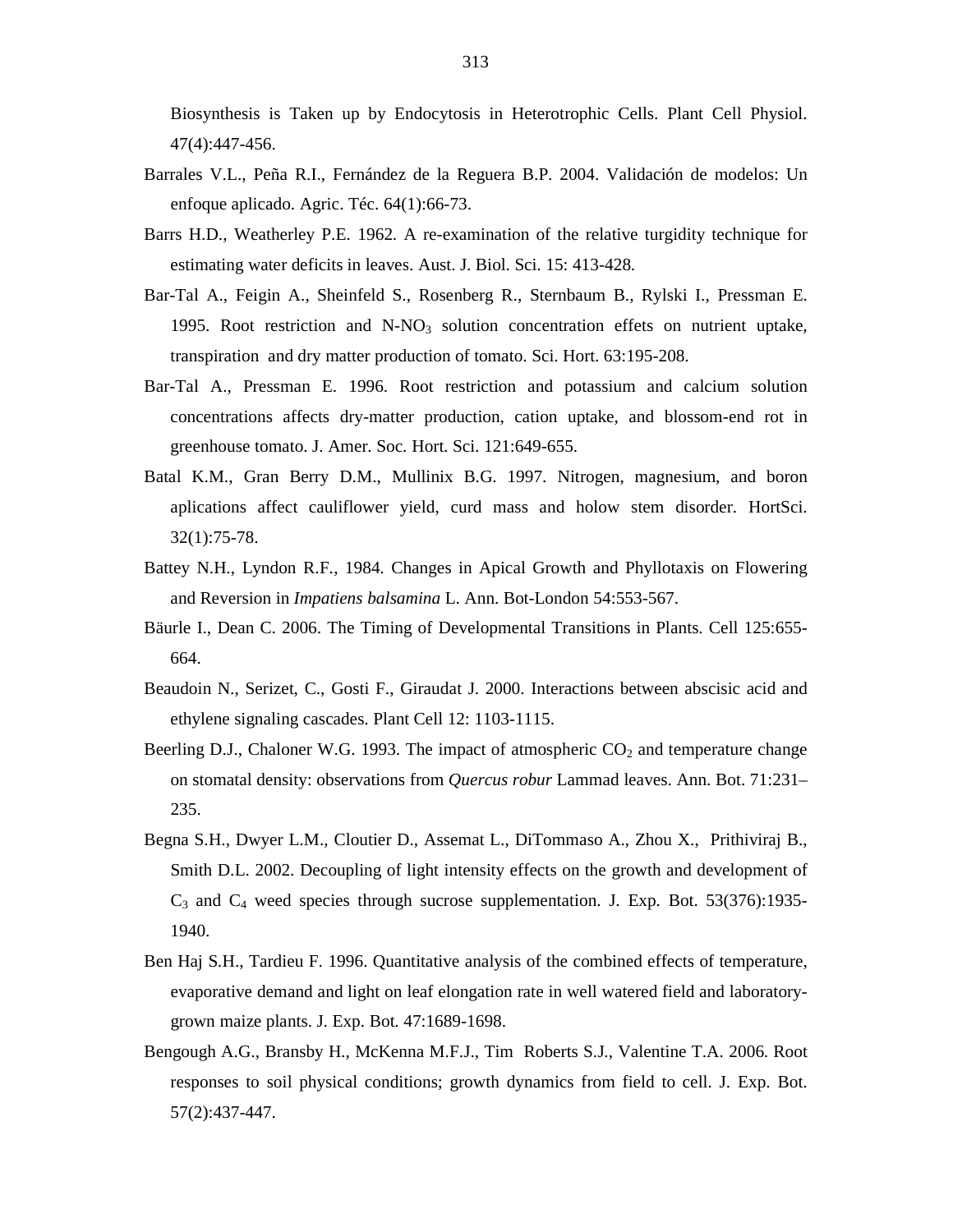Biosynthesis is Taken up by Endocytosis in Heterotrophic Cells. Plant Cell Physiol. 47(4):447-456.

Barrales V.L., Peña R.I., Fernández de la Reguera B.P. 2004. Validación de modelos: Un enfoque aplicado. Agric. Téc. 64(1):66-73.

Barrs H.D., Weatherley P.E. 1962. A re-examination of the relative turgidity technique for estimating water deficits in leaves. Aust. J. Biol. Sci. 15: 413-428.

Bar-Tal A., Feigin A., Sheinfeld S., Rosenberg R., Sternbaum B., Rylski I., Pressman E. 1995. Root restriction and N-$NO_3$ solution concentration effets on nutrient uptake, transpiration and dry matter production of tomato. Sci. Hort. 63:195-208.

Bar-Tal A., Pressman E. 1996. Root restriction and potassium and calcium solution concentrations affects dry-matter production, cation uptake, and blossom-end rot in greenhouse tomato. J. Amer. Soc. Hort. Sci. 121:649-655.

Batal K.M., Gran Berry D.M., Mullinix B.G. 1997. Nitrogen, magnesium, and boron aplications affect cauliflower yield, curd mass and holow stem disorder. HortSci. 32(1):75-78.

Battey N.H., Lyndon R.F., 1984. Changes in Apical Growth and Phyllotaxis on Flowering and Reversion in *Impatiens balsamina* L. Ann. Bot-London 54:553-567.

Bäurle I., Dean C. 2006. The Timing of Developmental Transitions in Plants. Cell 125:655-664.

Beaudoin N., Serizet, C., Gosti F., Giraudat J. 2000. Interactions between abscisic acid and ethylene signaling cascades. Plant Cell 12: 1103-1115.

Beerling D.J., Chaloner W.G. 1993. The impact of atmospheric $CO_2$ and temperature change on stomatal density: observations from *Quercus robur* Lammad leaves. Ann. Bot. 71:231–235.

Begna S.H., Dwyer L.M., Cloutier D., Assemat L., DiTommaso A., Zhou X., Prithiviraj B., Smith D.L. 2002. Decoupling of light intensity effects on the growth and development of $C_3$ and $C_4$ weed species through sucrose supplementation. J. Exp. Bot. 53(376):1935-1940.

Ben Haj S.H., Tardieu F. 1996. Quantitative analysis of the combined effects of temperature, evaporative demand and light on leaf elongation rate in well watered field and laboratory-grown maize plants. J. Exp. Bot. 47:1689-1698.

Bengough A.G., Bransby H., McKenna M.F.J., Tim Roberts S.J., Valentine T.A. 2006. Root responses to soil physical conditions; growth dynamics from field to cell. J. Exp. Bot. 57(2):437-447.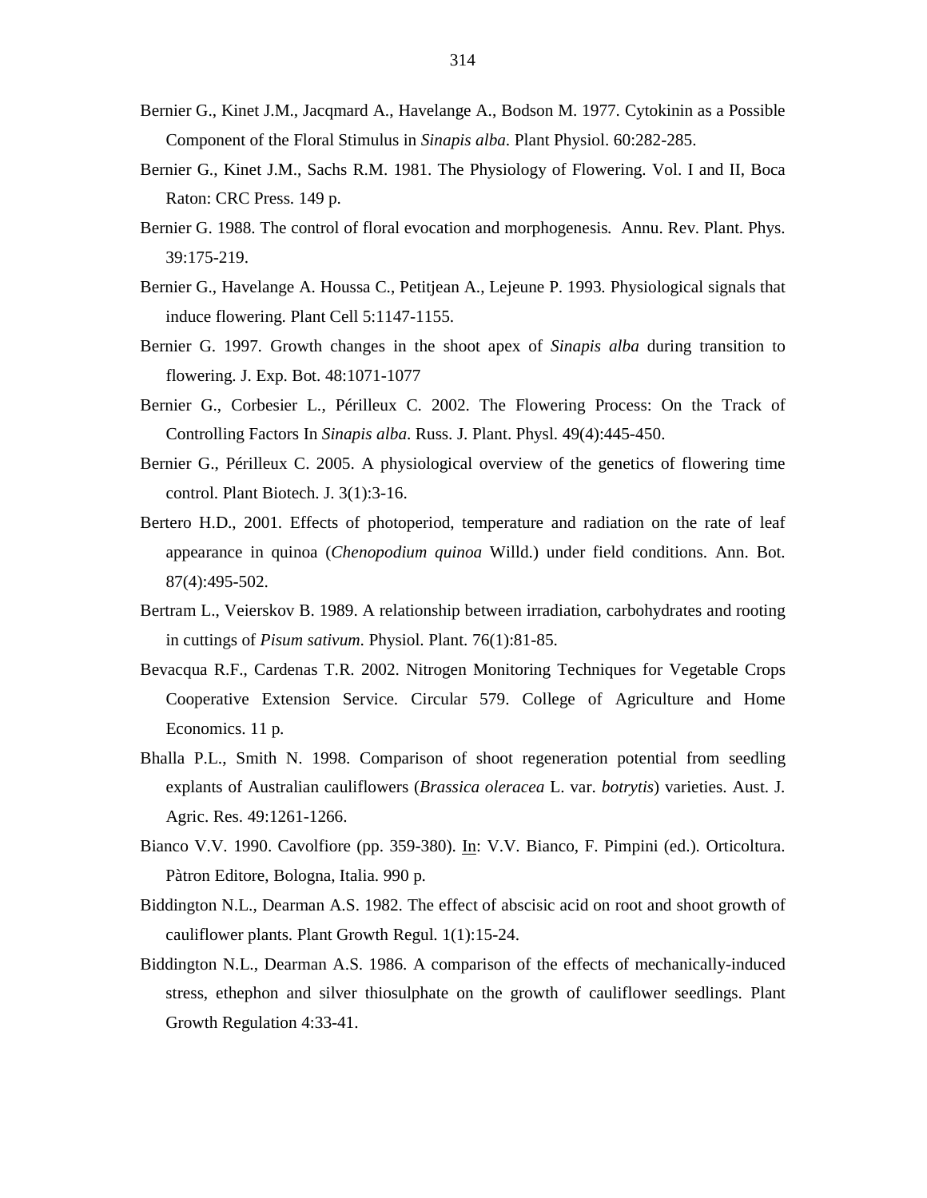Bernier G., Kinet J.M., Jacqmard A., Havelange A., Bodson M. 1977. Cytokinin as a Possible Component of the Floral Stimulus in *Sinapis alba*. Plant Physiol. 60:282-285.

Bernier G., Kinet J.M., Sachs R.M. 1981. The Physiology of Flowering. Vol. I and II, Boca Raton: CRC Press. 149 p.

Bernier G. 1988. The control of floral evocation and morphogenesis. Annu. Rev. Plant. Phys. 39:175-219.

Bernier G., Havelange A. Houssa C., Petitjean A., Lejeune P. 1993. Physiological signals that induce flowering. Plant Cell 5:1147-1155.

Bernier G. 1997. Growth changes in the shoot apex of *Sinapis alba* during transition to flowering. J. Exp. Bot. 48:1071-1077

Bernier G., Corbesier L., Périlleux C. 2002. The Flowering Process: On the Track of Controlling Factors In *Sinapis alba*. Russ. J. Plant. Physl. 49(4):445-450.

Bernier G., Périlleux C. 2005. A physiological overview of the genetics of flowering time control. Plant Biotech. J. 3(1):3-16.

Bertero H.D., 2001. Effects of photoperiod, temperature and radiation on the rate of leaf appearance in quinoa (*Chenopodium quinoa* Willd.) under field conditions. Ann. Bot. 87(4):495-502.

Bertram L., Veierskov B. 1989. A relationship between irradiation, carbohydrates and rooting in cuttings of *Pisum sativum*. Physiol. Plant. 76(1):81-85.

Bevacqua R.F., Cardenas T.R. 2002. Nitrogen Monitoring Techniques for Vegetable Crops Cooperative Extension Service. Circular 579. College of Agriculture and Home Economics. 11 p.

Bhalla P.L., Smith N. 1998. Comparison of shoot regeneration potential from seedling explants of Australian cauliflowers (*Brassica oleracea* L. var. *botrytis*) varieties. Aust. J. Agric. Res. 49:1261-1266.

Bianco V.V. 1990. Cavolfiore (pp. 359-380). In: V.V. Bianco, F. Pimpini (ed.). Orticoltura. Pàtron Editore, Bologna, Italia. 990 p.

Biddington N.L., Dearman A.S. 1982. The effect of abscisic acid on root and shoot growth of cauliflower plants. Plant Growth Regul. 1(1):15-24.

Biddington N.L., Dearman A.S. 1986. A comparison of the effects of mechanically-induced stress, ethephon and silver thiosulphate on the growth of cauliflower seedlings. Plant Growth Regulation 4:33-41.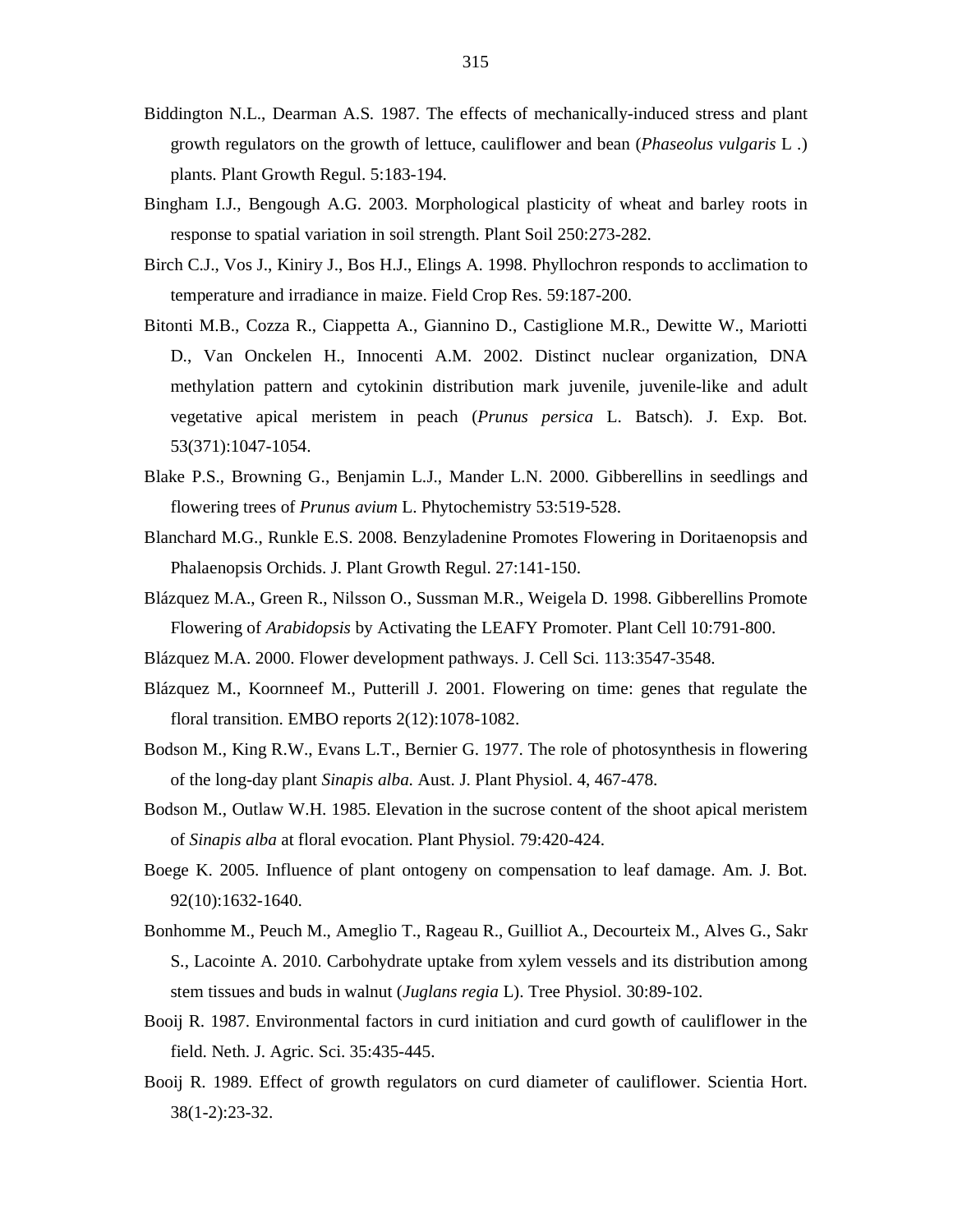Biddington N.L., Dearman A.S. 1987. The effects of mechanically-induced stress and plant growth regulators on the growth of lettuce, cauliflower and bean (*Phaseolus vulgaris* L .) plants. Plant Growth Regul. 5:183-194.

Bingham I.J., Bengough A.G. 2003. Morphological plasticity of wheat and barley roots in response to spatial variation in soil strength. Plant Soil 250:273-282.

Birch C.J., Vos J., Kiniry J., Bos H.J., Elings A. 1998. Phyllochron responds to acclimation to temperature and irradiance in maize. Field Crop Res. 59:187-200.

Bitonti M.B., Cozza R., Ciappetta A., Giannino D., Castiglione M.R., Dewitte W., Mariotti D., Van Onckelen H., Innocenti A.M. 2002. Distinct nuclear organization, DNA methylation pattern and cytokinin distribution mark juvenile, juvenile-like and adult vegetative apical meristem in peach (*Prunus persica* L. Batsch). J. Exp. Bot. 53(371):1047-1054.

Blake P.S., Browning G., Benjamin L.J., Mander L.N. 2000. Gibberellins in seedlings and flowering trees of *Prunus avium* L. Phytochemistry 53:519-528.

Blanchard M.G., Runkle E.S. 2008. Benzyladenine Promotes Flowering in Doritaenopsis and Phalaenopsis Orchids. J. Plant Growth Regul. 27:141-150.

Blázquez M.A., Green R., Nilsson O., Sussman M.R., Weigela D. 1998. Gibberellins Promote Flowering of *Arabidopsis* by Activating the LEAFY Promoter. Plant Cell 10:791-800.

Blázquez M.A. 2000. Flower development pathways. J. Cell Sci. 113:3547-3548.

Blázquez M., Koornneef M., Putterill J. 2001. Flowering on time: genes that regulate the floral transition. EMBO reports 2(12):1078-1082.

Bodson M., King R.W., Evans L.T., Bernier G. 1977. The role of photosynthesis in flowering of the long-day plant *Sinapis alba.* Aust. J. Plant Physiol. 4, 467-478.

Bodson M., Outlaw W.H. 1985. Elevation in the sucrose content of the shoot apical meristem of *Sinapis alba* at floral evocation. Plant Physiol. 79:420-424.

Boege K. 2005. Influence of plant ontogeny on compensation to leaf damage. Am. J. Bot. 92(10):1632-1640.

Bonhomme M., Peuch M., Ameglio T., Rageau R., Guilliot A., Decourteix M., Alves G., Sakr S., Lacointe A. 2010. Carbohydrate uptake from xylem vessels and its distribution among stem tissues and buds in walnut (*Juglans regia* L). Tree Physiol. 30:89-102.

Booij R. 1987. Environmental factors in curd initiation and curd gowth of cauliflower in the field. Neth. J. Agric. Sci. 35:435-445.

Booij R. 1989. Effect of growth regulators on curd diameter of cauliflower. Scientia Hort. 38(1-2):23-32.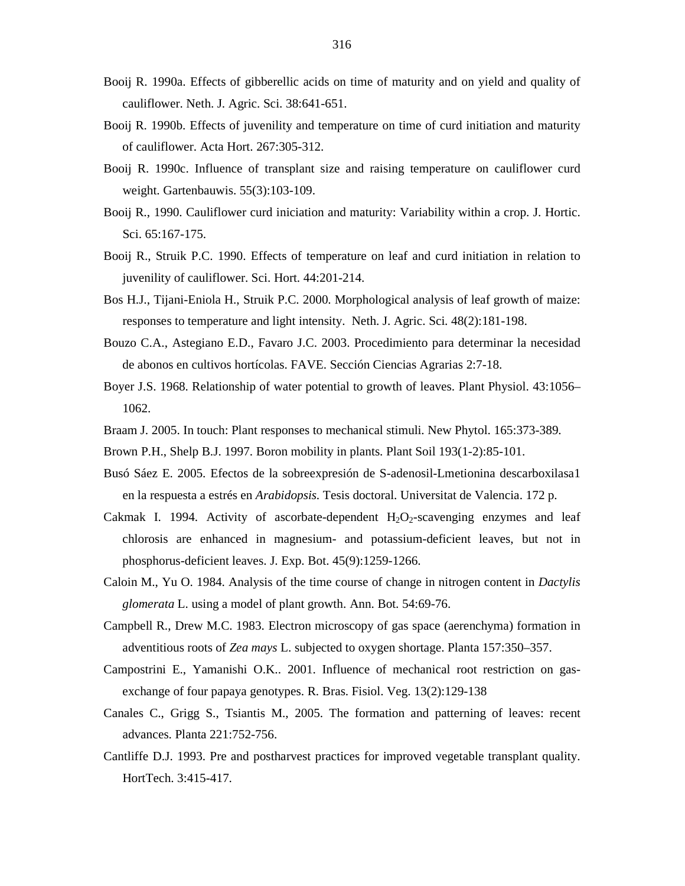Booij R. 1990a. Effects of gibberellic acids on time of maturity and on yield and quality of cauliflower. Neth. J. Agric. Sci. 38:641-651.

Booij R. 1990b. Effects of juvenility and temperature on time of curd initiation and maturity of cauliflower. Acta Hort. 267:305-312.

Booij R. 1990c. Influence of transplant size and raising temperature on cauliflower curd weight. Gartenbauwis. 55(3):103-109.

Booij R., 1990. Cauliflower curd iniciation and maturity: Variability within a crop. J. Hortic. Sci. 65:167-175.

Booij R., Struik P.C. 1990. Effects of temperature on leaf and curd initiation in relation to juvenility of cauliflower. Sci. Hort. 44:201-214.

Bos H.J., Tijani-Eniola H., Struik P.C. 2000. Morphological analysis of leaf growth of maize: responses to temperature and light intensity. Neth. J. Agric. Sci. 48(2):181-198.

Bouzo C.A., Astegiano E.D., Favaro J.C. 2003. Procedimiento para determinar la necesidad de abonos en cultivos hortícolas. FAVE. Sección Ciencias Agrarias 2:7-18.

Boyer J.S. 1968. Relationship of water potential to growth of leaves. Plant Physiol. 43:1056–1062.

Braam J. 2005. In touch: Plant responses to mechanical stimuli. New Phytol. 165:373-389.

Brown P.H., Shelp B.J. 1997. Boron mobility in plants. Plant Soil 193(1-2):85-101.

Busó Sáez E. 2005. Efectos de la sobreexpresión de S-adenosil-Lmetionina descarboxilasa1 en la respuesta a estrés en *Arabidopsis*. Tesis doctoral. Universitat de Valencia. 172 p.

Cakmak I. 1994. Activity of ascorbate-dependent $H_2O_2$-scavenging enzymes and leaf chlorosis are enhanced in magnesium- and potassium-deficient leaves, but not in phosphorus-deficient leaves. J. Exp. Bot. 45(9):1259-1266.

Caloin M., Yu O. 1984. Analysis of the time course of change in nitrogen content in *Dactylis glomerata* L. using a model of plant growth. Ann. Bot. 54:69-76.

Campbell R., Drew M.C. 1983. Electron microscopy of gas space (aerenchyma) formation in adventitious roots of *Zea mays* L. subjected to oxygen shortage. Planta 157:350–357.

Campostrini E., Yamanishi O.K.. 2001. Influence of mechanical root restriction on gas-exchange of four papaya genotypes. R. Bras. Fisiol. Veg. 13(2):129-138

Canales C., Grigg S., Tsiantis M., 2005. The formation and patterning of leaves: recent advances. Planta 221:752-756.

Cantliffe D.J. 1993. Pre and postharvest practices for improved vegetable transplant quality. HortTech. 3:415-417.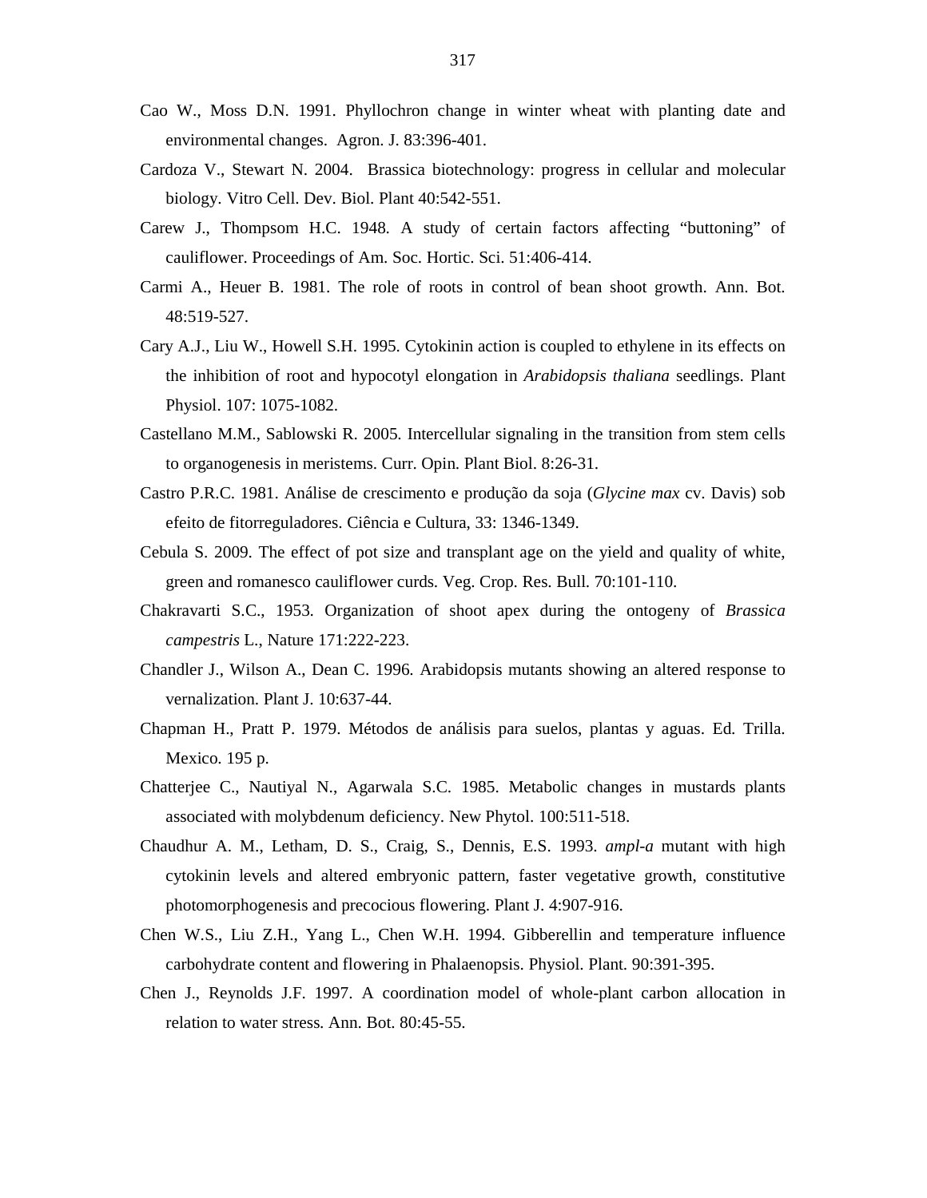Cao W., Moss D.N. 1991. Phyllochron change in winter wheat with planting date and environmental changes.  Agron. J. 83:396-401.

Cardoza V., Stewart N. 2004.  Brassica biotechnology: progress in cellular and molecular biology. Vitro Cell. Dev. Biol. Plant 40:542-551.

Carew J., Thompsom H.C. 1948. A study of certain factors affecting “buttoning” of cauliflower. Proceedings of Am. Soc. Hortic. Sci. 51:406-414.

Carmi A., Heuer B. 1981. The role of roots in control of bean shoot growth. Ann. Bot. 48:519-527.

Cary A.J., Liu W., Howell S.H. 1995. Cytokinin action is coupled to ethylene in its effects on the inhibition of root and hypocotyl elongation in *Arabidopsis thaliana* seedlings. Plant Physiol. 107: 1075-1082.

Castellano M.M., Sablowski R. 2005. Intercellular signaling in the transition from stem cells to organogenesis in meristems. Curr. Opin. Plant Biol. 8:26-31.

Castro P.R.C. 1981. Análise de crescimento e produção da soja (*Glycine max* cv. Davis) sob efeito de fitorreguladores. Ciência e Cultura, 33: 1346-1349.

Cebula S. 2009. The effect of pot size and transplant age on the yield and quality of white, green and romanesco cauliflower curds. Veg. Crop. Res. Bull. 70:101-110.

Chakravarti S.C., 1953. Organization of shoot apex during the ontogeny of *Brassica campestris* L., Nature 171:222-223.

Chandler J., Wilson A., Dean C. 1996. Arabidopsis mutants showing an altered response to vernalization. Plant J. 10:637-44.

Chapman H., Pratt P. 1979. Métodos de análisis para suelos, plantas y aguas. Ed. Trilla. Mexico. 195 p.

Chatterjee C., Nautiyal N., Agarwala S.C. 1985. Metabolic changes in mustards plants associated with molybdenum deficiency. New Phytol. 100:511-518.

Chaudhur A. M., Letham, D. S., Craig, S., Dennis, E.S. 1993. *ampl-a* mutant with high cytokinin levels and altered embryonic pattern, faster vegetative growth, constitutive photomorphogenesis and precocious flowering. Plant J. 4:907-916.

Chen W.S., Liu Z.H., Yang L., Chen W.H. 1994. Gibberellin and temperature influence carbohydrate content and flowering in Phalaenopsis. Physiol. Plant. 90:391-395.

Chen J., Reynolds J.F. 1997. A coordination model of whole-plant carbon allocation in relation to water stress. Ann. Bot. 80:45-55.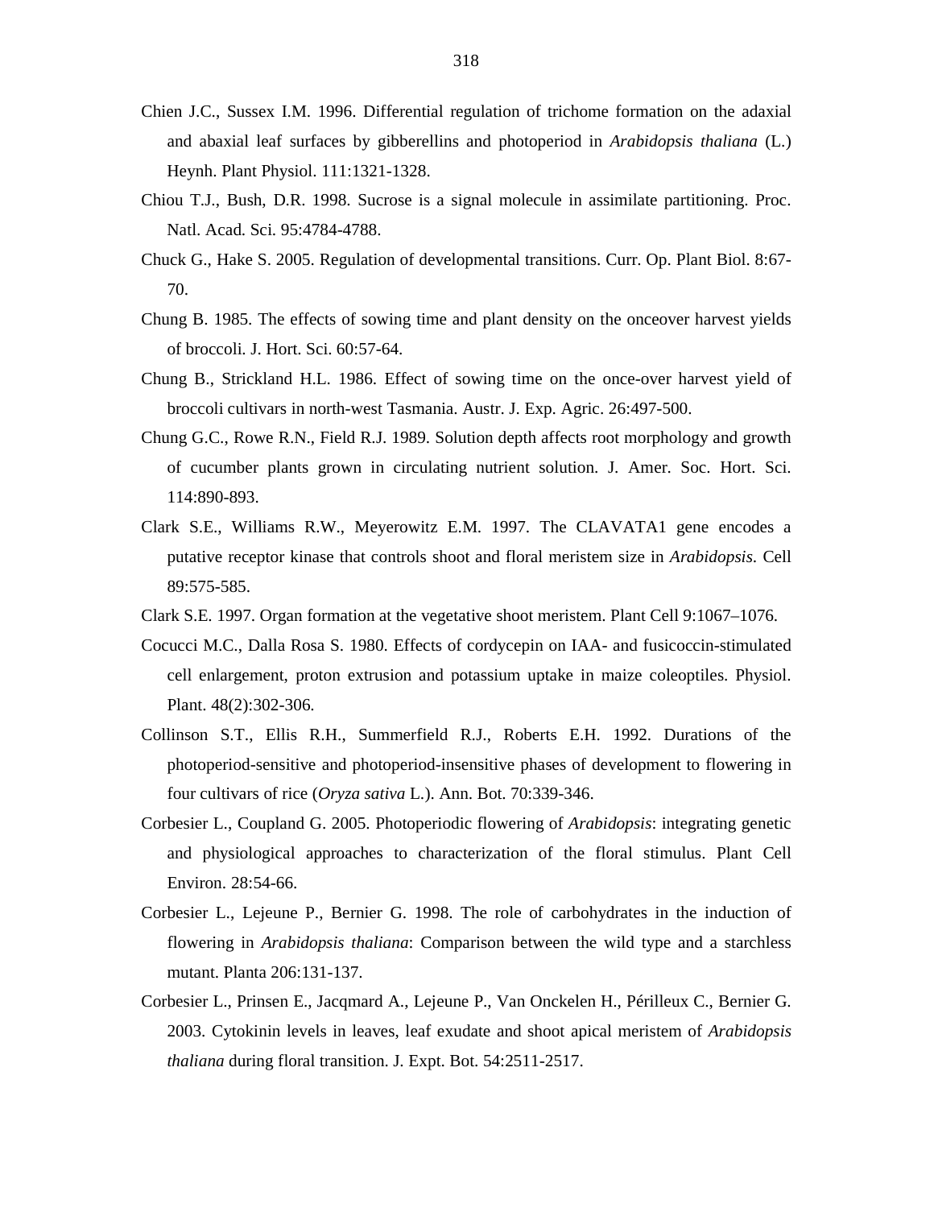Chien J.C., Sussex I.M. 1996. Differential regulation of trichome formation on the adaxial and abaxial leaf surfaces by gibberellins and photoperiod in *Arabidopsis thaliana* (L.) Heynh. Plant Physiol. 111:1321-1328.

Chiou T.J., Bush, D.R. 1998. Sucrose is a signal molecule in assimilate partitioning. Proc. Natl. Acad. Sci. 95:4784-4788.

Chuck G., Hake S. 2005. Regulation of developmental transitions. Curr. Op. Plant Biol. 8:67-70.

Chung B. 1985. The effects of sowing time and plant density on the onceover harvest yields of broccoli. J. Hort. Sci. 60:57-64.

Chung B., Strickland H.L. 1986. Effect of sowing time on the once-over harvest yield of broccoli cultivars in north-west Tasmania. Austr. J. Exp. Agric. 26:497-500.

Chung G.C., Rowe R.N., Field R.J. 1989. Solution depth affects root morphology and growth of cucumber plants grown in circulating nutrient solution. J. Amer. Soc. Hort. Sci. 114:890-893.

Clark S.E., Williams R.W., Meyerowitz E.M. 1997. The CLAVATA1 gene encodes a putative receptor kinase that controls shoot and floral meristem size in *Arabidopsis.* Cell 89:575-585.

Clark S.E. 1997. Organ formation at the vegetative shoot meristem. Plant Cell 9:1067–1076.

Cocucci M.C., Dalla Rosa S. 1980. Effects of cordycepin on IAA- and fusicoccin-stimulated cell enlargement, proton extrusion and potassium uptake in maize coleoptiles. Physiol. Plant. 48(2):302-306.

Collinson S.T., Ellis R.H., Summerfield R.J., Roberts E.H. 1992. Durations of the photoperiod-sensitive and photoperiod-insensitive phases of development to flowering in four cultivars of rice (*Oryza sativa* L.). Ann. Bot. 70:339-346.

Corbesier L., Coupland G. 2005. Photoperiodic flowering of *Arabidopsis*: integrating genetic and physiological approaches to characterization of the floral stimulus. Plant Cell Environ. 28:54-66.

Corbesier L., Lejeune P., Bernier G. 1998. The role of carbohydrates in the induction of flowering in *Arabidopsis thaliana*: Comparison between the wild type and a starchless mutant. Planta 206:131-137.

Corbesier L., Prinsen E., Jacqmard A., Lejeune P., Van Onckelen H., Périlleux C., Bernier G. 2003. Cytokinin levels in leaves, leaf exudate and shoot apical meristem of *Arabidopsis thaliana* during floral transition. J. Expt. Bot. 54:2511-2517.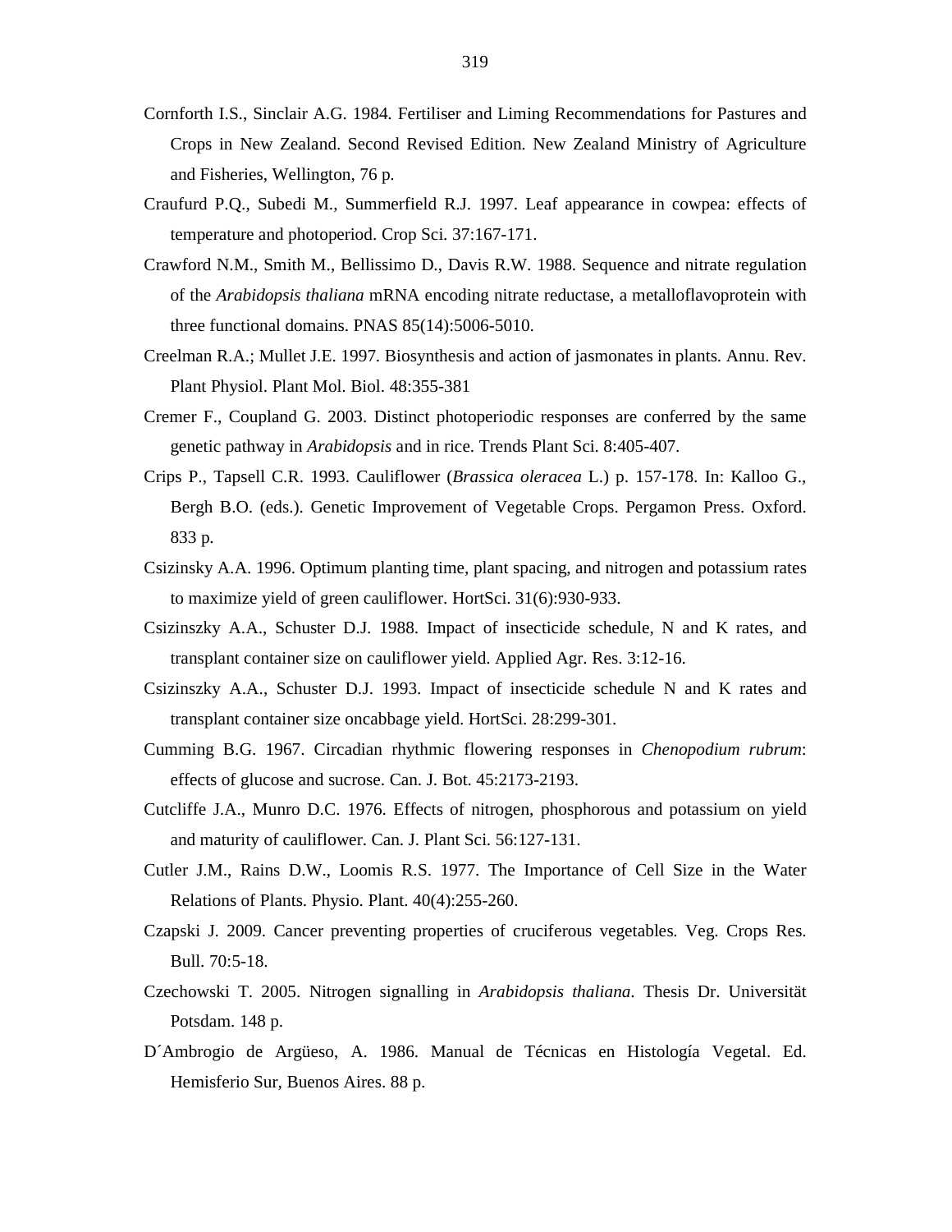Cornforth I.S., Sinclair A.G. 1984. Fertiliser and Liming Recommendations for Pastures and Crops in New Zealand. Second Revised Edition. New Zealand Ministry of Agriculture and Fisheries, Wellington, 76 p.

Craufurd P.Q., Subedi M., Summerfield R.J. 1997. Leaf appearance in cowpea: effects of temperature and photoperiod. Crop Sci. 37:167-171.

Crawford N.M., Smith M., Bellissimo D., Davis R.W. 1988. Sequence and nitrate regulation of the *Arabidopsis thaliana* mRNA encoding nitrate reductase, a metalloflavoprotein with three functional domains. PNAS 85(14):5006-5010.

Creelman R.A.; Mullet J.E. 1997. Biosynthesis and action of jasmonates in plants. Annu. Rev. Plant Physiol. Plant Mol. Biol. 48:355-381

Cremer F., Coupland G. 2003. Distinct photoperiodic responses are conferred by the same genetic pathway in *Arabidopsis* and in rice. Trends Plant Sci. 8:405-407.

Crips P., Tapsell C.R. 1993. Cauliflower (*Brassica oleracea* L.) p. 157-178. In: Kalloo G., Bergh B.O. (eds.). Genetic Improvement of Vegetable Crops. Pergamon Press. Oxford. 833 p.

Csizinsky A.A. 1996. Optimum planting time, plant spacing, and nitrogen and potassium rates to maximize yield of green cauliflower. HortSci. 31(6):930-933.

Csizinszky A.A., Schuster D.J. 1988. Impact of insecticide schedule, N and K rates, and transplant container size on cauliflower yield. Applied Agr. Res. 3:12-16.

Csizinszky A.A., Schuster D.J. 1993. Impact of insecticide schedule N and K rates and transplant container size oncabbage yield. HortSci. 28:299-301.

Cumming B.G. 1967. Circadian rhythmic flowering responses in *Chenopodium rubrum*: effects of glucose and sucrose. Can. J. Bot. 45:2173-2193.

Cutcliffe J.A., Munro D.C. 1976. Effects of nitrogen, phosphorous and potassium on yield and maturity of cauliflower. Can. J. Plant Sci. 56:127-131.

Cutler J.M., Rains D.W., Loomis R.S. 1977. The Importance of Cell Size in the Water Relations of Plants. Physio. Plant. 40(4):255-260.

Czapski J. 2009. Cancer preventing properties of cruciferous vegetables. Veg. Crops Res. Bull. 70:5-18.

Czechowski T. 2005. Nitrogen signalling in *Arabidopsis thaliana*. Thesis Dr. Universität Potsdam. 148 p.

D´Ambrogio de Argüeso, A. 1986. Manual de Técnicas en Histología Vegetal. Ed. Hemisferio Sur, Buenos Aires. 88 p.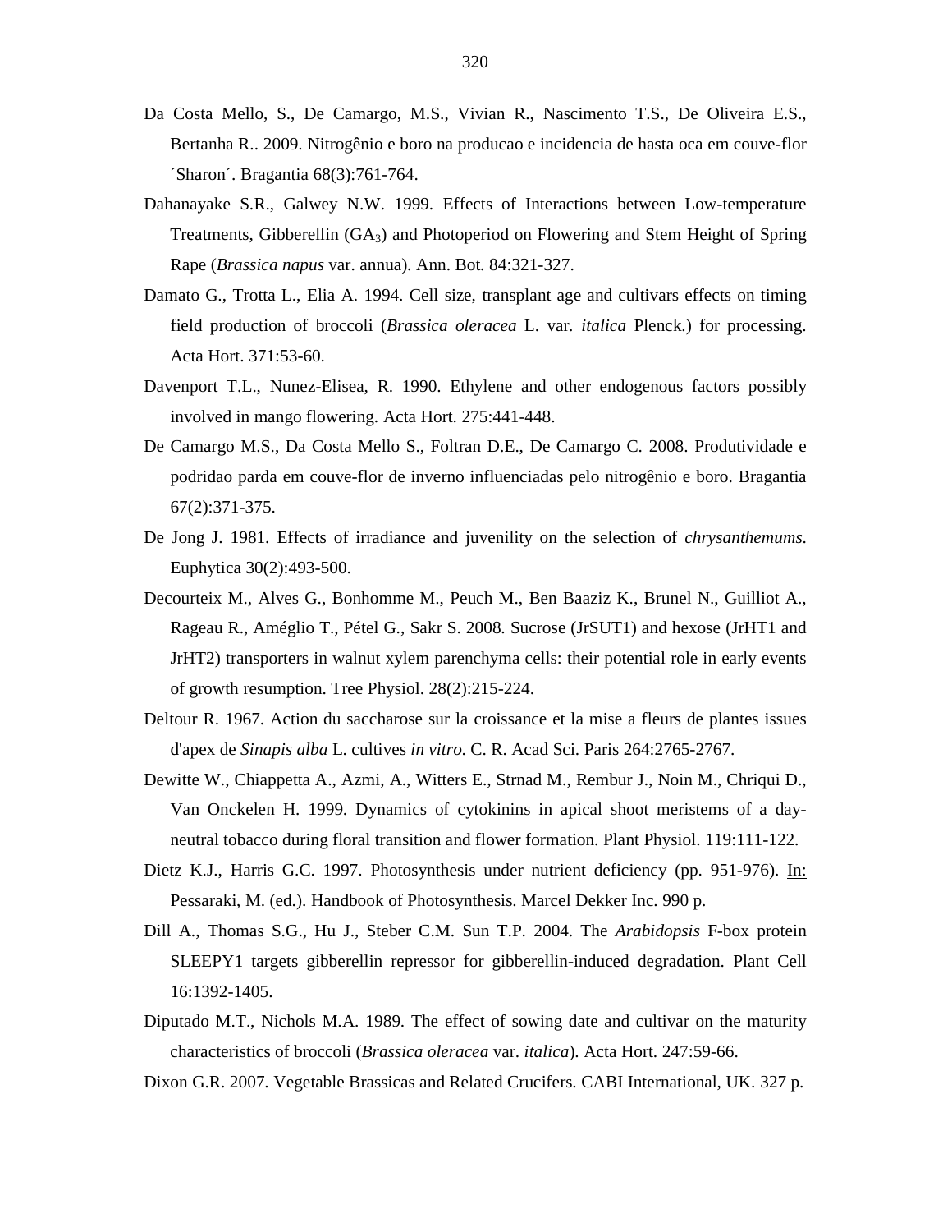Da Costa Mello, S., De Camargo, M.S., Vivian R., Nascimento T.S., De Oliveira E.S., Bertanha R.. 2009. Nitrogênio e boro na producao e incidencia de hasta oca em couve-flor ´Sharon´. Bragantia 68(3):761-764.

Dahanayake S.R., Galwey N.W. 1999. Effects of Interactions between Low-temperature Treatments, Gibberellin ($GA_3$) and Photoperiod on Flowering and Stem Height of Spring Rape (*Brassica napus* var. annua). Ann. Bot. 84:321-327.

Damato G., Trotta L., Elia A. 1994. Cell size, transplant age and cultivars effects on timing field production of broccoli (*Brassica oleracea* L. var. *italica* Plenck.) for processing. Acta Hort. 371:53-60.

Davenport T.L., Nunez-Elisea, R. 1990. Ethylene and other endogenous factors possibly involved in mango flowering. Acta Hort. 275:441-448.

De Camargo M.S., Da Costa Mello S., Foltran D.E., De Camargo C. 2008. Produtividade e podridao parda em couve-flor de inverno influenciadas pelo nitrogênio e boro. Bragantia 67(2):371-375.

De Jong J. 1981. Effects of irradiance and juvenility on the selection of *chrysanthemums*. Euphytica 30(2):493-500.

Decourteix M., Alves G., Bonhomme M., Peuch M., Ben Baaziz K., Brunel N., Guilliot A., Rageau R., Améglio T., Pétel G., Sakr S. 2008. Sucrose (JrSUT1) and hexose (JrHT1 and JrHT2) transporters in walnut xylem parenchyma cells: their potential role in early events of growth resumption. Tree Physiol. 28(2):215-224.

Deltour R. 1967. Action du saccharose sur la croissance et la mise a fleurs de plantes issues d'apex de *Sinapis alba* L. cultives *in vitro*. C. R. Acad Sci. Paris 264:2765-2767.

Dewitte W., Chiappetta A., Azmi, A., Witters E., Strnad M., Rembur J., Noin M., Chriqui D., Van Onckelen H. 1999. Dynamics of cytokinins in apical shoot meristems of a day-neutral tobacco during floral transition and flower formation. Plant Physiol. 119:111-122.

Dietz K.J., Harris G.C. 1997. Photosynthesis under nutrient deficiency (pp. 951-976). In: Pessaraki, M. (ed.). Handbook of Photosynthesis. Marcel Dekker Inc. 990 p.

Dill A., Thomas S.G., Hu J., Steber C.M. Sun T.P. 2004. The *Arabidopsis* F-box protein SLEEPY1 targets gibberellin repressor for gibberellin-induced degradation. Plant Cell 16:1392-1405.

Diputado M.T., Nichols M.A. 1989. The effect of sowing date and cultivar on the maturity characteristics of broccoli (*Brassica oleracea* var. *italica*). Acta Hort. 247:59-66.

Dixon G.R. 2007. Vegetable Brassicas and Related Crucifers. CABI International, UK. 327 p.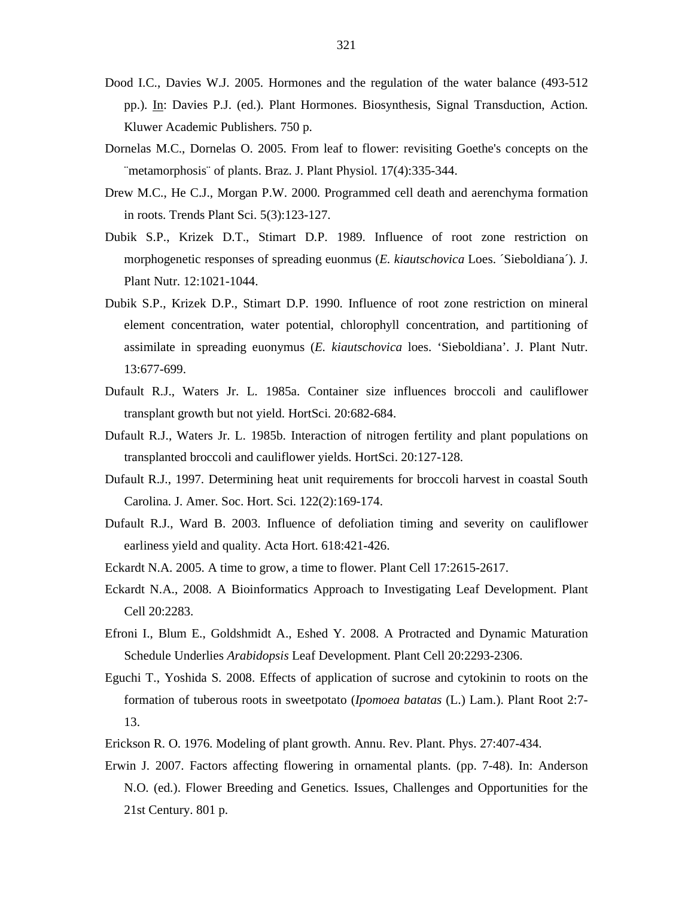Dood I.C., Davies W.J. 2005. Hormones and the regulation of the water balance (493-512 pp.). In: Davies P.J. (ed.). Plant Hormones. Biosynthesis, Signal Transduction, Action. Kluwer Academic Publishers. 750 p.

Dornelas M.C., Dornelas O. 2005. From leaf to flower: revisiting Goethe's concepts on the ¨metamorphosis¨ of plants. Braz. J. Plant Physiol. 17(4):335-344.

Drew M.C., He C.J., Morgan P.W. 2000. Programmed cell death and aerenchyma formation in roots. Trends Plant Sci. 5(3):123-127.

Dubik S.P., Krizek D.T., Stimart D.P. 1989. Influence of root zone restriction on morphogenetic responses of spreading euonmus (*E. kiautschovica* Loes. ´Sieboldiana´). J. Plant Nutr. 12:1021-1044.

Dubik S.P., Krizek D.P., Stimart D.P. 1990. Influence of root zone restriction on mineral element concentration, water potential, chlorophyll concentration, and partitioning of assimilate in spreading euonymus (*E. kiautschovica* loes. 'Sieboldiana'. J. Plant Nutr. 13:677-699.

Dufault R.J., Waters Jr. L. 1985a. Container size influences broccoli and cauliflower transplant growth but not yield. HortSci. 20:682-684.

Dufault R.J., Waters Jr. L. 1985b. Interaction of nitrogen fertility and plant populations on transplanted broccoli and cauliflower yields. HortSci. 20:127-128.

Dufault R.J., 1997. Determining heat unit requirements for broccoli harvest in coastal South Carolina. J. Amer. Soc. Hort. Sci. 122(2):169-174.

Dufault R.J., Ward B. 2003. Influence of defoliation timing and severity on cauliflower earliness yield and quality. Acta Hort. 618:421-426.

Eckardt N.A. 2005. A time to grow, a time to flower. Plant Cell 17:2615-2617.

Eckardt N.A., 2008. A Bioinformatics Approach to Investigating Leaf Development. Plant Cell 20:2283.

Efroni I., Blum E., Goldshmidt A., Eshed Y. 2008. A Protracted and Dynamic Maturation Schedule Underlies *Arabidopsis* Leaf Development. Plant Cell 20:2293-2306.

Eguchi T., Yoshida S. 2008. Effects of application of sucrose and cytokinin to roots on the formation of tuberous roots in sweetpotato (*Ipomoea batatas* (L.) Lam.). Plant Root 2:7-13.

Erickson R. O. 1976. Modeling of plant growth. Annu. Rev. Plant. Phys. 27:407-434.

Erwin J. 2007. Factors affecting flowering in ornamental plants. (pp. 7-48). In: Anderson N.O. (ed.). Flower Breeding and Genetics. Issues, Challenges and Opportunities for the 21st Century. 801 p.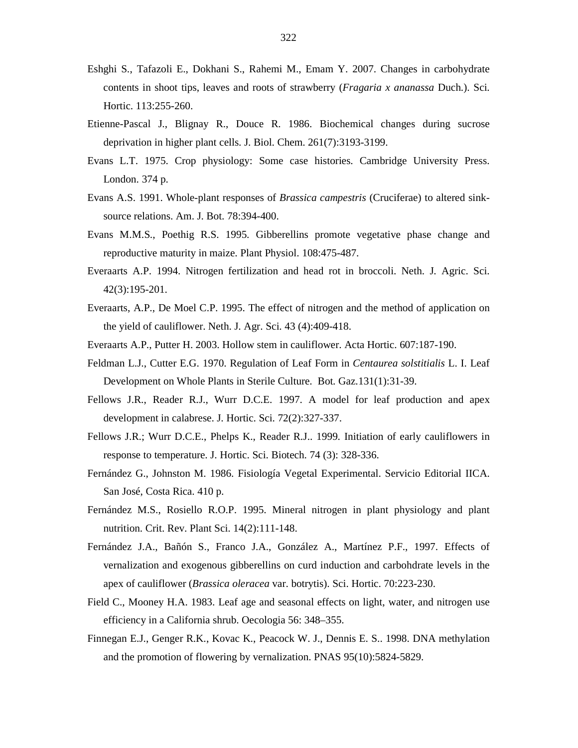Eshghi S., Tafazoli E., Dokhani S., Rahemi M., Emam Y. 2007. Changes in carbohydrate contents in shoot tips, leaves and roots of strawberry (*Fragaria x ananassa* Duch.). Sci. Hortic. 113:255-260.

Etienne-Pascal J., Blignay R., Douce R. 1986. Biochemical changes during sucrose deprivation in higher plant cells. J. Biol. Chem. 261(7):3193-3199.

Evans L.T. 1975. Crop physiology: Some case histories. Cambridge University Press. London. 374 p.

Evans A.S. 1991. Whole-plant responses of *Brassica campestris* (Cruciferae) to altered sink-source relations. Am. J. Bot. 78:394-400.

Evans M.M.S., Poethig R.S. 1995. Gibberellins promote vegetative phase change and reproductive maturity in maize. Plant Physiol. 108:475-487.

Everaarts A.P. 1994. Nitrogen fertilization and head rot in broccoli. Neth. J. Agric. Sci. 42(3):195-201.

Everaarts, A.P., De Moel C.P. 1995. The effect of nitrogen and the method of application on the yield of cauliflower. Neth. J. Agr. Sci. 43 (4):409-418.

Everaarts A.P., Putter H. 2003. Hollow stem in cauliflower. Acta Hortic. 607:187-190.

Feldman L.J., Cutter E.G. 1970. Regulation of Leaf Form in *Centaurea solstitialis* L. I. Leaf Development on Whole Plants in Sterile Culture. Bot. Gaz.131(1):31-39.

Fellows J.R., Reader R.J., Wurr D.C.E. 1997. A model for leaf production and apex development in calabrese. J. Hortic. Sci. 72(2):327-337.

Fellows J.R.; Wurr D.C.E., Phelps K., Reader R.J.. 1999. Initiation of early cauliflowers in response to temperature. J. Hortic. Sci. Biotech. 74 (3): 328-336.

Fernández G., Johnston M. 1986. Fisiología Vegetal Experimental. Servicio Editorial IICA. San José, Costa Rica. 410 p.

Fernández M.S., Rosiello R.O.P. 1995. Mineral nitrogen in plant physiology and plant nutrition. Crit. Rev. Plant Sci. 14(2):111-148.

Fernández J.A., Bañón S., Franco J.A., González A., Martínez P.F., 1997. Effects of vernalization and exogenous gibberellins on curd induction and carbohdrate levels in the apex of cauliflower (*Brassica oleracea* var. botrytis). Sci. Hortic. 70:223-230.

Field C., Mooney H.A. 1983. Leaf age and seasonal effects on light, water, and nitrogen use efficiency in a California shrub. Oecologia 56: 348–355.

Finnegan E.J., Genger R.K., Kovac K., Peacock W. J., Dennis E. S.. 1998. DNA methylation and the promotion of flowering by vernalization. PNAS 95(10):5824-5829.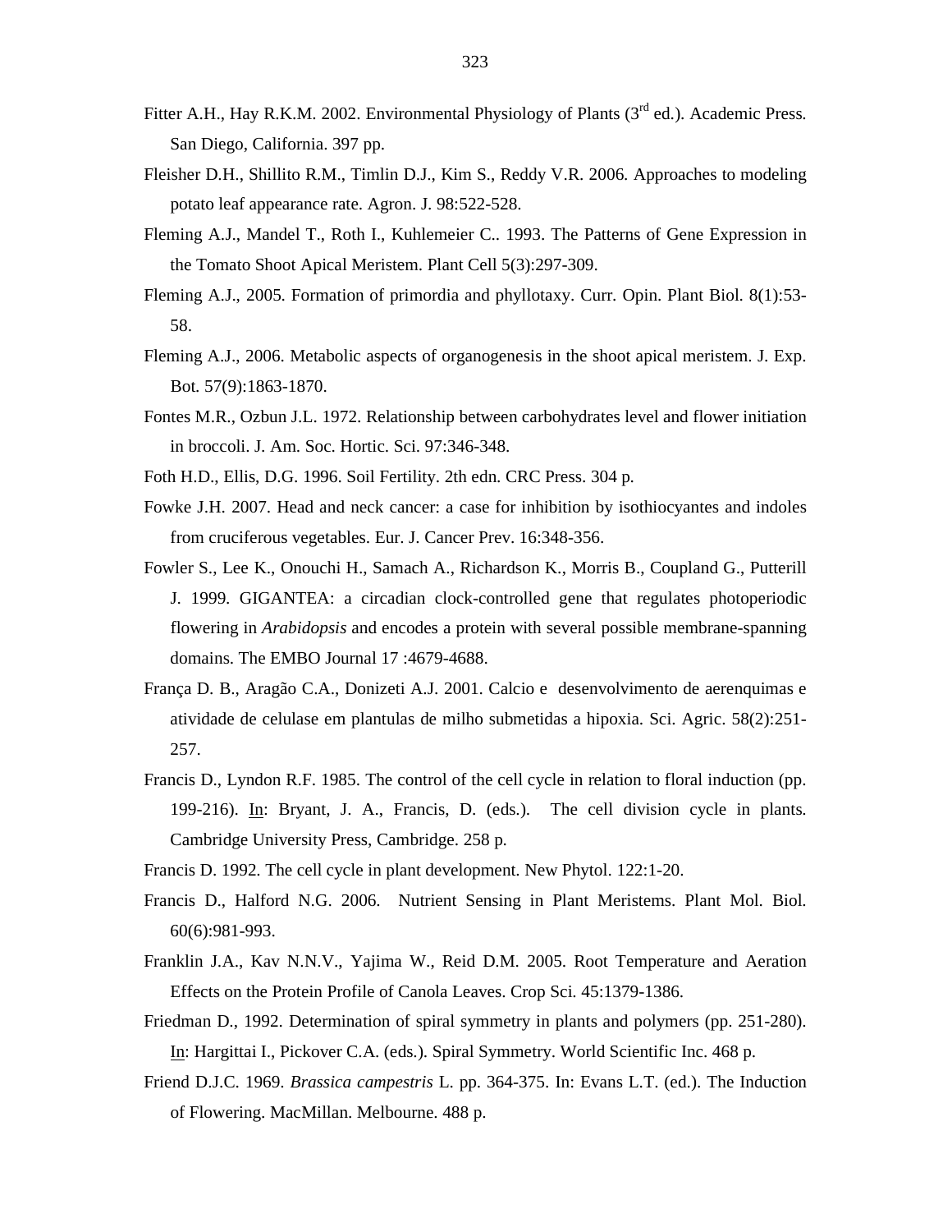Fitter A.H., Hay R.K.M. 2002. Environmental Physiology of Plants (3rd ed.). Academic Press. San Diego, California. 397 pp.

Fleisher D.H., Shillito R.M., Timlin D.J., Kim S., Reddy V.R. 2006. Approaches to modeling potato leaf appearance rate. Agron. J. 98:522-528.

Fleming A.J., Mandel T., Roth I., Kuhlemeier C.. 1993. The Patterns of Gene Expression in the Tomato Shoot Apical Meristem. Plant Cell 5(3):297-309.

Fleming A.J., 2005. Formation of primordia and phyllotaxy. Curr. Opin. Plant Biol. 8(1):53-58.

Fleming A.J., 2006. Metabolic aspects of organogenesis in the shoot apical meristem. J. Exp. Bot. 57(9):1863-1870.

Fontes M.R., Ozbun J.L. 1972. Relationship between carbohydrates level and flower initiation in broccoli. J. Am. Soc. Hortic. Sci. 97:346-348.

Foth H.D., Ellis, D.G. 1996. Soil Fertility. 2th edn. CRC Press. 304 p.

Fowke J.H. 2007. Head and neck cancer: a case for inhibition by isothiocyantes and indoles from cruciferous vegetables. Eur. J. Cancer Prev. 16:348-356.

Fowler S., Lee K., Onouchi H., Samach A., Richardson K., Morris B., Coupland G., Putterill J. 1999. GIGANTEA: a circadian clock-controlled gene that regulates photoperiodic flowering in *Arabidopsis* and encodes a protein with several possible membrane-spanning domains. The EMBO Journal 17 :4679-4688.

França D. B., Aragão C.A., Donizeti A.J. 2001. Calcio e desenvolvimento de aerenquimas e atividade de celulase em plantulas de milho submetidas a hipoxia. Sci. Agric. 58(2):251-257.

Francis D., Lyndon R.F. 1985. The control of the cell cycle in relation to floral induction (pp. 199-216). In: Bryant, J. A., Francis, D. (eds.). The cell division cycle in plants. Cambridge University Press, Cambridge. 258 p.

Francis D. 1992. The cell cycle in plant development. New Phytol. 122:1-20.

Francis D., Halford N.G. 2006. Nutrient Sensing in Plant Meristems. Plant Mol. Biol. 60(6):981-993.

Franklin J.A., Kav N.N.V., Yajima W., Reid D.M. 2005. Root Temperature and Aeration Effects on the Protein Profile of Canola Leaves. Crop Sci. 45:1379-1386.

Friedman D., 1992. Determination of spiral symmetry in plants and polymers (pp. 251-280). In: Hargittai I., Pickover C.A. (eds.). Spiral Symmetry. World Scientific Inc. 468 p.

Friend D.J.C. 1969. *Brassica campestris* L. pp. 364-375. In: Evans L.T. (ed.). The Induction of Flowering. MacMillan. Melbourne. 488 p.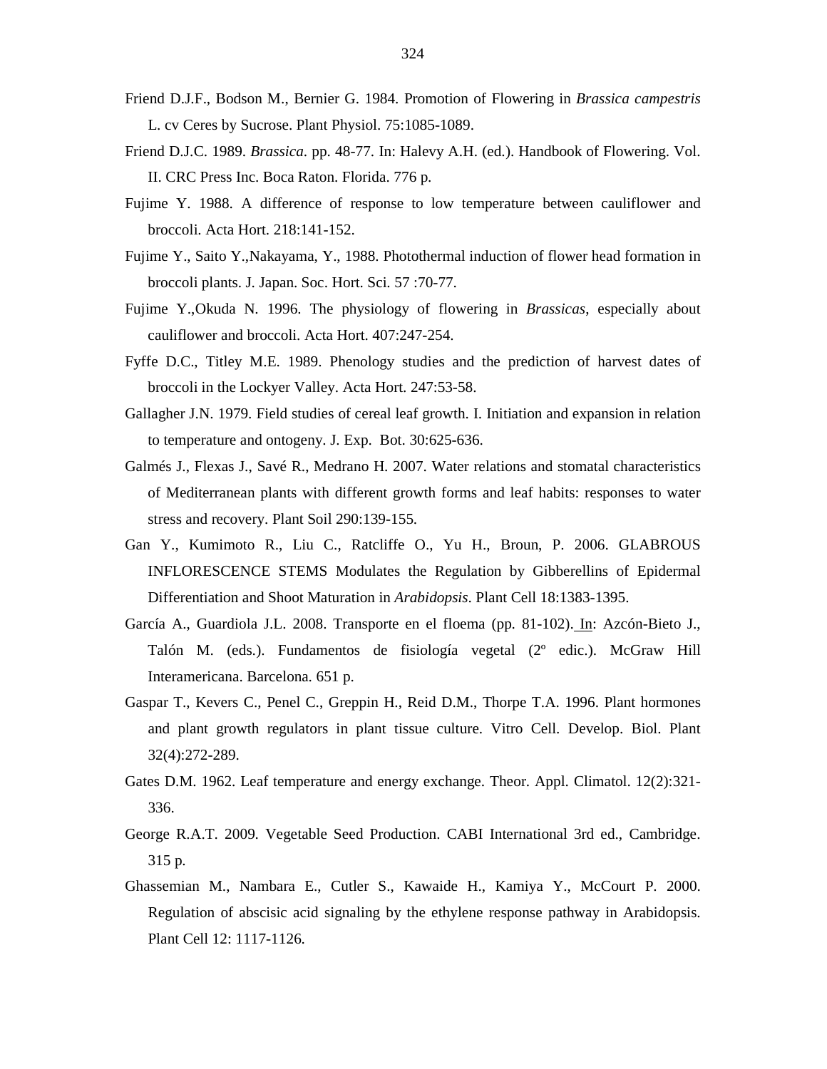Friend D.J.F., Bodson M., Bernier G. 1984. Promotion of Flowering in *Brassica campestris* L. cv Ceres by Sucrose. Plant Physiol. 75:1085-1089.

Friend D.J.C. 1989. *Brassica*. pp. 48-77. In: Halevy A.H. (ed.). Handbook of Flowering. Vol. II. CRC Press Inc. Boca Raton. Florida. 776 p.

Fujime Y. 1988. A difference of response to low temperature between cauliflower and broccoli. Acta Hort. 218:141-152.

Fujime Y., Saito Y.,Nakayama, Y., 1988. Photothermal induction of flower head formation in broccoli plants. J. Japan. Soc. Hort. Sci. 57 :70-77.

Fujime Y.,Okuda N. 1996. The physiology of flowering in *Brassicas*, especially about cauliflower and broccoli. Acta Hort. 407:247-254.

Fyffe D.C., Titley M.E. 1989. Phenology studies and the prediction of harvest dates of broccoli in the Lockyer Valley. Acta Hort. 247:53-58.

Gallagher J.N. 1979. Field studies of cereal leaf growth. I. Initiation and expansion in relation to temperature and ontogeny. J. Exp. Bot. 30:625-636.

Galmés J., Flexas J., Savé R., Medrano H. 2007. Water relations and stomatal characteristics of Mediterranean plants with different growth forms and leaf habits: responses to water stress and recovery. Plant Soil 290:139-155.

Gan Y., Kumimoto R., Liu C., Ratcliffe O., Yu H., Broun, P. 2006. GLABROUS INFLORESCENCE STEMS Modulates the Regulation by Gibberellins of Epidermal Differentiation and Shoot Maturation in *Arabidopsis*. Plant Cell 18:1383-1395.

García A., Guardiola J.L. 2008. Transporte en el floema (pp. 81-102). In: Azcón-Bieto J., Talón M. (eds.). Fundamentos de fisiología vegetal (2º edic.). McGraw Hill Interamericana. Barcelona. 651 p.

Gaspar T., Kevers C., Penel C., Greppin H., Reid D.M., Thorpe T.A. 1996. Plant hormones and plant growth regulators in plant tissue culture. Vitro Cell. Develop. Biol. Plant 32(4):272-289.

Gates D.M. 1962. Leaf temperature and energy exchange. Theor. Appl. Climatol. 12(2):321-336.

George R.A.T. 2009. Vegetable Seed Production. CABI International 3rd ed., Cambridge. 315 p.

Ghassemian M., Nambara E., Cutler S., Kawaide H., Kamiya Y., McCourt P. 2000. Regulation of abscisic acid signaling by the ethylene response pathway in Arabidopsis. Plant Cell 12: 1117-1126.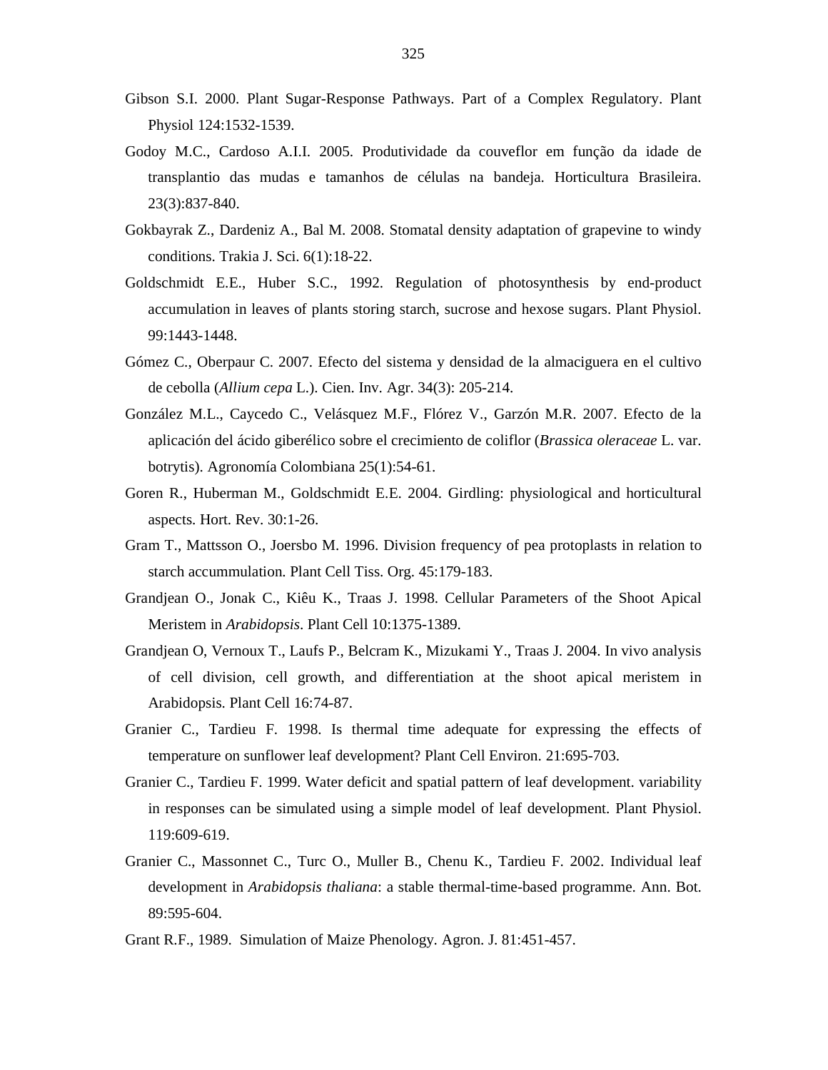Gibson S.I. 2000. Plant Sugar-Response Pathways. Part of a Complex Regulatory. Plant Physiol 124:1532-1539.

Godoy M.C., Cardoso A.I.I. 2005. Produtividade da couveflor em função da idade de transplantio das mudas e tamanhos de células na bandeja. Horticultura Brasileira. 23(3):837-840.

Gokbayrak Z., Dardeniz A., Bal M. 2008. Stomatal density adaptation of grapevine to windy conditions. Trakia J. Sci. 6(1):18-22.

Goldschmidt E.E., Huber S.C., 1992. Regulation of photosynthesis by end-product accumulation in leaves of plants storing starch, sucrose and hexose sugars. Plant Physiol. 99:1443-1448.

Gómez C., Oberpaur C. 2007. Efecto del sistema y densidad de la almaciguera en el cultivo de cebolla (*Allium cepa* L.). Cien. Inv. Agr. 34(3): 205-214.

González M.L., Caycedo C., Velásquez M.F., Flórez V., Garzón M.R. 2007. Efecto de la aplicación del ácido giberélico sobre el crecimiento de coliflor (*Brassica oleraceae* L. var. botrytis). Agronomía Colombiana 25(1):54-61.

Goren R., Huberman M., Goldschmidt E.E. 2004. Girdling: physiological and horticultural aspects. Hort. Rev. 30:1-26.

Gram T., Mattsson O., Joersbo M. 1996. Division frequency of pea protoplasts in relation to starch accummulation. Plant Cell Tiss. Org. 45:179-183.

Grandjean O., Jonak C., Kiêu K., Traas J. 1998. Cellular Parameters of the Shoot Apical Meristem in *Arabidopsis*. Plant Cell 10:1375-1389.

Grandjean O, Vernoux T., Laufs P., Belcram K., Mizukami Y., Traas J. 2004. In vivo analysis of cell division, cell growth, and differentiation at the shoot apical meristem in Arabidopsis. Plant Cell 16:74-87.

Granier C., Tardieu F. 1998. Is thermal time adequate for expressing the effects of temperature on sunflower leaf development? Plant Cell Environ. 21:695-703.

Granier C., Tardieu F. 1999. Water deficit and spatial pattern of leaf development. variability in responses can be simulated using a simple model of leaf development. Plant Physiol. 119:609-619.

Granier C., Massonnet C., Turc O., Muller B., Chenu K., Tardieu F. 2002. Individual leaf development in *Arabidopsis thaliana*: a stable thermal-time-based programme. Ann. Bot. 89:595-604.

Grant R.F., 1989. Simulation of Maize Phenology. Agron. J. 81:451-457.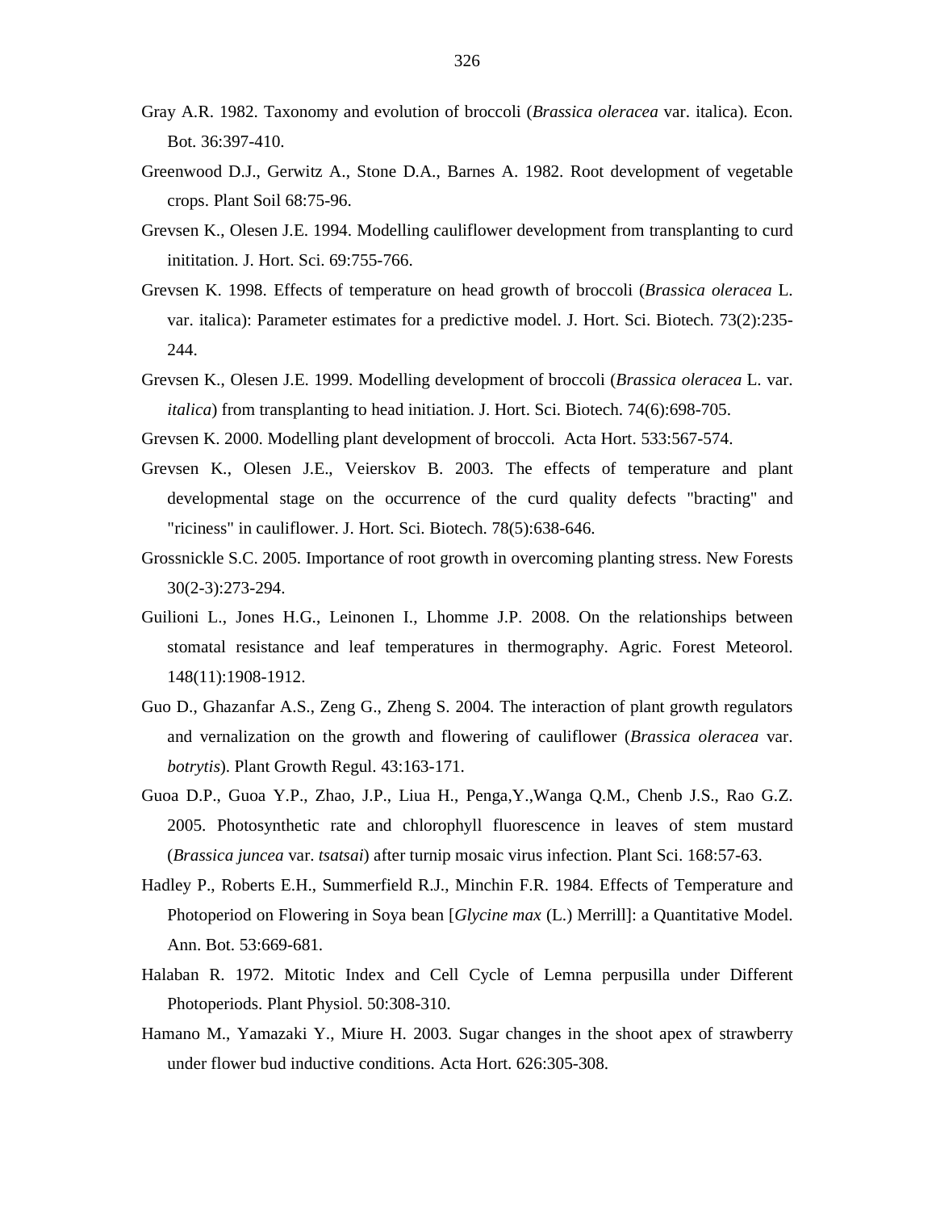Gray A.R. 1982. Taxonomy and evolution of broccoli (*Brassica oleracea* var. italica). Econ. Bot. 36:397-410.

Greenwood D.J., Gerwitz A., Stone D.A., Barnes A. 1982. Root development of vegetable crops. Plant Soil 68:75-96.

Grevsen K., Olesen J.E. 1994. Modelling cauliflower development from transplanting to curd inititation. J. Hort. Sci. 69:755-766.

Grevsen K. 1998. Effects of temperature on head growth of broccoli (*Brassica oleracea* L. var. italica): Parameter estimates for a predictive model. J. Hort. Sci. Biotech. 73(2):235-244.

Grevsen K., Olesen J.E. 1999. Modelling development of broccoli (*Brassica oleracea* L. var. *italica*) from transplanting to head initiation. J. Hort. Sci. Biotech. 74(6):698-705.

Grevsen K. 2000. Modelling plant development of broccoli. Acta Hort. 533:567-574.

Grevsen K., Olesen J.E., Veierskov B. 2003. The effects of temperature and plant developmental stage on the occurrence of the curd quality defects "bracting" and "riciness" in cauliflower. J. Hort. Sci. Biotech. 78(5):638-646.

Grossnickle S.C. 2005. Importance of root growth in overcoming planting stress. New Forests 30(2-3):273-294.

Guilioni L., Jones H.G., Leinonen I., Lhomme J.P. 2008. On the relationships between stomatal resistance and leaf temperatures in thermography. Agric. Forest Meteorol. 148(11):1908-1912.

Guo D., Ghazanfar A.S., Zeng G., Zheng S. 2004. The interaction of plant growth regulators and vernalization on the growth and flowering of cauliflower (*Brassica oleracea* var. *botrytis*). Plant Growth Regul. 43:163-171.

Guoa D.P., Guoa Y.P., Zhao, J.P., Liua H., Penga,Y.,Wanga Q.M., Chenb J.S., Rao G.Z. 2005. Photosynthetic rate and chlorophyll fluorescence in leaves of stem mustard (*Brassica juncea* var. *tsatsai*) after turnip mosaic virus infection. Plant Sci. 168:57-63.

Hadley P., Roberts E.H., Summerfield R.J., Minchin F.R. 1984. Effects of Temperature and Photoperiod on Flowering in Soya bean [*Glycine max* (L.) Merrill]: a Quantitative Model. Ann. Bot. 53:669-681.

Halaban R. 1972. Mitotic Index and Cell Cycle of Lemna perpusilla under Different Photoperiods. Plant Physiol. 50:308-310.

Hamano M., Yamazaki Y., Miure H. 2003. Sugar changes in the shoot apex of strawberry under flower bud inductive conditions. Acta Hort. 626:305-308.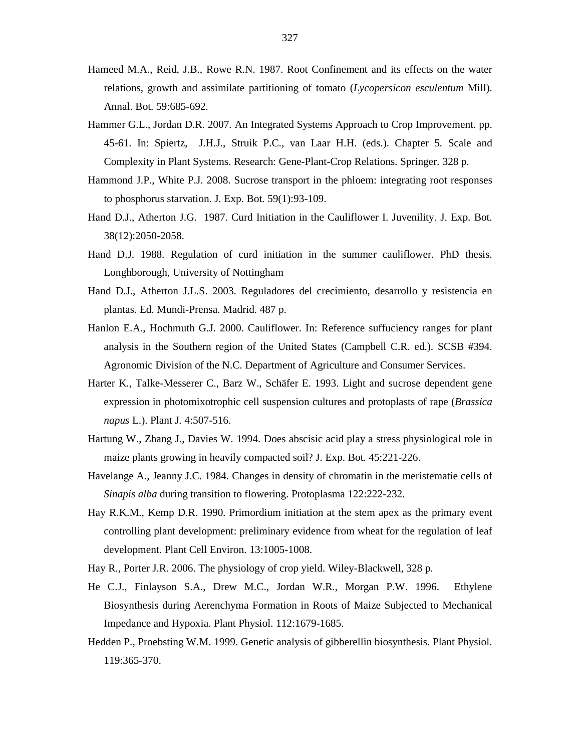Hameed M.A., Reid, J.B., Rowe R.N. 1987. Root Confinement and its effects on the water relations, growth and assimilate partitioning of tomato (*Lycopersicon esculentum* Mill). Annal. Bot. 59:685-692.

Hammer G.L., Jordan D.R. 2007. An Integrated Systems Approach to Crop Improvement. pp. 45-61. In: Spiertz, J.H.J., Struik P.C., van Laar H.H. (eds.). Chapter 5. Scale and Complexity in Plant Systems. Research: Gene-Plant-Crop Relations. Springer. 328 p.

Hammond J.P., White P.J. 2008. Sucrose transport in the phloem: integrating root responses to phosphorus starvation. J. Exp. Bot. 59(1):93-109.

Hand D.J., Atherton J.G. 1987. Curd Initiation in the Cauliflower I. Juvenility. J. Exp. Bot. 38(12):2050-2058.

Hand D.J. 1988. Regulation of curd initiation in the summer cauliflower. PhD thesis. Longhborough, University of Nottingham

Hand D.J., Atherton J.L.S. 2003. Reguladores del crecimiento, desarrollo y resistencia en plantas. Ed. Mundi-Prensa. Madrid. 487 p.

Hanlon E.A., Hochmuth G.J. 2000. Cauliflower. In: Reference suffuciency ranges for plant analysis in the Southern region of the United States (Campbell C.R. ed.). SCSB #394. Agronomic Division of the N.C. Department of Agriculture and Consumer Services.

Harter K., Talke-Messerer C., Barz W., Schäfer E. 1993. Light and sucrose dependent gene expression in photomixotrophic cell suspension cultures and protoplasts of rape (*Brassica napus* L.). Plant J. 4:507-516.

Hartung W., Zhang J., Davies W. 1994. Does abscisic acid play a stress physiological role in maize plants growing in heavily compacted soil? J. Exp. Bot. 45:221-226.

Havelange A., Jeanny J.C. 1984. Changes in density of chromatin in the meristematie cells of *Sinapis alba* during transition to flowering. Protoplasma 122:222-232.

Hay R.K.M., Kemp D.R. 1990. Primordium initiation at the stem apex as the primary event controlling plant development: preliminary evidence from wheat for the regulation of leaf development. Plant Cell Environ. 13:1005-1008.

Hay R., Porter J.R. 2006. The physiology of crop yield. Wiley-Blackwell, 328 p.

He C.J., Finlayson S.A., Drew M.C., Jordan W.R., Morgan P.W. 1996. Ethylene Biosynthesis during Aerenchyma Formation in Roots of Maize Subjected to Mechanical Impedance and Hypoxia. Plant Physiol. 112:1679-1685.

Hedden P., Proebsting W.M. 1999. Genetic analysis of gibberellin biosynthesis. Plant Physiol. 119:365-370.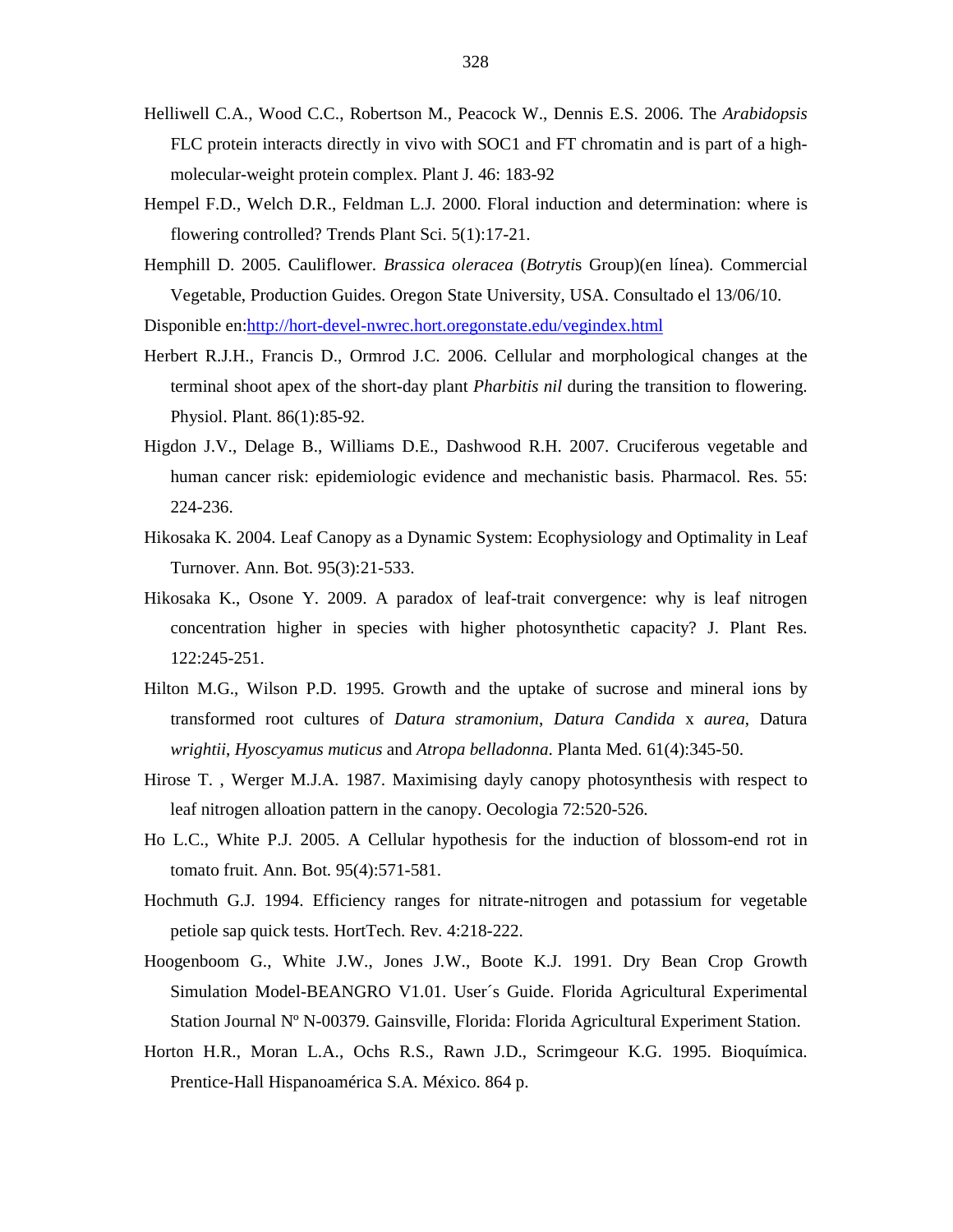Helliwell C.A., Wood C.C., Robertson M., Peacock W., Dennis E.S. 2006. The *Arabidopsis* FLC protein interacts directly in vivo with SOC1 and FT chromatin and is part of a high-molecular-weight protein complex. Plant J. 46: 183-92

Hempel F.D., Welch D.R., Feldman L.J. 2000. Floral induction and determination: where is flowering controlled? Trends Plant Sci. 5(1):17-21.

Hemphill D. 2005. Cauliflower. *Brassica oleracea* (*Botryti*s Group)(en línea). Commercial Vegetable, Production Guides. Oregon State University, USA. Consultado el 13/06/10.

Disponible en:http://hort-devel-nwrec.hort.oregonstate.edu/vegindex.html

Herbert R.J.H., Francis D., Ormrod J.C. 2006. Cellular and morphological changes at the terminal shoot apex of the short-day plant *Pharbitis nil* during the transition to flowering. Physiol. Plant. 86(1):85-92.

Higdon J.V., Delage B., Williams D.E., Dashwood R.H. 2007. Cruciferous vegetable and human cancer risk: epidemiologic evidence and mechanistic basis. Pharmacol. Res. 55: 224-236.

Hikosaka K. 2004. Leaf Canopy as a Dynamic System: Ecophysiology and Optimality in Leaf Turnover. Ann. Bot. 95(3):21-533.

Hikosaka K., Osone Y. 2009. A paradox of leaf-trait convergence: why is leaf nitrogen concentration higher in species with higher photosynthetic capacity? J. Plant Res. 122:245-251.

Hilton M.G., Wilson P.D. 1995. Growth and the uptake of sucrose and mineral ions by transformed root cultures of *Datura stramonium*, *Datura Candida* x *aurea*, Datura *wrightii*, *Hyoscyamus muticus* and *Atropa belladonna*. Planta Med. 61(4):345-50.

Hirose T. , Werger M.J.A. 1987. Maximising dayly canopy photosynthesis with respect to leaf nitrogen alloation pattern in the canopy. Oecologia 72:520-526.

Ho L.C., White P.J. 2005. A Cellular hypothesis for the induction of blossom-end rot in tomato fruit. Ann. Bot. 95(4):571-581.

Hochmuth G.J. 1994. Efficiency ranges for nitrate-nitrogen and potassium for vegetable petiole sap quick tests. HortTech. Rev. 4:218-222.

Hoogenboom G., White J.W., Jones J.W., Boote K.J. 1991. Dry Bean Crop Growth Simulation Model-BEANGRO V1.01. User´s Guide. Florida Agricultural Experimental Station Journal Nº N-00379. Gainsville, Florida: Florida Agricultural Experiment Station.

Horton H.R., Moran L.A., Ochs R.S., Rawn J.D., Scrimgeour K.G. 1995. Bioquímica. Prentice-Hall Hispanoamérica S.A. México. 864 p.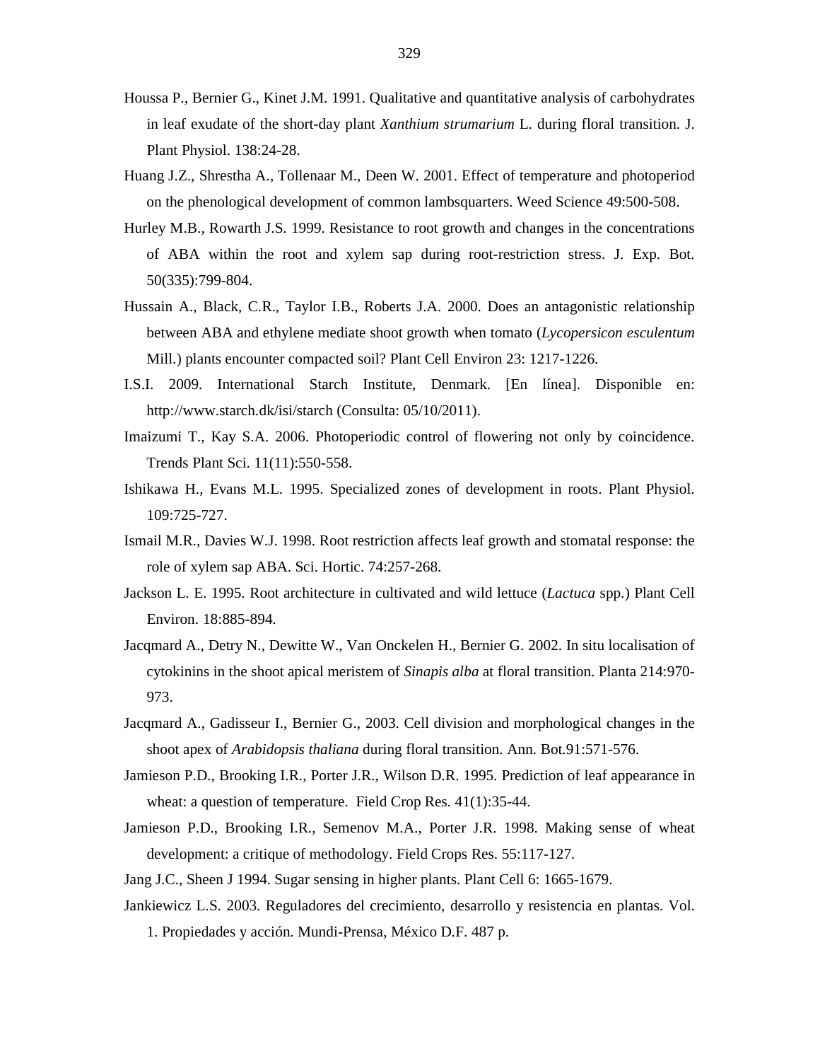Houssa P., Bernier G., Kinet J.M. 1991. Qualitative and quantitative analysis of carbohydrates in leaf exudate of the short-day plant *Xanthium strumarium* L. during floral transition. J. Plant Physiol. 138:24-28.

Huang J.Z., Shrestha A., Tollenaar M., Deen W. 2001. Effect of temperature and photoperiod on the phenological development of common lambsquarters. Weed Science 49:500-508.

Hurley M.B., Rowarth J.S. 1999. Resistance to root growth and changes in the concentrations of ABA within the root and xylem sap during root-restriction stress. J. Exp. Bot. 50(335):799-804.

Hussain A., Black, C.R., Taylor I.B., Roberts J.A. 2000. Does an antagonistic relationship between ABA and ethylene mediate shoot growth when tomato (*Lycopersicon esculentum* Mill.) plants encounter compacted soil? Plant Cell Environ 23: 1217-1226.

I.S.I. 2009. International Starch Institute, Denmark. [En línea]. Disponible en: http://www.starch.dk/isi/starch (Consulta: 05/10/2011).

Imaizumi T., Kay S.A. 2006. Photoperiodic control of flowering not only by coincidence. Trends Plant Sci. 11(11):550-558.

Ishikawa H., Evans M.L. 1995. Specialized zones of development in roots. Plant Physiol. 109:725-727.

Ismail M.R., Davies W.J. 1998. Root restriction affects leaf growth and stomatal response: the role of xylem sap ABA. Sci. Hortic. 74:257-268.

Jackson L. E. 1995. Root architecture in cultivated and wild lettuce (*Lactuca* spp.) Plant Cell Environ. 18:885-894.

Jacqmard A., Detry N., Dewitte W., Van Onckelen H., Bernier G. 2002. In situ localisation of cytokinins in the shoot apical meristem of *Sinapis alba* at floral transition. Planta 214:970-973.

Jacqmard A., Gadisseur I., Bernier G., 2003. Cell division and morphological changes in the shoot apex of *Arabidopsis thaliana* during floral transition. Ann. Bot.91:571-576.

Jamieson P.D., Brooking I.R., Porter J.R., Wilson D.R. 1995. Prediction of leaf appearance in wheat: a question of temperature. Field Crop Res. 41(1):35-44.

Jamieson P.D., Brooking I.R., Semenov M.A., Porter J.R. 1998. Making sense of wheat development: a critique of methodology. Field Crops Res. 55:117-127.

Jang J.C., Sheen J 1994. Sugar sensing in higher plants. Plant Cell 6: 1665-1679.

Jankiewicz L.S. 2003. Reguladores del crecimiento, desarrollo y resistencia en plantas. Vol. 1. Propiedades y acción. Mundi-Prensa, México D.F. 487 p.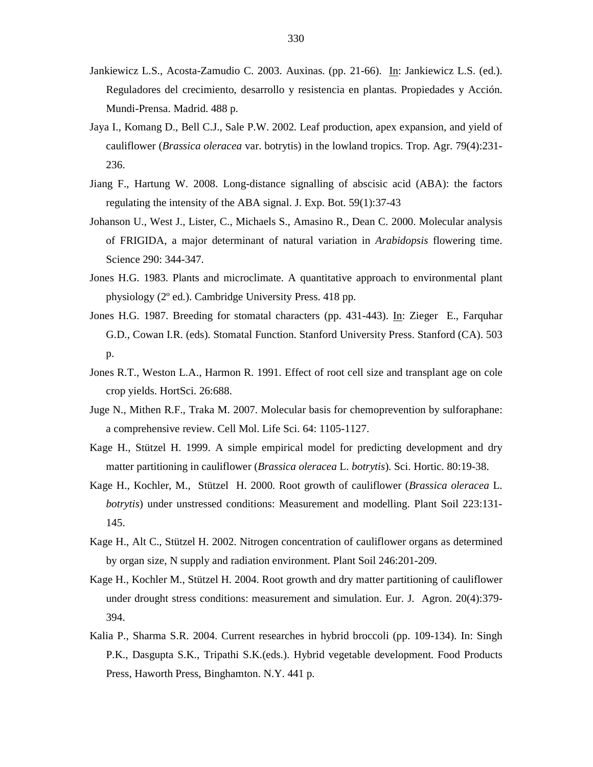Jankiewicz L.S., Acosta-Zamudio C. 2003. Auxinas. (pp. 21-66). In: Jankiewicz L.S. (ed.). Reguladores del crecimiento, desarrollo y resistencia en plantas. Propiedades y Acción. Mundi-Prensa. Madrid. 488 p.

Jaya I., Komang D., Bell C.J., Sale P.W. 2002. Leaf production, apex expansion, and yield of cauliflower (*Brassica oleracea* var. botrytis) in the lowland tropics. Trop. Agr. 79(4):231-236.

Jiang F., Hartung W. 2008. Long-distance signalling of abscisic acid (ABA): the factors regulating the intensity of the ABA signal. J. Exp. Bot. 59(1):37-43

Johanson U., West J., Lister, C., Michaels S., Amasino R., Dean C. 2000. Molecular analysis of FRIGIDA, a major determinant of natural variation in *Arabidopsis* flowering time. Science 290: 344-347.

Jones H.G. 1983. Plants and microclimate. A quantitative approach to environmental plant physiology (2º ed.). Cambridge University Press. 418 pp.

Jones H.G. 1987. Breeding for stomatal characters (pp. 431-443). In: Zieger E., Farquhar G.D., Cowan I.R. (eds). Stomatal Function. Stanford University Press. Stanford (CA). 503 p.

Jones R.T., Weston L.A., Harmon R. 1991. Effect of root cell size and transplant age on cole crop yields. HortSci. 26:688.

Juge N., Mithen R.F., Traka M. 2007. Molecular basis for chemoprevention by sulforaphane: a comprehensive review. Cell Mol. Life Sci. 64: 1105-1127.

Kage H., Stützel H. 1999. A simple empirical model for predicting development and dry matter partitioning in cauliflower (*Brassica oleracea* L. *botrytis*). Sci. Hortic. 80:19-38.

Kage H., Kochler, M., Stützel H. 2000. Root growth of cauliflower (*Brassica oleracea* L. *botrytis*) under unstressed conditions: Measurement and modelling. Plant Soil 223:131-145.

Kage H., Alt C., Stützel H. 2002. Nitrogen concentration of cauliflower organs as determined by organ size, N supply and radiation environment. Plant Soil 246:201-209.

Kage H., Kochler M., Stützel H. 2004. Root growth and dry matter partitioning of cauliflower under drought stress conditions: measurement and simulation. Eur. J. Agron. 20(4):379-394.

Kalia P., Sharma S.R. 2004. Current researches in hybrid broccoli (pp. 109-134). In: Singh P.K., Dasgupta S.K., Tripathi S.K.(eds.). Hybrid vegetable development. Food Products Press, Haworth Press, Binghamton. N.Y. 441 p.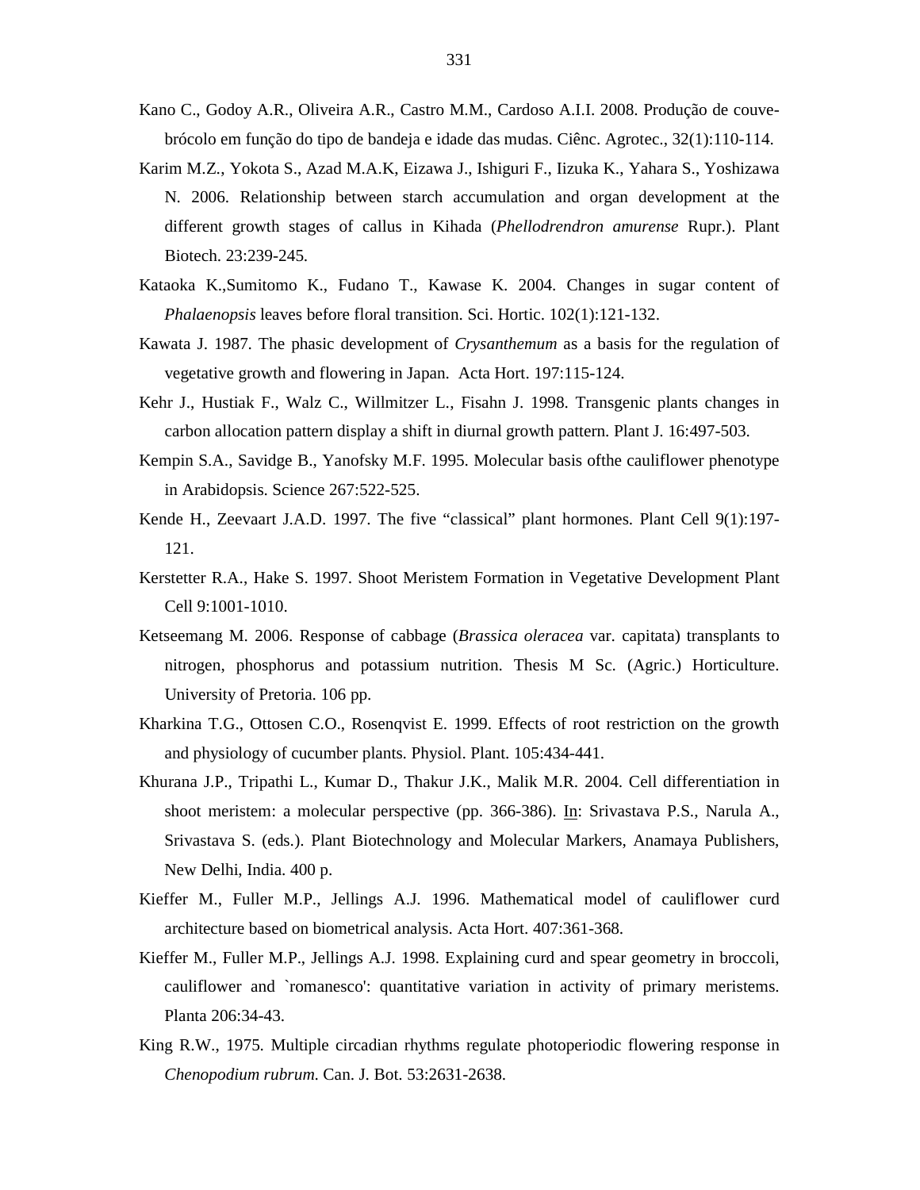Kano C., Godoy A.R., Oliveira A.R., Castro M.M., Cardoso A.I.I. 2008. Produção de couve-brócolo em função do tipo de bandeja e idade das mudas. Ciênc. Agrotec., 32(1):110-114.

Karim M.Z., Yokota S., Azad M.A.K, Eizawa J., Ishiguri F., Iizuka K., Yahara S., Yoshizawa N. 2006. Relationship between starch accumulation and organ development at the different growth stages of callus in Kihada (*Phellodrendron amurense* Rupr.). Plant Biotech. 23:239-245.

Kataoka K.,Sumitomo K., Fudano T., Kawase K. 2004. Changes in sugar content of *Phalaenopsis* leaves before floral transition. Sci. Hortic. 102(1):121-132.

Kawata J. 1987. The phasic development of *Crysanthemum* as a basis for the regulation of vegetative growth and flowering in Japan. Acta Hort. 197:115-124.

Kehr J., Hustiak F., Walz C., Willmitzer L., Fisahn J. 1998. Transgenic plants changes in carbon allocation pattern display a shift in diurnal growth pattern. Plant J. 16:497-503.

Kempin S.A., Savidge B., Yanofsky M.F. 1995. Molecular basis ofthe cauliflower phenotype in Arabidopsis. Science 267:522-525.

Kende H., Zeevaart J.A.D. 1997. The five "classical" plant hormones. Plant Cell 9(1):197-121.

Kerstetter R.A., Hake S. 1997. Shoot Meristem Formation in Vegetative Development Plant Cell 9:1001-1010.

Ketseemang M. 2006. Response of cabbage (*Brassica oleracea* var. capitata) transplants to nitrogen, phosphorus and potassium nutrition. Thesis M Sc. (Agric.) Horticulture. University of Pretoria. 106 pp.

Kharkina T.G., Ottosen C.O., Rosenqvist E. 1999. Effects of root restriction on the growth and physiology of cucumber plants. Physiol. Plant. 105:434-441.

Khurana J.P., Tripathi L., Kumar D., Thakur J.K., Malik M.R. 2004. Cell differentiation in shoot meristem: a molecular perspective (pp. 366-386). In: Srivastava P.S., Narula A., Srivastava S. (eds.). Plant Biotechnology and Molecular Markers, Anamaya Publishers, New Delhi, India. 400 p.

Kieffer M., Fuller M.P., Jellings A.J. 1996. Mathematical model of cauliflower curd architecture based on biometrical analysis. Acta Hort. 407:361-368.

Kieffer M., Fuller M.P., Jellings A.J. 1998. Explaining curd and spear geometry in broccoli, cauliflower and `romanesco': quantitative variation in activity of primary meristems. Planta 206:34-43.

King R.W., 1975. Multiple circadian rhythms regulate photoperiodic flowering response in *Chenopodium rubrum.* Can. J. Bot. 53:2631-2638.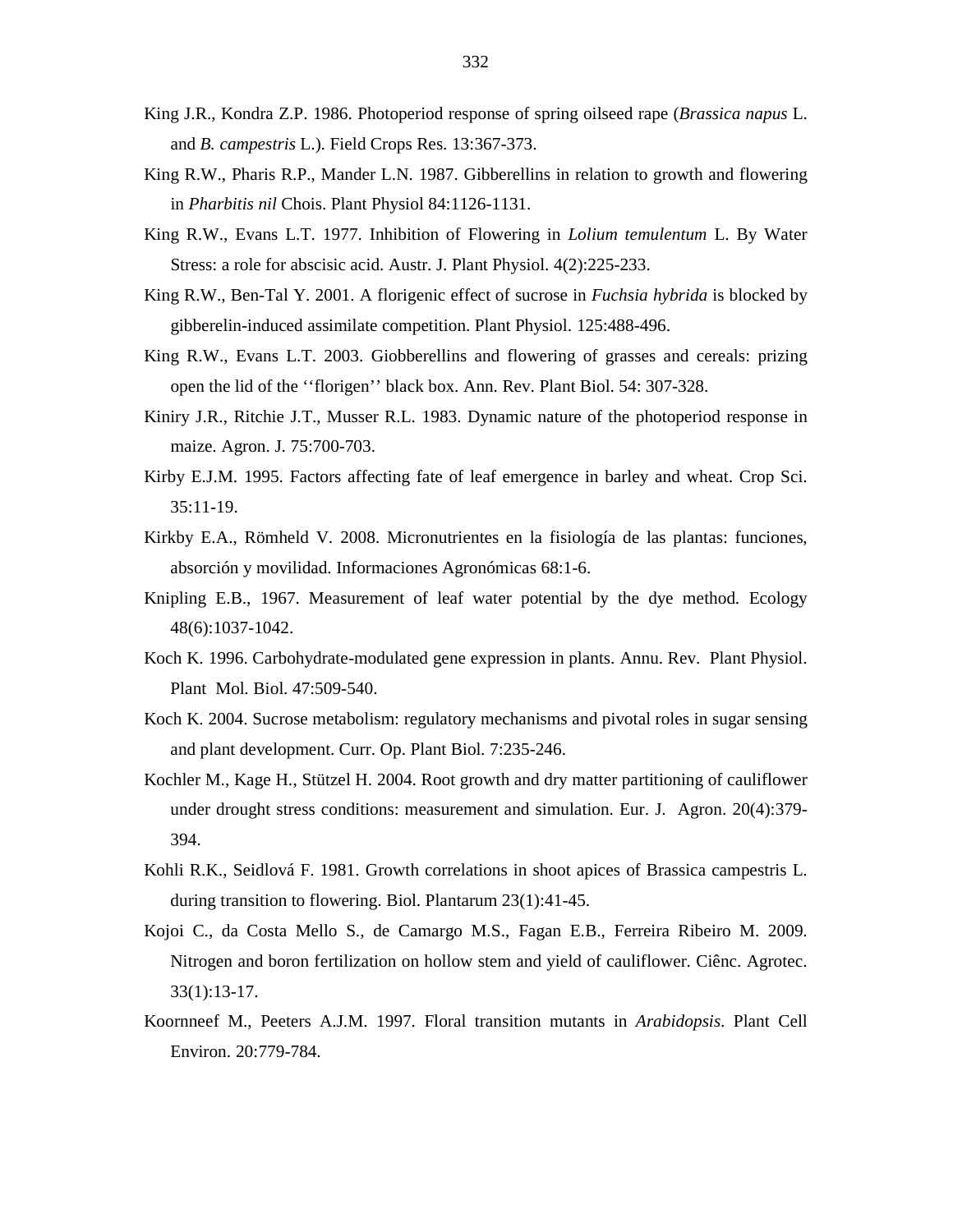King J.R., Kondra Z.P. 1986. Photoperiod response of spring oilseed rape (*Brassica napus* L. and *B. campestris* L.). Field Crops Res. 13:367-373.

King R.W., Pharis R.P., Mander L.N. 1987. Gibberellins in relation to growth and flowering in *Pharbitis nil* Chois. Plant Physiol 84:1126-1131.

King R.W., Evans L.T. 1977. Inhibition of Flowering in *Lolium temulentum* L. By Water Stress: a role for abscisic acid. Austr. J. Plant Physiol. 4(2):225-233.

King R.W., Ben-Tal Y. 2001. A florigenic effect of sucrose in *Fuchsia hybrida* is blocked by gibberelin-induced assimilate competition. Plant Physiol. 125:488-496.

King R.W., Evans L.T. 2003. Giobberellins and flowering of grasses and cereals: prizing open the lid of the ‘‘florigen’’ black box. Ann. Rev. Plant Biol. 54: 307-328.

Kiniry J.R., Ritchie J.T., Musser R.L. 1983. Dynamic nature of the photoperiod response in maize. Agron. J. 75:700-703.

Kirby E.J.M. 1995. Factors affecting fate of leaf emergence in barley and wheat. Crop Sci. 35:11-19.

Kirkby E.A., Römheld V. 2008. Micronutrientes en la fisiología de las plantas: funciones, absorción y movilidad. Informaciones Agronómicas 68:1-6.

Knipling E.B., 1967. Measurement of leaf water potential by the dye method. Ecology 48(6):1037-1042.

Koch K. 1996. Carbohydrate-modulated gene expression in plants. Annu. Rev. Plant Physiol. Plant Mol. Biol. 47:509-540.

Koch K. 2004. Sucrose metabolism: regulatory mechanisms and pivotal roles in sugar sensing and plant development. Curr. Op. Plant Biol. 7:235-246.

Kochler M., Kage H., Stützel H. 2004. Root growth and dry matter partitioning of cauliflower under drought stress conditions: measurement and simulation. Eur. J. Agron. 20(4):379-394.

Kohli R.K., Seidlová F. 1981. Growth correlations in shoot apices of Brassica campestris L. during transition to flowering. Biol. Plantarum 23(1):41-45.

Kojoi C., da Costa Mello S., de Camargo M.S., Fagan E.B., Ferreira Ribeiro M. 2009. Nitrogen and boron fertilization on hollow stem and yield of cauliflower. Ciênc. Agrotec. 33(1):13-17.

Koornneef M., Peeters A.J.M. 1997. Floral transition mutants in *Arabidopsis*. Plant Cell Environ. 20:779-784.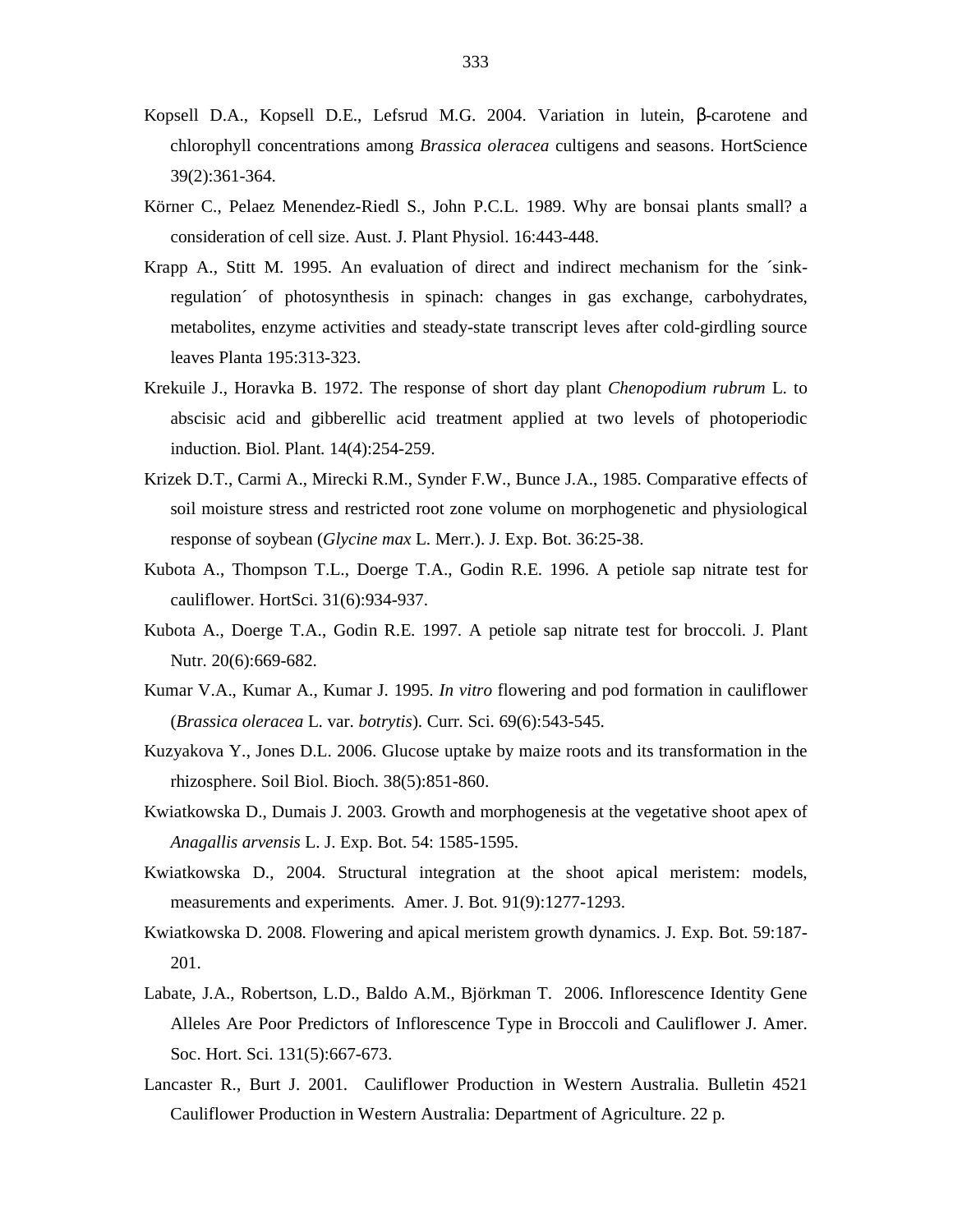Kopsell D.A., Kopsell D.E., Lefsrud M.G. 2004. Variation in lutein, β-carotene and chlorophyll concentrations among *Brassica oleracea* cultigens and seasons. HortScience 39(2):361-364.

Körner C., Pelaez Menendez-Riedl S., John P.C.L. 1989. Why are bonsai plants small? a consideration of cell size. Aust. J. Plant Physiol. 16:443-448.

Krapp A., Stitt M. 1995. An evaluation of direct and indirect mechanism for the ´sink-regulation´ of photosynthesis in spinach: changes in gas exchange, carbohydrates, metabolites, enzyme activities and steady-state transcript leves after cold-girdling source leaves Planta 195:313-323.

Krekuile J., Horavka B. 1972. The response of short day plant *Chenopodium rubrum* L. to abscisic acid and gibberellic acid treatment applied at two levels of photoperiodic induction. Biol. Plant. 14(4):254-259.

Krizek D.T., Carmi A., Mirecki R.M., Synder F.W., Bunce J.A., 1985. Comparative effects of soil moisture stress and restricted root zone volume on morphogenetic and physiological response of soybean (*Glycine max* L. Merr.). J. Exp. Bot. 36:25-38.

Kubota A., Thompson T.L., Doerge T.A., Godin R.E. 1996. A petiole sap nitrate test for cauliflower. HortSci. 31(6):934-937.

Kubota A., Doerge T.A., Godin R.E. 1997. A petiole sap nitrate test for broccoli. J. Plant Nutr. 20(6):669-682.

Kumar V.A., Kumar A., Kumar J. 1995. *In vitro* flowering and pod formation in cauliflower (*Brassica oleracea* L. var. *botrytis*). Curr. Sci. 69(6):543-545.

Kuzyakova Y., Jones D.L. 2006. Glucose uptake by maize roots and its transformation in the rhizosphere. Soil Biol. Bioch. 38(5):851-860.

Kwiatkowska D., Dumais J. 2003. Growth and morphogenesis at the vegetative shoot apex of *Anagallis arvensis* L. J. Exp. Bot. 54: 1585-1595.

Kwiatkowska D., 2004. Structural integration at the shoot apical meristem: models, measurements and experiments. Amer. J. Bot. 91(9):1277-1293.

Kwiatkowska D. 2008. Flowering and apical meristem growth dynamics. J. Exp. Bot. 59:187-201.

Labate, J.A., Robertson, L.D., Baldo A.M., Björkman T. 2006. Inflorescence Identity Gene Alleles Are Poor Predictors of Inflorescence Type in Broccoli and Cauliflower J. Amer. Soc. Hort. Sci. 131(5):667-673.

Lancaster R., Burt J. 2001. Cauliflower Production in Western Australia. Bulletin 4521 Cauliflower Production in Western Australia: Department of Agriculture. 22 p.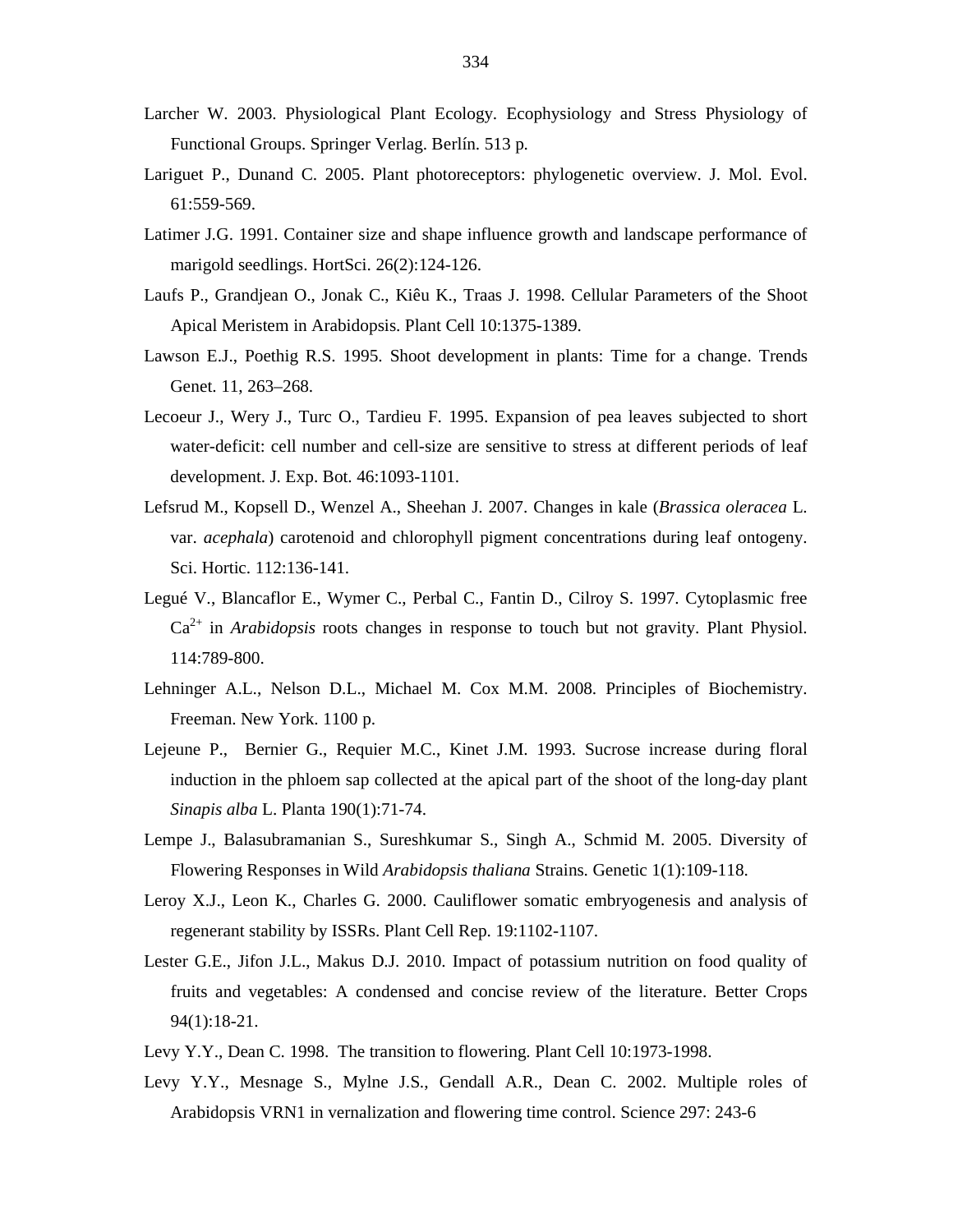Larcher W. 2003. Physiological Plant Ecology. Ecophysiology and Stress Physiology of Functional Groups. Springer Verlag. Berlín. 513 p.

Lariguet P., Dunand C. 2005. Plant photoreceptors: phylogenetic overview. J. Mol. Evol. 61:559-569.

Latimer J.G. 1991. Container size and shape influence growth and landscape performance of marigold seedlings. HortSci. 26(2):124-126.

Laufs P., Grandjean O., Jonak C., Kiêu K., Traas J. 1998. Cellular Parameters of the Shoot Apical Meristem in Arabidopsis. Plant Cell 10:1375-1389.

Lawson E.J., Poethig R.S. 1995. Shoot development in plants: Time for a change. Trends Genet. 11, 263–268.

Lecoeur J., Wery J., Turc O., Tardieu F. 1995. Expansion of pea leaves subjected to short water-deficit: cell number and cell-size are sensitive to stress at different periods of leaf development. J. Exp. Bot. 46:1093-1101.

Lefsrud M., Kopsell D., Wenzel A., Sheehan J. 2007. Changes in kale (*Brassica oleracea* L. var. *acephala*) carotenoid and chlorophyll pigment concentrations during leaf ontogeny. Sci. Hortic. 112:136-141.

Legué V., Blancaflor E., Wymer C., Perbal C., Fantin D., Cilroy S. 1997. Cytoplasmic free $Ca^{2+}$ in *Arabidopsis* roots changes in response to touch but not gravity. Plant Physiol. 114:789-800.

Lehninger A.L., Nelson D.L., Michael M. Cox M.M. 2008. Principles of Biochemistry. Freeman. New York. 1100 p.

Lejeune P., Bernier G., Requier M.C., Kinet J.M. 1993. Sucrose increase during floral induction in the phloem sap collected at the apical part of the shoot of the long-day plant *Sinapis alba* L. Planta 190(1):71-74.

Lempe J., Balasubramanian S., Sureshkumar S., Singh A., Schmid M. 2005. Diversity of Flowering Responses in Wild *Arabidopsis thaliana* Strains. Genetic 1(1):109-118.

Leroy X.J., Leon K., Charles G. 2000. Cauliflower somatic embryogenesis and analysis of regenerant stability by ISSRs. Plant Cell Rep. 19:1102-1107.

Lester G.E., Jifon J.L., Makus D.J. 2010. Impact of potassium nutrition on food quality of fruits and vegetables: A condensed and concise review of the literature. Better Crops 94(1):18-21.

Levy Y.Y., Dean C. 1998. The transition to flowering. Plant Cell 10:1973-1998.

Levy Y.Y., Mesnage S., Mylne J.S., Gendall A.R., Dean C. 2002. Multiple roles of Arabidopsis VRN1 in vernalization and flowering time control. Science 297: 243-6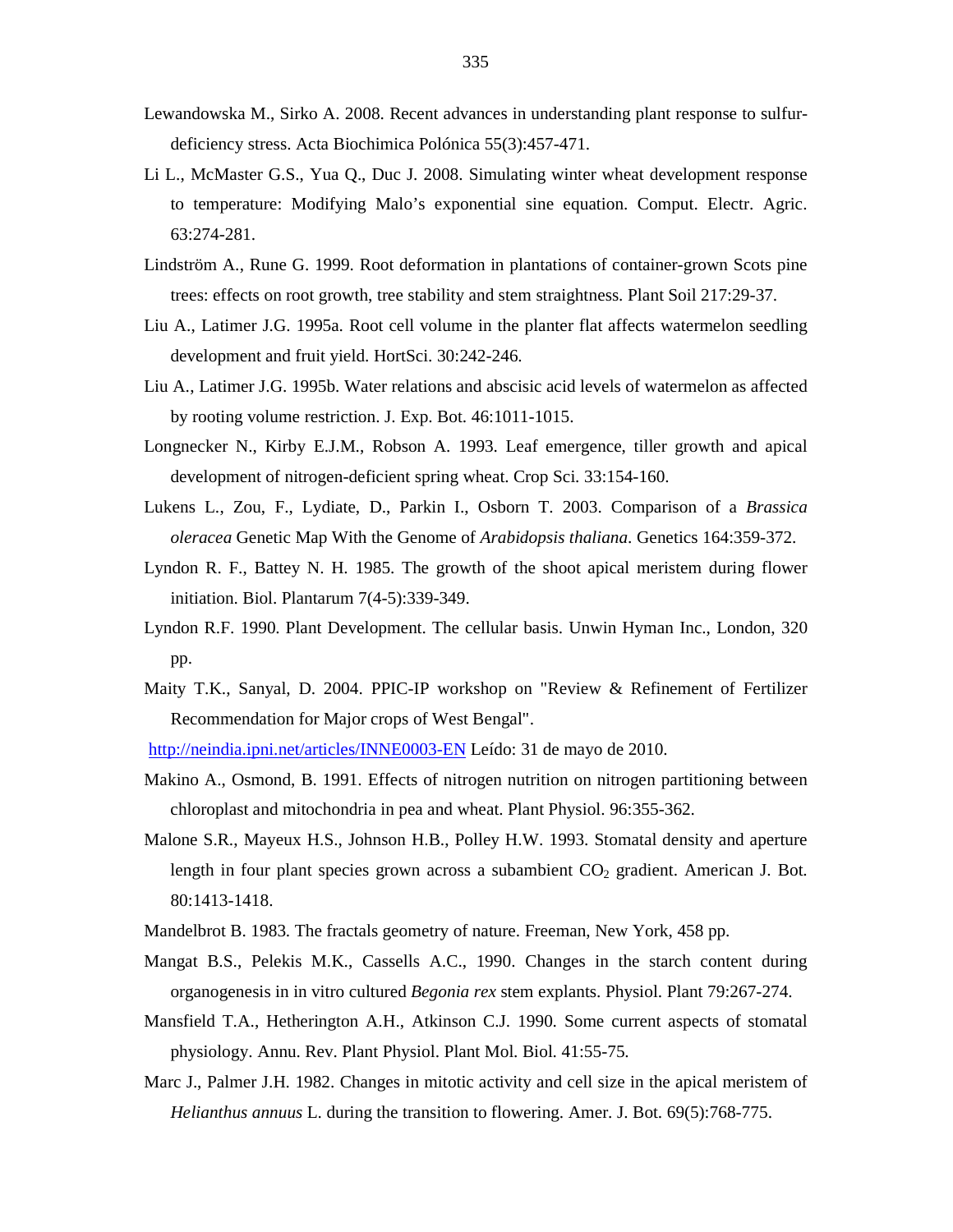Lewandowska M., Sirko A. 2008. Recent advances in understanding plant response to sulfur-deficiency stress. Acta Biochimica Polónica 55(3):457-471.

Li L., McMaster G.S., Yua Q., Duc J. 2008. Simulating winter wheat development response to temperature: Modifying Malo's exponential sine equation. Comput. Electr. Agric. 63:274-281.

Lindström A., Rune G. 1999. Root deformation in plantations of container-grown Scots pine trees: effects on root growth, tree stability and stem straightness. Plant Soil 217:29-37.

Liu A., Latimer J.G. 1995a. Root cell volume in the planter flat affects watermelon seedling development and fruit yield. HortSci. 30:242-246.

Liu A., Latimer J.G. 1995b. Water relations and abscisic acid levels of watermelon as affected by rooting volume restriction. J. Exp. Bot. 46:1011-1015.

Longnecker N., Kirby E.J.M., Robson A. 1993. Leaf emergence, tiller growth and apical development of nitrogen-deficient spring wheat. Crop Sci. 33:154-160.

Lukens L., Zou, F., Lydiate, D., Parkin I., Osborn T. 2003. Comparison of a *Brassica oleracea* Genetic Map With the Genome of *Arabidopsis thaliana*. Genetics 164:359-372.

Lyndon R. F., Battey N. H. 1985. The growth of the shoot apical meristem during flower initiation. Biol. Plantarum 7(4-5):339-349.

Lyndon R.F. 1990. Plant Development. The cellular basis. Unwin Hyman Inc., London, 320 pp.

Maity T.K., Sanyal, D. 2004. PPIC-IP workshop on "Review & Refinement of Fertilizer Recommendation for Major crops of West Bengal".

http://neindia.ipni.net/articles/INNE0003-EN Leído: 31 de mayo de 2010.

Makino A., Osmond, B. 1991. Effects of nitrogen nutrition on nitrogen partitioning between chloroplast and mitochondria in pea and wheat. Plant Physiol. 96:355-362.

Malone S.R., Mayeux H.S., Johnson H.B., Polley H.W. 1993. Stomatal density and aperture length in four plant species grown across a subambient $CO_2$ gradient. American J. Bot. 80:1413-1418.

Mandelbrot B. 1983. The fractals geometry of nature. Freeman, New York, 458 pp.

Mangat B.S., Pelekis M.K., Cassells A.C., 1990. Changes in the starch content during organogenesis in in vitro cultured *Begonia rex* stem explants. Physiol. Plant 79:267-274.

Mansfield T.A., Hetherington A.H., Atkinson C.J. 1990. Some current aspects of stomatal physiology. Annu. Rev. Plant Physiol. Plant Mol. Biol. 41:55-75.

Marc J., Palmer J.H. 1982. Changes in mitotic activity and cell size in the apical meristem of *Helianthus annuus* L. during the transition to flowering. Amer. J. Bot. 69(5):768-775.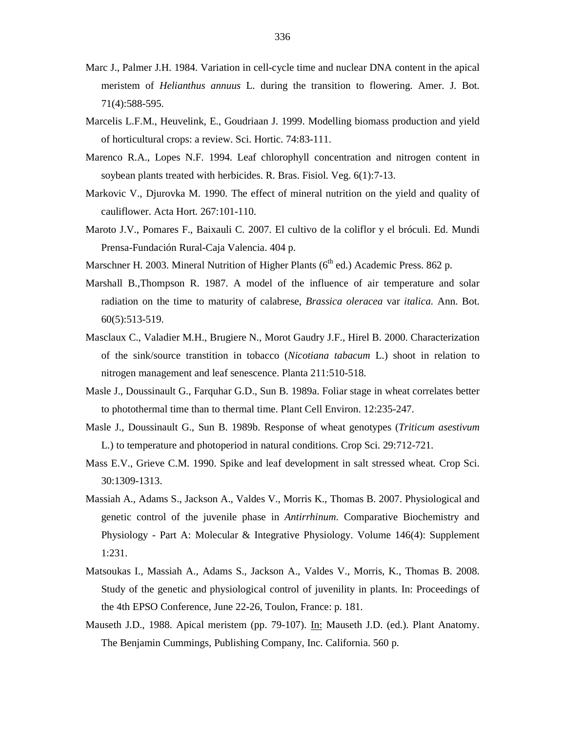Marc J., Palmer J.H. 1984. Variation in cell-cycle time and nuclear DNA content in the apical meristem of *Helianthus annuus* L. during the transition to flowering. Amer. J. Bot. 71(4):588-595.

Marcelis L.F.M., Heuvelink, E., Goudriaan J. 1999. Modelling biomass production and yield of horticultural crops: a review. Sci. Hortic. 74:83-111.

Marenco R.A., Lopes N.F. 1994. Leaf chlorophyll concentration and nitrogen content in soybean plants treated with herbicides. R. Bras. Fisiol. Veg. 6(1):7-13.

Markovic V., Djurovka M. 1990. The effect of mineral nutrition on the yield and quality of cauliflower. Acta Hort. 267:101-110.

Maroto J.V., Pomares F., Baixauli C. 2007. El cultivo de la coliflor y el bróculi. Ed. Mundi Prensa-Fundación Rural-Caja Valencia. 404 p.

Marschner H. 2003. Mineral Nutrition of Higher Plants (6$^{th}$ ed.) Academic Press. 862 p.

Marshall B.,Thompson R. 1987. A model of the influence of air temperature and solar radiation on the time to maturity of calabrese, *Brassica oleracea* var *italica.* Ann. Bot. 60(5):513-519.

Masclaux C., Valadier M.H., Brugiere N., Morot Gaudry J.F., Hirel B. 2000. Characterization of the sink/source transtition in tobacco (*Nicotiana tabacum* L.) shoot in relation to nitrogen management and leaf senescence. Planta 211:510-518.

Masle J., Doussinault G., Farquhar G.D., Sun B. 1989a. Foliar stage in wheat correlates better to photothermal time than to thermal time. Plant Cell Environ. 12:235-247.

Masle J., Doussinault G., Sun B. 1989b. Response of wheat genotypes (*Triticum asestivum* L.) to temperature and photoperiod in natural conditions. Crop Sci. 29:712-721.

Mass E.V., Grieve C.M. 1990. Spike and leaf development in salt stressed wheat. Crop Sci. 30:1309-1313.

Massiah A., Adams S., Jackson A., Valdes V., Morris K., Thomas B. 2007. Physiological and genetic control of the juvenile phase in *Antirrhinum*. Comparative Biochemistry and Physiology - Part A: Molecular & Integrative Physiology. Volume 146(4): Supplement 1:231.

Matsoukas I., Massiah A., Adams S., Jackson A., Valdes V., Morris, K., Thomas B. 2008. Study of the genetic and physiological control of juvenility in plants. In: Proceedings of the 4th EPSO Conference, June 22-26, Toulon, France: p. 181.

Mauseth J.D., 1988. Apical meristem (pp. 79-107). In: Mauseth J.D. (ed.). Plant Anatomy. The Benjamin Cummings, Publishing Company, Inc. California. 560 p.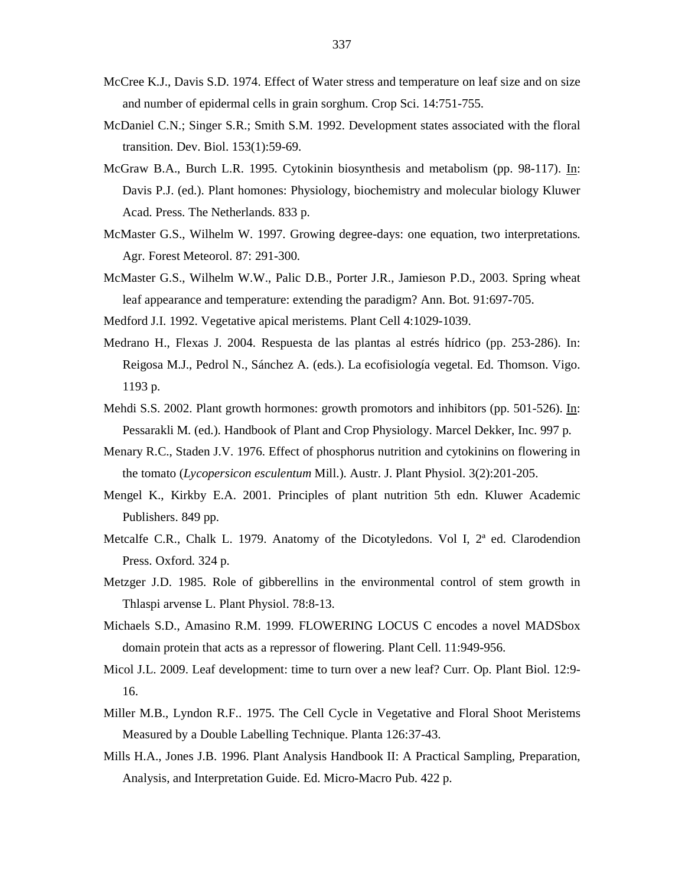McCree K.J., Davis S.D. 1974. Effect of Water stress and temperature on leaf size and on size and number of epidermal cells in grain sorghum. Crop Sci. 14:751-755.

McDaniel C.N.; Singer S.R.; Smith S.M. 1992. Development states associated with the floral transition. Dev. Biol. 153(1):59-69.

McGraw B.A., Burch L.R. 1995. Cytokinin biosynthesis and metabolism (pp. 98-117). <u>In</u>: Davis P.J. (ed.). Plant homones: Physiology, biochemistry and molecular biology Kluwer Acad. Press. The Netherlands. 833 p.

McMaster G.S., Wilhelm W. 1997. Growing degree-days: one equation, two interpretations. Agr. Forest Meteorol. 87: 291-300.

McMaster G.S., Wilhelm W.W., Palic D.B., Porter J.R., Jamieson P.D., 2003. Spring wheat leaf appearance and temperature: extending the paradigm? Ann. Bot. 91:697-705.

Medford J.I. 1992. Vegetative apical meristems. Plant Cell 4:1029-1039.

Medrano H., Flexas J. 2004. Respuesta de las plantas al estrés hídrico (pp. 253-286). In: Reigosa M.J., Pedrol N., Sánchez A. (eds.). La ecofisiología vegetal. Ed. Thomson. Vigo. 1193 p.

Mehdi S.S. 2002. Plant growth hormones: growth promotors and inhibitors (pp. 501-526). <u>In</u>: Pessarakli M. (ed.). Handbook of Plant and Crop Physiology. Marcel Dekker, Inc. 997 p.

Menary R.C., Staden J.V. 1976. Effect of phosphorus nutrition and cytokinins on flowering in the tomato (*Lycopersicon esculentum* Mill.). Austr. J. Plant Physiol. 3(2):201-205.

Mengel K., Kirkby E.A. 2001. Principles of plant nutrition 5th edn. Kluwer Academic Publishers. 849 pp.

Metcalfe C.R., Chalk L. 1979. Anatomy of the Dicotyledons. Vol I, 2ª ed. Clarodendion Press. Oxford. 324 p.

Metzger J.D. 1985. Role of gibberellins in the environmental control of stem growth in Thlaspi arvense L. Plant Physiol. 78:8-13.

Michaels S.D., Amasino R.M. 1999. FLOWERING LOCUS C encodes a novel MADSbox domain protein that acts as a repressor of flowering. Plant Cell. 11:949-956.

Micol J.L. 2009. Leaf development: time to turn over a new leaf? Curr. Op. Plant Biol. 12:9-16.

Miller M.B., Lyndon R.F.. 1975. The Cell Cycle in Vegetative and Floral Shoot Meristems Measured by a Double Labelling Technique. Planta 126:37-43.

Mills H.A., Jones J.B. 1996. Plant Analysis Handbook II: A Practical Sampling, Preparation, Analysis, and Interpretation Guide. Ed. Micro-Macro Pub. 422 p.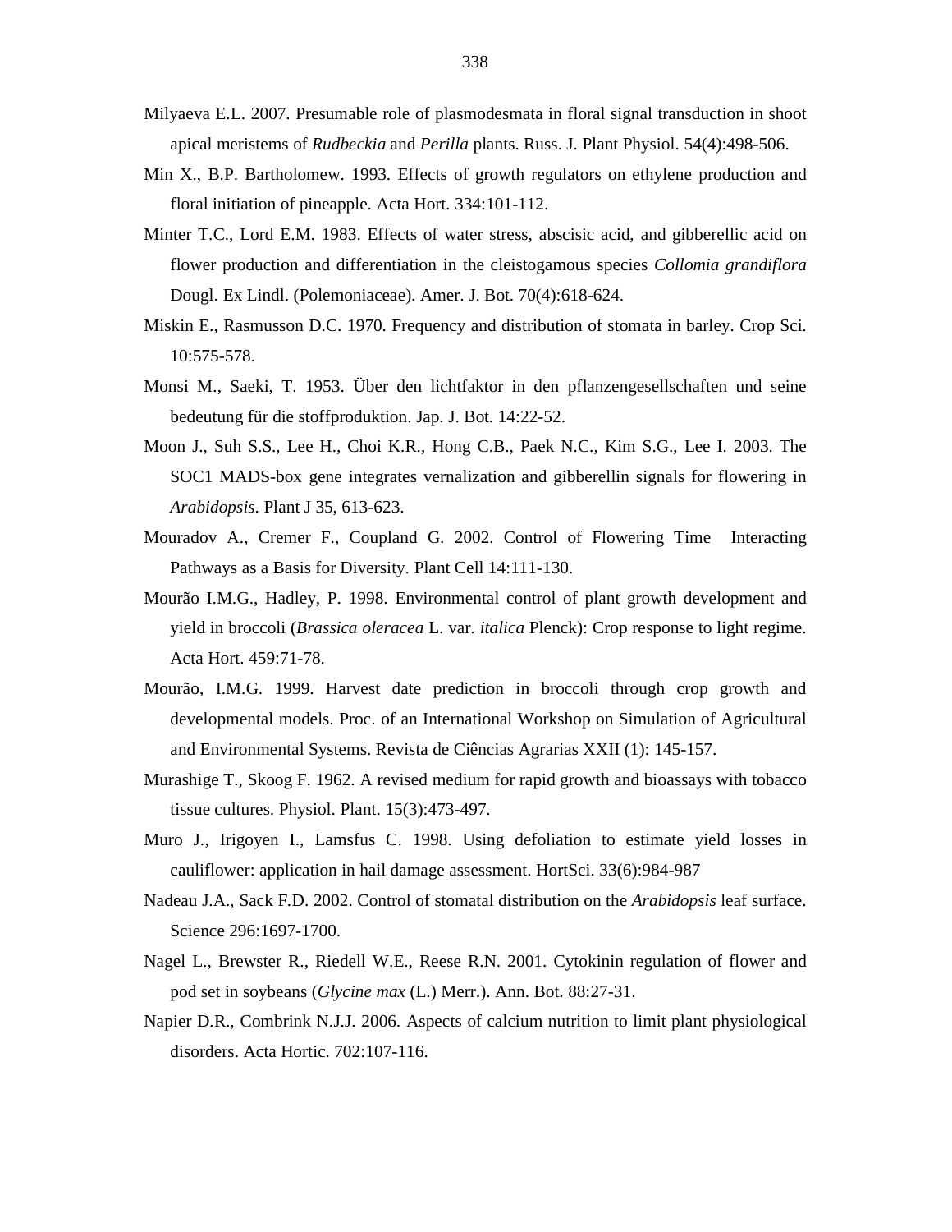Milyaeva E.L. 2007. Presumable role of plasmodesmata in floral signal transduction in shoot apical meristems of *Rudbeckia* and *Perilla* plants. Russ. J. Plant Physiol. 54(4):498-506.

Min X., B.P. Bartholomew. 1993. Effects of growth regulators on ethylene production and floral initiation of pineapple. Acta Hort. 334:101-112.

Minter T.C., Lord E.M. 1983. Effects of water stress, abscisic acid, and gibberellic acid on flower production and differentiation in the cleistogamous species *Collomia grandiflora* Dougl. Ex Lindl. (Polemoniaceae). Amer. J. Bot. 70(4):618-624.

Miskin E., Rasmusson D.C. 1970. Frequency and distribution of stomata in barley. Crop Sci. 10:575-578.

Monsi M., Saeki, T. 1953. Über den lichtfaktor in den pflanzengesellschaften und seine bedeutung für die stoffproduktion. Jap. J. Bot. 14:22-52.

Moon J., Suh S.S., Lee H., Choi K.R., Hong C.B., Paek N.C., Kim S.G., Lee I. 2003. The SOC1 MADS-box gene integrates vernalization and gibberellin signals for flowering in *Arabidopsis*. Plant J 35, 613-623.

Mouradov A., Cremer F., Coupland G. 2002. Control of Flowering Time Interacting Pathways as a Basis for Diversity. Plant Cell 14:111-130.

Mourão I.M.G., Hadley, P. 1998. Environmental control of plant growth development and yield in broccoli (*Brassica oleracea* L. var. *italica* Plenck): Crop response to light regime. Acta Hort. 459:71-78.

Mourão, I.M.G. 1999. Harvest date prediction in broccoli through crop growth and developmental models. Proc. of an International Workshop on Simulation of Agricultural and Environmental Systems. Revista de Ciências Agrarias XXII (1): 145-157.

Murashige T., Skoog F. 1962. A revised medium for rapid growth and bioassays with tobacco tissue cultures. Physiol. Plant. 15(3):473-497.

Muro J., Irigoyen I., Lamsfus C. 1998. Using defoliation to estimate yield losses in cauliflower: application in hail damage assessment. HortSci. 33(6):984-987

Nadeau J.A., Sack F.D. 2002. Control of stomatal distribution on the *Arabidopsis* leaf surface. Science 296:1697-1700.

Nagel L., Brewster R., Riedell W.E., Reese R.N. 2001. Cytokinin regulation of flower and pod set in soybeans (*Glycine max* (L.) Merr.). Ann. Bot. 88:27-31.

Napier D.R., Combrink N.J.J. 2006. Aspects of calcium nutrition to limit plant physiological disorders. Acta Hortic. 702:107-116.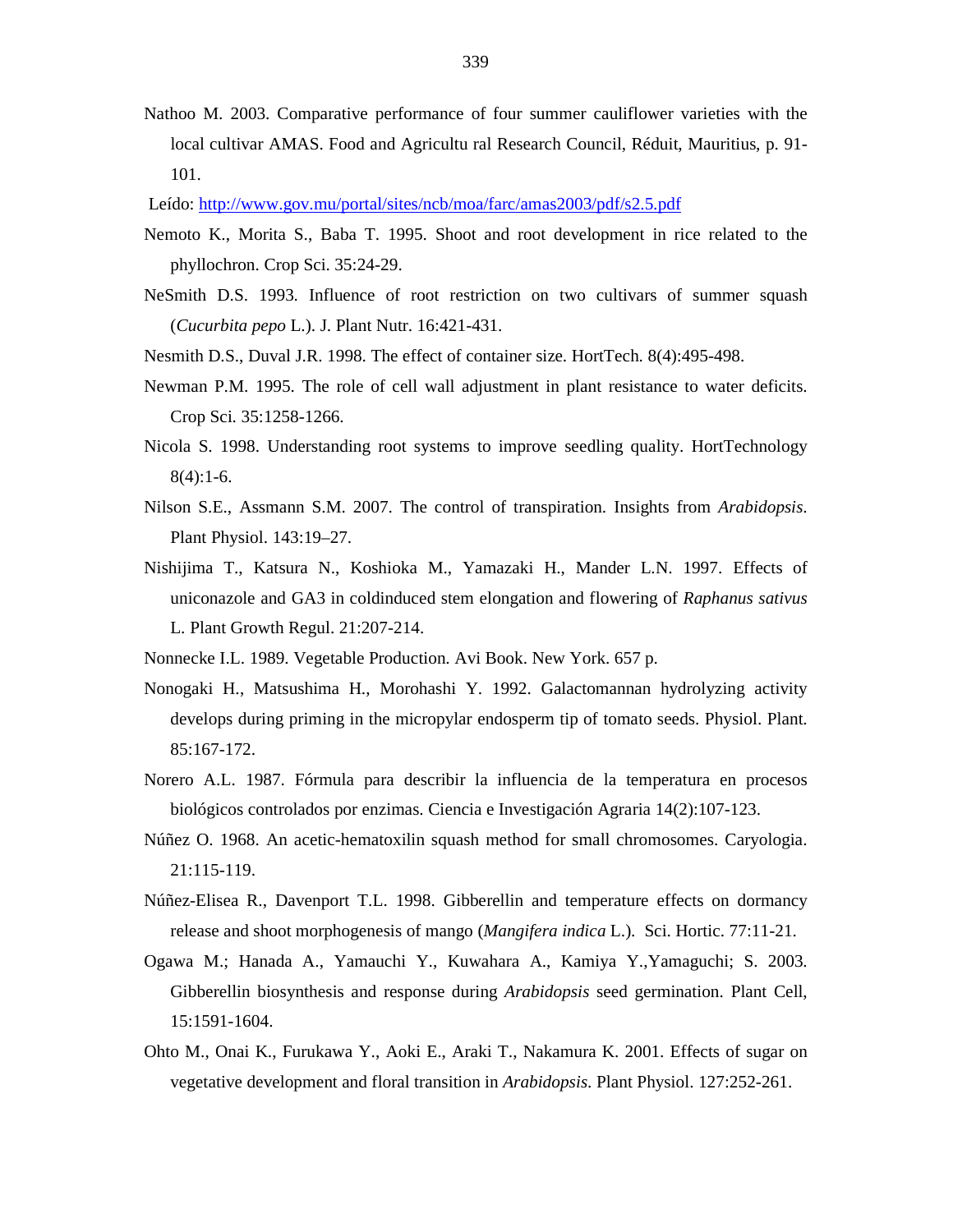Nathoo M. 2003. Comparative performance of four summer cauliflower varieties with the local cultivar AMAS. Food and Agricultu ral Research Council, Réduit, Mauritius, p. 91-101.

Leído: http://www.gov.mu/portal/sites/ncb/moa/farc/amas2003/pdf/s2.5.pdf

Nemoto K., Morita S., Baba T. 1995. Shoot and root development in rice related to the phyllochron. Crop Sci. 35:24-29.

NeSmith D.S. 1993. Influence of root restriction on two cultivars of summer squash (*Cucurbita pepo* L.). J. Plant Nutr. 16:421-431.

Nesmith D.S., Duval J.R. 1998. The effect of container size. HortTech. 8(4):495-498.

Newman P.M. 1995. The role of cell wall adjustment in plant resistance to water deficits. Crop Sci. 35:1258-1266.

Nicola S. 1998. Understanding root systems to improve seedling quality. HortTechnology 8(4):1-6.

Nilson S.E., Assmann S.M. 2007. The control of transpiration. Insights from *Arabidopsis*. Plant Physiol. 143:19–27.

Nishijima T., Katsura N., Koshioka M., Yamazaki H., Mander L.N. 1997. Effects of uniconazole and GA3 in coldinduced stem elongation and flowering of *Raphanus sativus* L. Plant Growth Regul. 21:207-214.

Nonnecke I.L. 1989. Vegetable Production. Avi Book. New York. 657 p.

Nonogaki H., Matsushima H., Morohashi Y. 1992. Galactomannan hydrolyzing activity develops during priming in the micropylar endosperm tip of tomato seeds. Physiol. Plant. 85:167-172.

Norero A.L. 1987. Fórmula para describir la influencia de la temperatura en procesos biológicos controlados por enzimas. Ciencia e Investigación Agraria 14(2):107-123.

Núñez O. 1968. An acetic-hematoxilin squash method for small chromosomes. Caryologia. 21:115-119.

Núñez-Elisea R., Davenport T.L. 1998. Gibberellin and temperature effects on dormancy release and shoot morphogenesis of mango (*Mangifera indica* L.). Sci. Hortic. 77:11-21.

Ogawa M.; Hanada A., Yamauchi Y., Kuwahara A., Kamiya Y.,Yamaguchi; S. 2003. Gibberellin biosynthesis and response during *Arabidopsis* seed germination. Plant Cell, 15:1591-1604.

Ohto M., Onai K., Furukawa Y., Aoki E., Araki T., Nakamura K. 2001. Effects of sugar on vegetative development and floral transition in *Arabidopsis*. Plant Physiol. 127:252-261.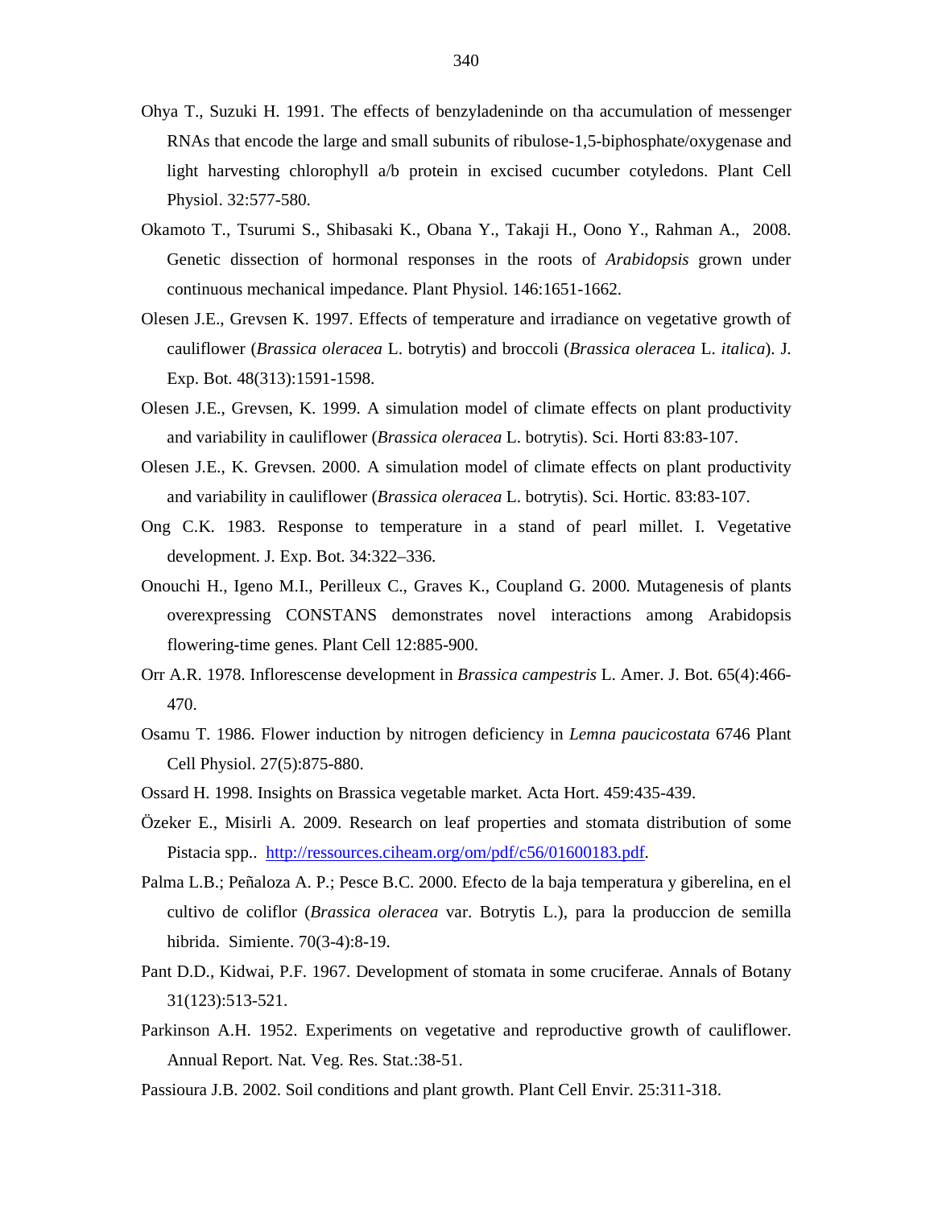Ohya T., Suzuki H. 1991. The effects of benzyladeninde on tha accumulation of messenger RNAs that encode the large and small subunits of ribulose-1,5-biphosphate/oxygenase and light harvesting chlorophyll a/b protein in excised cucumber cotyledons. Plant Cell Physiol. 32:577-580.

Okamoto T., Tsurumi S., Shibasaki K., Obana Y., Takaji H., Oono Y., Rahman A., 2008. Genetic dissection of hormonal responses in the roots of *Arabidopsis* grown under continuous mechanical impedance. Plant Physiol. 146:1651-1662.

Olesen J.E., Grevsen K. 1997. Effects of temperature and irradiance on vegetative growth of cauliflower (*Brassica oleracea* L. botrytis) and broccoli (*Brassica oleracea* L. *italica*). J. Exp. Bot. 48(313):1591-1598.

Olesen J.E., Grevsen, K. 1999. A simulation model of climate effects on plant productivity and variability in cauliflower (*Brassica oleracea* L. botrytis). Sci. Horti 83:83-107.

Olesen J.E., K. Grevsen. 2000. A simulation model of climate effects on plant productivity and variability in cauliflower (*Brassica oleracea* L. botrytis). Sci. Hortic. 83:83-107.

Ong C.K. 1983. Response to temperature in a stand of pearl millet. I. Vegetative development. J. Exp. Bot. 34:322–336.

Onouchi H., Igeno M.I., Perilleux C., Graves K., Coupland G. 2000. Mutagenesis of plants overexpressing CONSTANS demonstrates novel interactions among Arabidopsis flowering-time genes. Plant Cell 12:885-900.

Orr A.R. 1978. Inflorescense development in *Brassica campestris* L. Amer. J. Bot. 65(4):466-470.

Osamu T. 1986. Flower induction by nitrogen deficiency in *Lemna paucicostata* 6746 Plant Cell Physiol. 27(5):875-880.

Ossard H. 1998. Insights on Brassica vegetable market. Acta Hort. 459:435-439.

Özeker E., Misirli A. 2009. Research on leaf properties and stomata distribution of some Pistacia spp.. http://ressources.ciheam.org/om/pdf/c56/01600183.pdf.

Palma L.B.; Peñaloza A. P.; Pesce B.C. 2000. Efecto de la baja temperatura y giberelina, en el cultivo de coliflor (*Brassica oleracea* var. Botrytis L.), para la produccion de semilla hibrida. Simiente. 70(3-4):8-19.

Pant D.D., Kidwai, P.F. 1967. Development of stomata in some cruciferae. Annals of Botany 31(123):513-521.

Parkinson A.H. 1952. Experiments on vegetative and reproductive growth of cauliflower. Annual Report. Nat. Veg. Res. Stat.:38-51.

Passioura J.B. 2002. Soil conditions and plant growth. Plant Cell Envir. 25:311-318.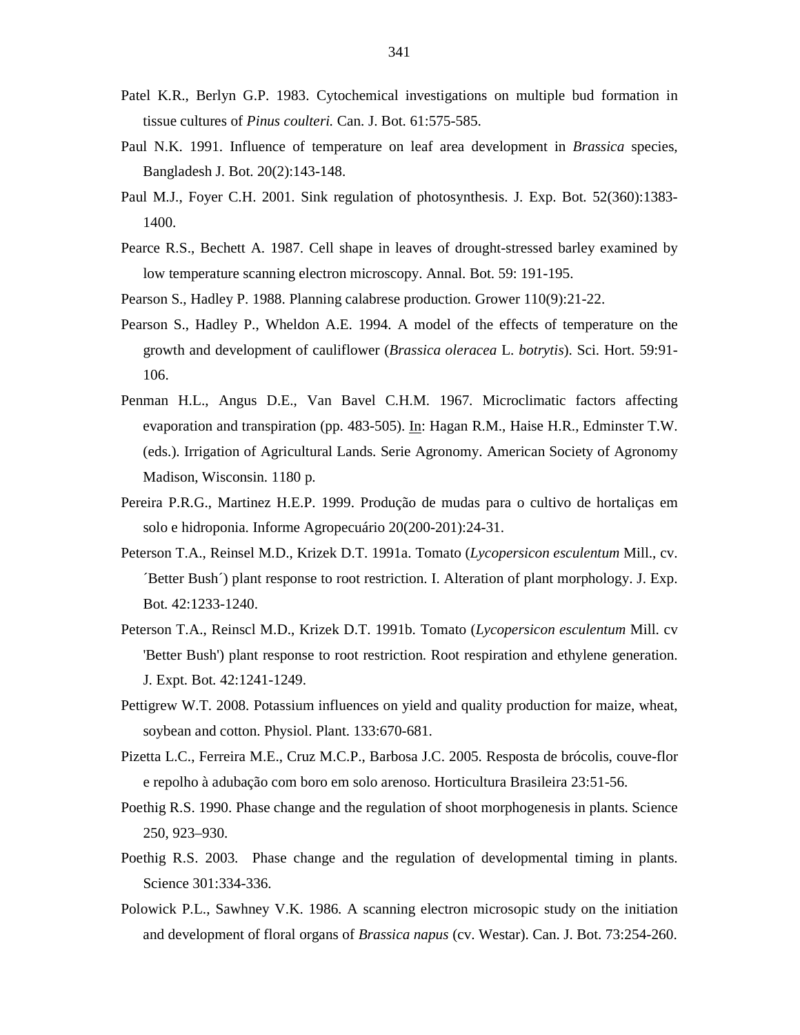Patel K.R., Berlyn G.P. 1983. Cytochemical investigations on multiple bud formation in tissue cultures of *Pinus coulteri.* Can. J. Bot. 61:575-585.

Paul N.K. 1991. Influence of temperature on leaf area development in *Brassica* species, Bangladesh J. Bot. 20(2):143-148.

Paul M.J., Foyer C.H. 2001. Sink regulation of photosynthesis. J. Exp. Bot. 52(360):1383-1400.

Pearce R.S., Bechett A. 1987. Cell shape in leaves of drought-stressed barley examined by low temperature scanning electron microscopy. Annal. Bot. 59: 191-195.

Pearson S., Hadley P. 1988. Planning calabrese production. Grower 110(9):21-22.

Pearson S., Hadley P., Wheldon A.E. 1994. A model of the effects of temperature on the growth and development of cauliflower (*Brassica oleracea* L. *botrytis*). Sci. Hort. 59:91-106.

Penman H.L., Angus D.E., Van Bavel C.H.M. 1967. Microclimatic factors affecting evaporation and transpiration (pp. 483-505). In: Hagan R.M., Haise H.R., Edminster T.W. (eds.). Irrigation of Agricultural Lands. Serie Agronomy. American Society of Agronomy Madison, Wisconsin. 1180 p.

Pereira P.R.G., Martinez H.E.P. 1999. Produção de mudas para o cultivo de hortaliças em solo e hidroponia. Informe Agropecuário 20(200-201):24-31.

Peterson T.A., Reinsel M.D., Krizek D.T. 1991a. Tomato (*Lycopersicon esculentum* Mill., cv. ´Better Bush´) plant response to root restriction. I. Alteration of plant morphology. J. Exp. Bot. 42:1233-1240.

Peterson T.A., Reinscl M.D., Krizek D.T. 1991b. Tomato (*Lycopersicon esculentum* Mill. cv 'Better Bush') plant response to root restriction. Root respiration and ethylene generation. J. Expt. Bot. 42:1241-1249.

Pettigrew W.T. 2008. Potassium influences on yield and quality production for maize, wheat, soybean and cotton. Physiol. Plant. 133:670-681.

Pizetta L.C., Ferreira M.E., Cruz M.C.P., Barbosa J.C. 2005. Resposta de brócolis, couve-flor e repolho à adubação com boro em solo arenoso. Horticultura Brasileira 23:51-56.

Poethig R.S. 1990. Phase change and the regulation of shoot morphogenesis in plants. Science 250, 923–930.

Poethig R.S. 2003. Phase change and the regulation of developmental timing in plants. Science 301:334-336.

Polowick P.L., Sawhney V.K. 1986. A scanning electron microsopic study on the initiation and development of floral organs of *Brassica napus* (cv. Westar). Can. J. Bot. 73:254-260.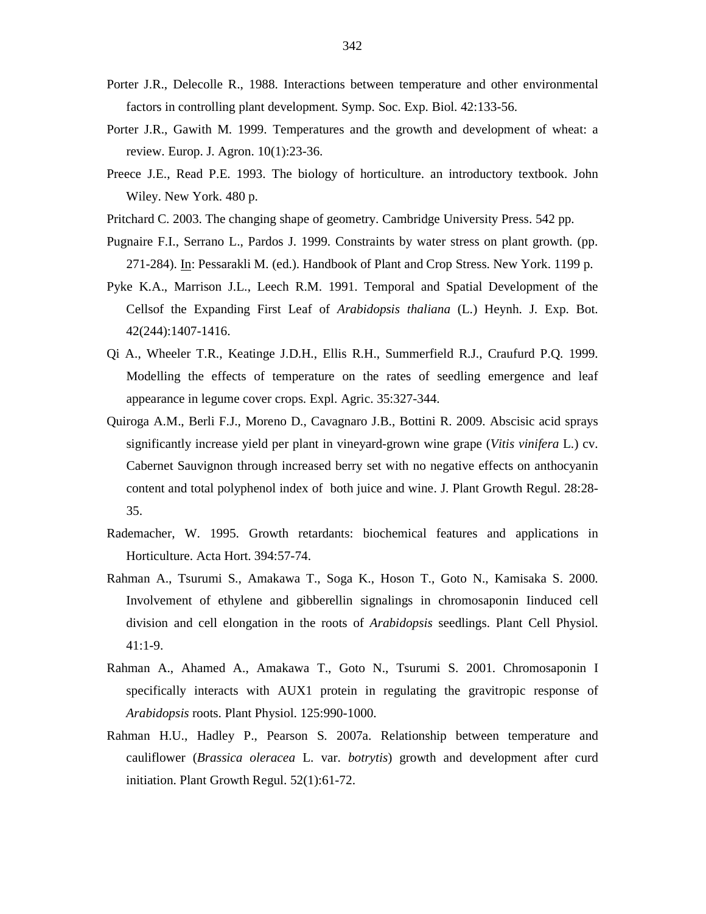Porter J.R., Delecolle R., 1988. Interactions between temperature and other environmental factors in controlling plant development. Symp. Soc. Exp. Biol. 42:133-56.

Porter J.R., Gawith M. 1999. Temperatures and the growth and development of wheat: a review. Europ. J. Agron. 10(1):23-36.

Preece J.E., Read P.E. 1993. The biology of horticulture. an introductory textbook. John Wiley. New York. 480 p.

Pritchard C. 2003. The changing shape of geometry. Cambridge University Press. 542 pp.

Pugnaire F.I., Serrano L., Pardos J. 1999. Constraints by water stress on plant growth. (pp. 271-284). In: Pessarakli M. (ed.). Handbook of Plant and Crop Stress. New York. 1199 p.

Pyke K.A., Marrison J.L., Leech R.M. 1991. Temporal and Spatial Development of the Cellsof the Expanding First Leaf of *Arabidopsis thaliana* (L.) Heynh. J. Exp. Bot. 42(244):1407-1416.

Qi A., Wheeler T.R., Keatinge J.D.H., Ellis R.H., Summerfield R.J., Craufurd P.Q. 1999. Modelling the effects of temperature on the rates of seedling emergence and leaf appearance in legume cover crops. Expl. Agric. 35:327-344.

Quiroga A.M., Berli F.J., Moreno D., Cavagnaro J.B., Bottini R. 2009. Abscisic acid sprays significantly increase yield per plant in vineyard-grown wine grape (*Vitis vinifera* L.) cv. Cabernet Sauvignon through increased berry set with no negative effects on anthocyanin content and total polyphenol index of both juice and wine. J. Plant Growth Regul. 28:28-35.

Rademacher, W. 1995. Growth retardants: biochemical features and applications in Horticulture. Acta Hort. 394:57-74.

Rahman A., Tsurumi S., Amakawa T., Soga K., Hoson T., Goto N., Kamisaka S. 2000. Involvement of ethylene and gibberellin signalings in chromosaponin Iinduced cell division and cell elongation in the roots of *Arabidopsis* seedlings. Plant Cell Physiol. 41:1-9.

Rahman A., Ahamed A., Amakawa T., Goto N., Tsurumi S. 2001. Chromosaponin I specifically interacts with AUX1 protein in regulating the gravitropic response of *Arabidopsis* roots. Plant Physiol. 125:990-1000.

Rahman H.U., Hadley P., Pearson S. 2007a. Relationship between temperature and cauliflower (*Brassica oleracea* L. var. *botrytis*) growth and development after curd initiation. Plant Growth Regul. 52(1):61-72.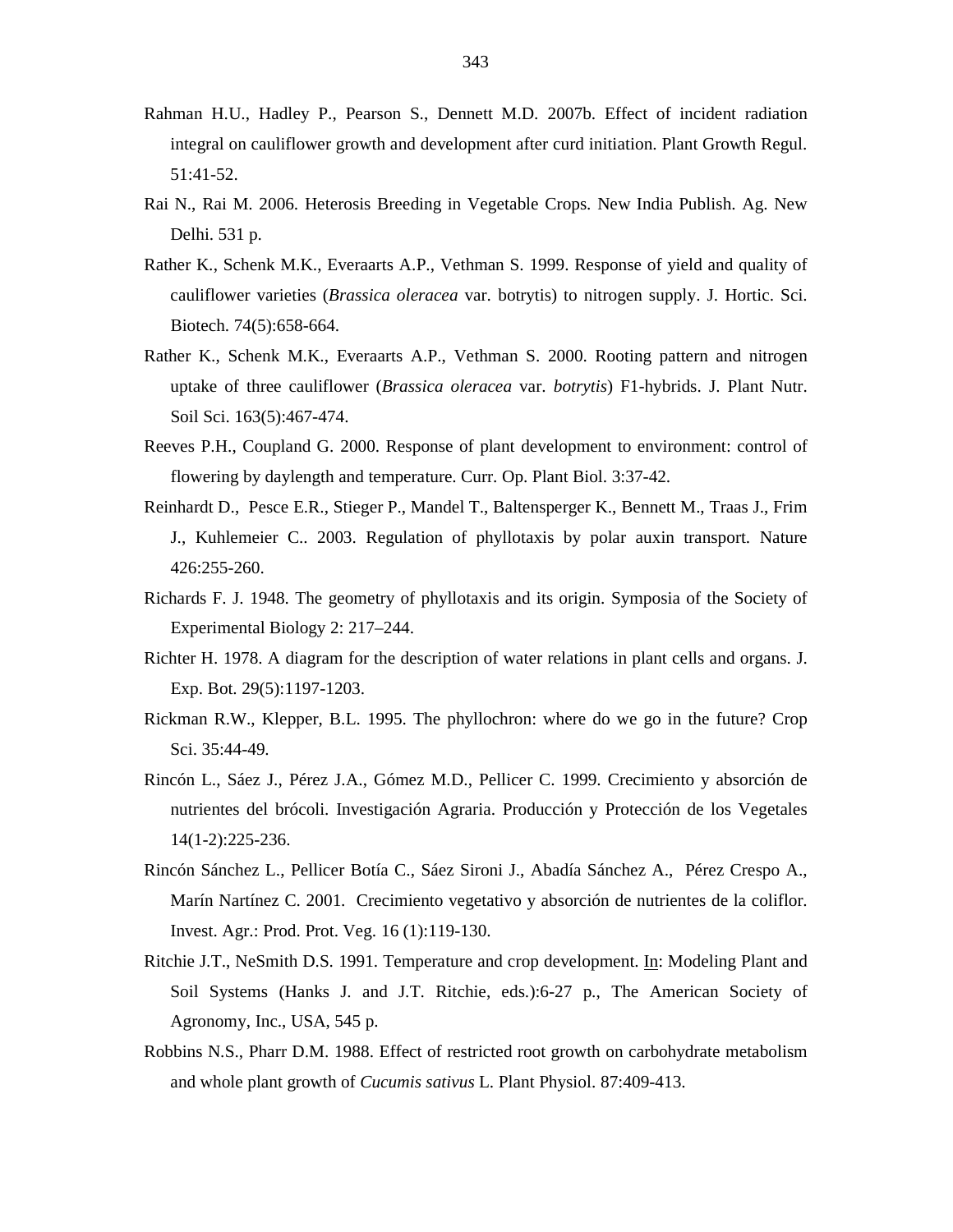Rahman H.U., Hadley P., Pearson S., Dennett M.D. 2007b. Effect of incident radiation integral on cauliflower growth and development after curd initiation. Plant Growth Regul. 51:41-52.

Rai N., Rai M. 2006. Heterosis Breeding in Vegetable Crops. New India Publish. Ag. New Delhi. 531 p.

Rather K., Schenk M.K., Everaarts A.P., Vethman S. 1999. Response of yield and quality of cauliflower varieties (*Brassica oleracea* var. botrytis) to nitrogen supply. J. Hortic. Sci. Biotech. 74(5):658-664.

Rather K., Schenk M.K., Everaarts A.P., Vethman S. 2000. Rooting pattern and nitrogen uptake of three cauliflower (*Brassica oleracea* var. *botrytis*) F1-hybrids. J. Plant Nutr. Soil Sci. 163(5):467-474.

Reeves P.H., Coupland G. 2000. Response of plant development to environment: control of flowering by daylength and temperature. Curr. Op. Plant Biol. 3:37-42.

Reinhardt D., Pesce E.R., Stieger P., Mandel T., Baltensperger K., Bennett M., Traas J., Frim J., Kuhlemeier C.. 2003. Regulation of phyllotaxis by polar auxin transport. Nature 426:255-260.

Richards F. J. 1948. The geometry of phyllotaxis and its origin. Symposia of the Society of Experimental Biology 2: 217–244.

Richter H. 1978. A diagram for the description of water relations in plant cells and organs. J. Exp. Bot. 29(5):1197-1203.

Rickman R.W., Klepper, B.L. 1995. The phyllochron: where do we go in the future? Crop Sci. 35:44-49.

Rincón L., Sáez J., Pérez J.A., Gómez M.D., Pellicer C. 1999. Crecimiento y absorción de nutrientes del brócoli. Investigación Agraria. Producción y Protección de los Vegetales 14(1-2):225-236.

Rincón Sánchez L., Pellicer Botía C., Sáez Sironi J., Abadía Sánchez A., Pérez Crespo A., Marín Nartínez C. 2001. Crecimiento vegetativo y absorción de nutrientes de la coliflor. Invest. Agr.: Prod. Prot. Veg. 16 (1):119-130.

Ritchie J.T., NeSmith D.S. 1991. Temperature and crop development. In: Modeling Plant and Soil Systems (Hanks J. and J.T. Ritchie, eds.):6-27 p., The American Society of Agronomy, Inc., USA, 545 p.

Robbins N.S., Pharr D.M. 1988. Effect of restricted root growth on carbohydrate metabolism and whole plant growth of *Cucumis sativus* L. Plant Physiol. 87:409-413.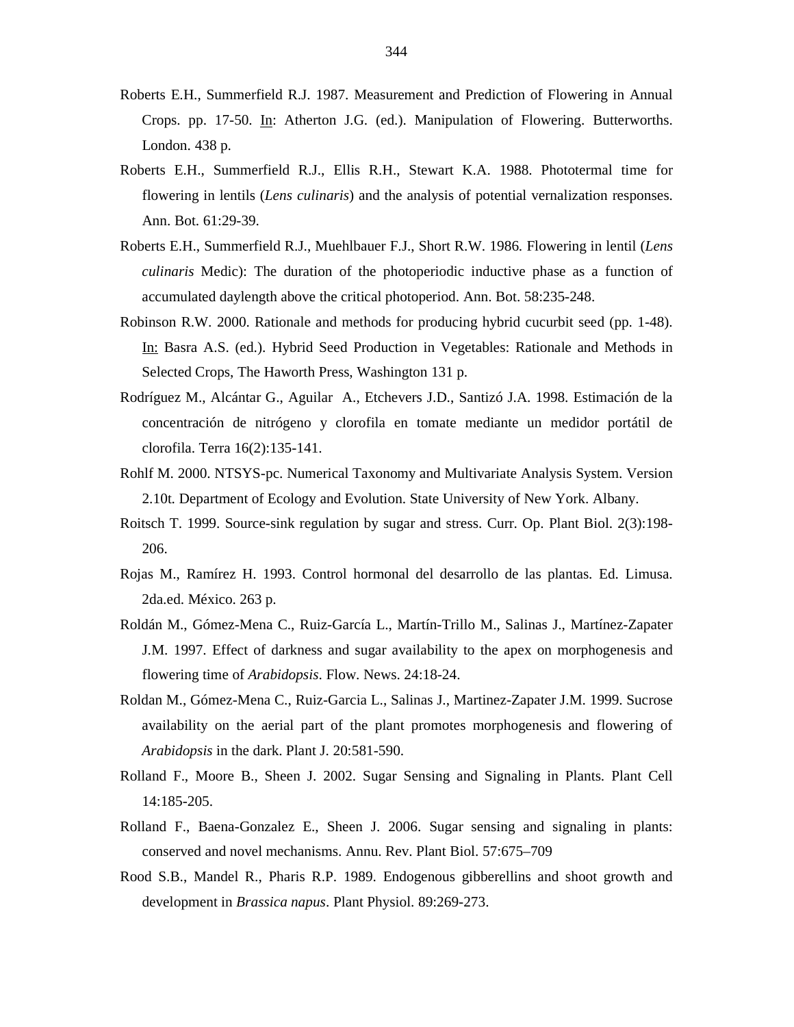Roberts E.H., Summerfield R.J. 1987. Measurement and Prediction of Flowering in Annual Crops. pp. 17-50. In: Atherton J.G. (ed.). Manipulation of Flowering. Butterworths. London. 438 p.

Roberts E.H., Summerfield R.J., Ellis R.H., Stewart K.A. 1988. Phototermal time for flowering in lentils (*Lens culinaris*) and the analysis of potential vernalization responses. Ann. Bot. 61:29-39.

Roberts E.H., Summerfield R.J., Muehlbauer F.J., Short R.W. 1986. Flowering in lentil (*Lens culinaris* Medic): The duration of the photoperiodic inductive phase as a function of accumulated daylength above the critical photoperiod. Ann. Bot. 58:235-248.

Robinson R.W. 2000. Rationale and methods for producing hybrid cucurbit seed (pp. 1-48). In: Basra A.S. (ed.). Hybrid Seed Production in Vegetables: Rationale and Methods in Selected Crops, The Haworth Press, Washington 131 p.

Rodríguez M., Alcántar G., Aguilar A., Etchevers J.D., Santizó J.A. 1998. Estimación de la concentración de nitrógeno y clorofila en tomate mediante un medidor portátil de clorofila. Terra 16(2):135-141.

Rohlf M. 2000. NTSYS-pc. Numerical Taxonomy and Multivariate Analysis System. Version 2.10t. Department of Ecology and Evolution. State University of New York. Albany.

Roitsch T. 1999. Source-sink regulation by sugar and stress. Curr. Op. Plant Biol. 2(3):198-206.

Rojas M., Ramírez H. 1993. Control hormonal del desarrollo de las plantas. Ed. Limusa. 2da.ed. México. 263 p.

Roldán M., Gómez-Mena C., Ruiz-García L., Martín-Trillo M., Salinas J., Martínez-Zapater J.M. 1997. Effect of darkness and sugar availability to the apex on morphogenesis and flowering time of *Arabidopsis*. Flow. News. 24:18-24.

Roldan M., Gómez-Mena C., Ruiz-Garcia L., Salinas J., Martinez-Zapater J.M. 1999. Sucrose availability on the aerial part of the plant promotes morphogenesis and flowering of *Arabidopsis* in the dark. Plant J. 20:581-590.

Rolland F., Moore B., Sheen J. 2002. Sugar Sensing and Signaling in Plants. Plant Cell 14:185-205.

Rolland F., Baena-Gonzalez E., Sheen J. 2006. Sugar sensing and signaling in plants: conserved and novel mechanisms. Annu. Rev. Plant Biol. 57:675–709

Rood S.B., Mandel R., Pharis R.P. 1989. Endogenous gibberellins and shoot growth and development in *Brassica napus*. Plant Physiol. 89:269-273.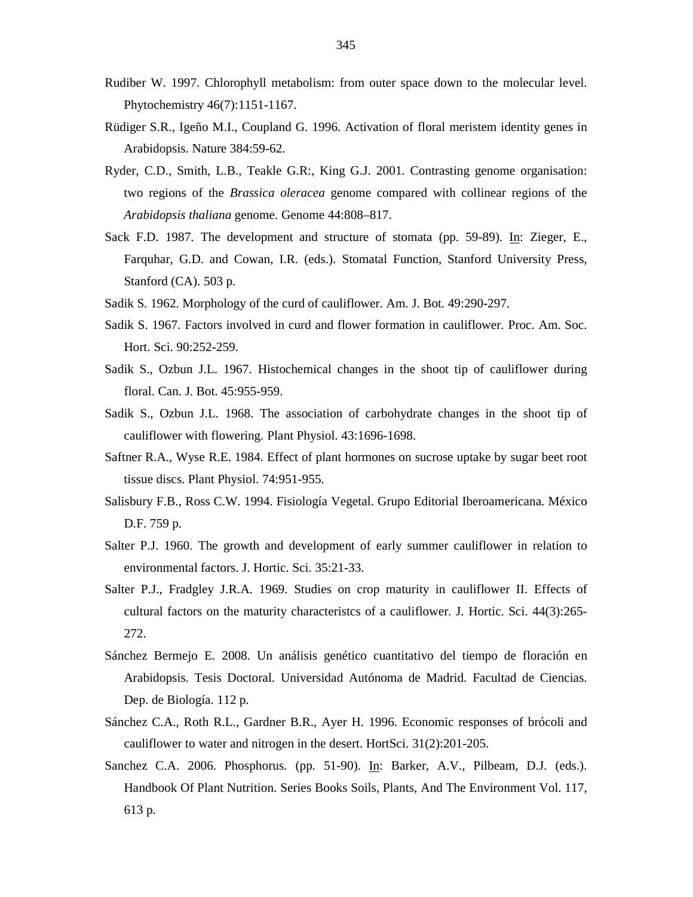Rudiber W. 1997. Chlorophyll metabolism: from outer space down to the molecular level. Phytochemistry 46(7):1151-1167.

Rüdiger S.R., Igeño M.I., Coupland G. 1996. Activation of floral meristem identity genes in Arabidopsis. Nature 384:59-62.

Ryder, C.D., Smith, L.B., Teakle G.R:, King G.J. 2001. Contrasting genome organisation: two regions of the *Brassica oleracea* genome compared with collinear regions of the *Arabidopsis thaliana* genome. Genome 44:808–817.

Sack F.D. 1987. The development and structure of stomata (pp. 59-89). In: Zieger, E., Farquhar, G.D. and Cowan, I.R. (eds.). Stomatal Function, Stanford University Press, Stanford (CA). 503 p.

Sadik S. 1962. Morphology of the curd of cauliflower. Am. J. Bot. 49:290-297.

Sadik S. 1967. Factors involved in curd and flower formation in cauliflower. Proc. Am. Soc. Hort. Sci. 90:252-259.

Sadik S., Ozbun J.L. 1967. Histochemical changes in the shoot tip of cauliflower during floral. Can. J. Bot. 45:955-959.

Sadik S., Ozbun J.L. 1968. The association of carbohydrate changes in the shoot tip of cauliflower with flowering. Plant Physiol. 43:1696-1698.

Saftner R.A., Wyse R.E. 1984. Effect of plant hormones on sucrose uptake by sugar beet root tissue discs. Plant Physiol. 74:951-955.

Salisbury F.B., Ross C.W. 1994. Fisiología Vegetal. Grupo Editorial Iberoamericana. México D.F. 759 p.

Salter P.J. 1960. The growth and development of early summer cauliflower in relation to environmental factors. J. Hortic. Sci. 35:21-33.

Salter P.J., Fradgley J.R.A. 1969. Studies on crop maturity in cauliflower II. Effects of cultural factors on the maturity characteristcs of a cauliflower. J. Hortic. Sci. 44(3):265-272.

Sánchez Bermejo E. 2008. Un análisis genético cuantitativo del tiempo de floración en Arabidopsis. Tesis Doctoral. Universidad Autónoma de Madrid. Facultad de Ciencias. Dep. de Biología. 112 p.

Sánchez C.A., Roth R.L., Gardner B.R., Ayer H. 1996. Economic responses of brócoli and cauliflower to water and nitrogen in the desert. HortSci. 31(2):201-205.

Sanchez C.A. 2006. Phosphorus. (pp. 51-90). In: Barker, A.V., Pilbeam, D.J. (eds.). Handbook Of Plant Nutrition. Series Books Soils, Plants, And The Environment Vol. 117, 613 p.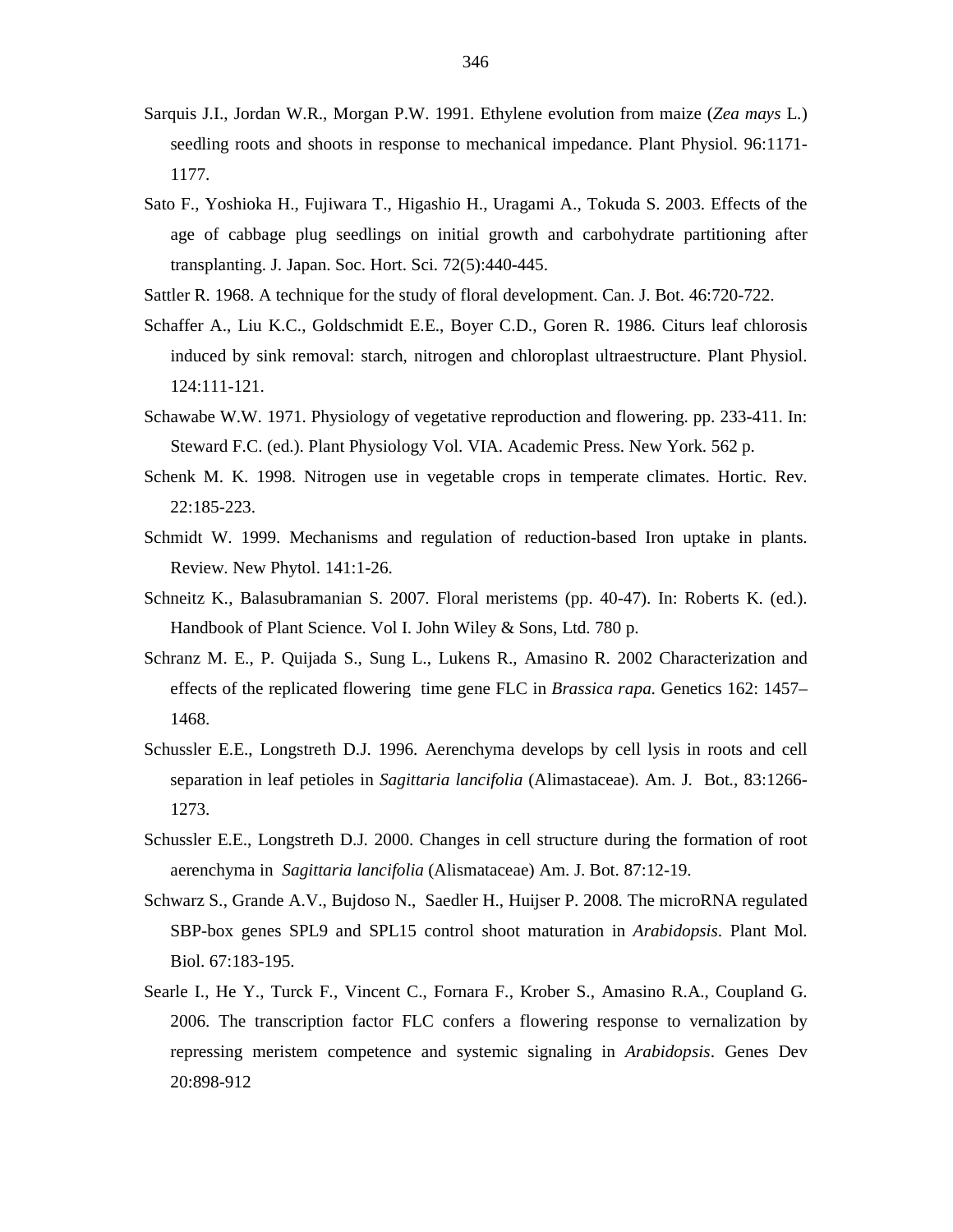Sarquis J.I., Jordan W.R., Morgan P.W. 1991. Ethylene evolution from maize (*Zea mays* L.) seedling roots and shoots in response to mechanical impedance. Plant Physiol. 96:1171-1177.

Sato F., Yoshioka H., Fujiwara T., Higashio H., Uragami A., Tokuda S. 2003. Effects of the age of cabbage plug seedlings on initial growth and carbohydrate partitioning after transplanting. J. Japan. Soc. Hort. Sci. 72(5):440-445.

Sattler R. 1968. A technique for the study of floral development. Can. J. Bot. 46:720-722.

Schaffer A., Liu K.C., Goldschmidt E.E., Boyer C.D., Goren R. 1986. Citurs leaf chlorosis induced by sink removal: starch, nitrogen and chloroplast ultraestructure. Plant Physiol. 124:111-121.

Schawabe W.W. 1971. Physiology of vegetative reproduction and flowering. pp. 233-411. In: Steward F.C. (ed.). Plant Physiology Vol. VIA. Academic Press. New York. 562 p.

Schenk M. K. 1998. Nitrogen use in vegetable crops in temperate climates. Hortic. Rev. 22:185-223.

Schmidt W. 1999. Mechanisms and regulation of reduction-based Iron uptake in plants. Review. New Phytol. 141:1-26.

Schneitz K., Balasubramanian S. 2007. Floral meristems (pp. 40-47). In: Roberts K. (ed.). Handbook of Plant Science. Vol I. John Wiley & Sons, Ltd. 780 p.

Schranz M. E., P. Quijada S., Sung L., Lukens R., Amasino R. 2002 Characterization and effects of the replicated flowering time gene FLC in *Brassica rapa*. Genetics 162: 1457–1468.

Schussler E.E., Longstreth D.J. 1996. Aerenchyma develops by cell lysis in roots and cell separation in leaf petioles in *Sagittaria lancifolia* (Alimastaceae). Am. J. Bot., 83:1266-1273.

Schussler E.E., Longstreth D.J. 2000. Changes in cell structure during the formation of root aerenchyma in *Sagittaria lancifolia* (Alismataceae) Am. J. Bot. 87:12-19.

Schwarz S., Grande A.V., Bujdoso N., Saedler H., Huijser P. 2008. The microRNA regulated SBP-box genes SPL9 and SPL15 control shoot maturation in *Arabidopsis*. Plant Mol. Biol. 67:183-195.

Searle I., He Y., Turck F., Vincent C., Fornara F., Krober S., Amasino R.A., Coupland G. 2006. The transcription factor FLC confers a flowering response to vernalization by repressing meristem competence and systemic signaling in *Arabidopsis*. Genes Dev 20:898-912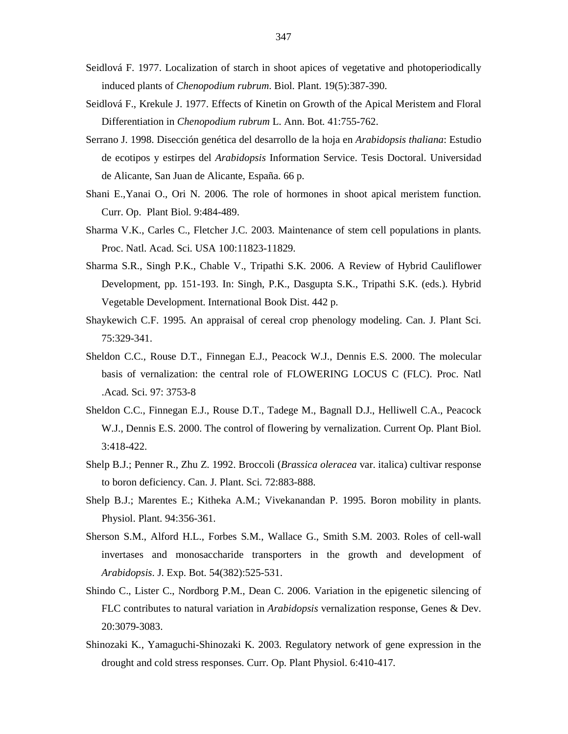Seidlová F. 1977. Localization of starch in shoot apices of vegetative and photoperiodically induced plants of *Chenopodium rubrum*. Biol. Plant. 19(5):387-390.

Seidlová F., Krekule J. 1977. Effects of Kinetin on Growth of the Apical Meristem and Floral Differentiation in *Chenopodium rubrum* L. Ann. Bot. 41:755-762.

Serrano J. 1998. Disección genética del desarrollo de la hoja en *Arabidopsis thaliana*: Estudio de ecotipos y estirpes del *Arabidopsis* Information Service. Tesis Doctoral. Universidad de Alicante, San Juan de Alicante, España. 66 p.

Shani E.,Yanai O., Ori N. 2006. The role of hormones in shoot apical meristem function. Curr. Op. Plant Biol. 9:484-489.

Sharma V.K., Carles C., Fletcher J.C. 2003. Maintenance of stem cell populations in plants. Proc. Natl. Acad. Sci. USA 100:11823-11829.

Sharma S.R., Singh P.K., Chable V., Tripathi S.K. 2006. A Review of Hybrid Cauliflower Development, pp. 151-193. In: Singh, P.K., Dasgupta S.K., Tripathi S.K. (eds.). Hybrid Vegetable Development. International Book Dist. 442 p.

Shaykewich C.F. 1995. An appraisal of cereal crop phenology modeling. Can. J. Plant Sci. 75:329-341.

Sheldon C.C., Rouse D.T., Finnegan E.J., Peacock W.J., Dennis E.S. 2000. The molecular basis of vernalization: the central role of FLOWERING LOCUS C (FLC). Proc. Natl .Acad. Sci. 97: 3753-8

Sheldon C.C., Finnegan E.J., Rouse D.T., Tadege M., Bagnall D.J., Helliwell C.A., Peacock W.J., Dennis E.S. 2000. The control of flowering by vernalization. Current Op. Plant Biol. 3:418-422.

Shelp B.J.; Penner R., Zhu Z. 1992. Broccoli (*Brassica oleracea* var. italica) cultivar response to boron deficiency. Can. J. Plant. Sci. 72:883-888.

Shelp B.J.; Marentes E.; Kitheka A.M.; Vivekanandan P. 1995. Boron mobility in plants. Physiol. Plant. 94:356-361.

Sherson S.M., Alford H.L., Forbes S.M., Wallace G., Smith S.M. 2003. Roles of cell-wall invertases and monosaccharide transporters in the growth and development of *Arabidopsis*. J. Exp. Bot. 54(382):525-531.

Shindo C., Lister C., Nordborg P.M., Dean C. 2006. Variation in the epigenetic silencing of FLC contributes to natural variation in *Arabidopsis* vernalization response, Genes & Dev. 20:3079-3083.

Shinozaki K., Yamaguchi-Shinozaki K. 2003. Regulatory network of gene expression in the drought and cold stress responses. Curr. Op. Plant Physiol. 6:410-417.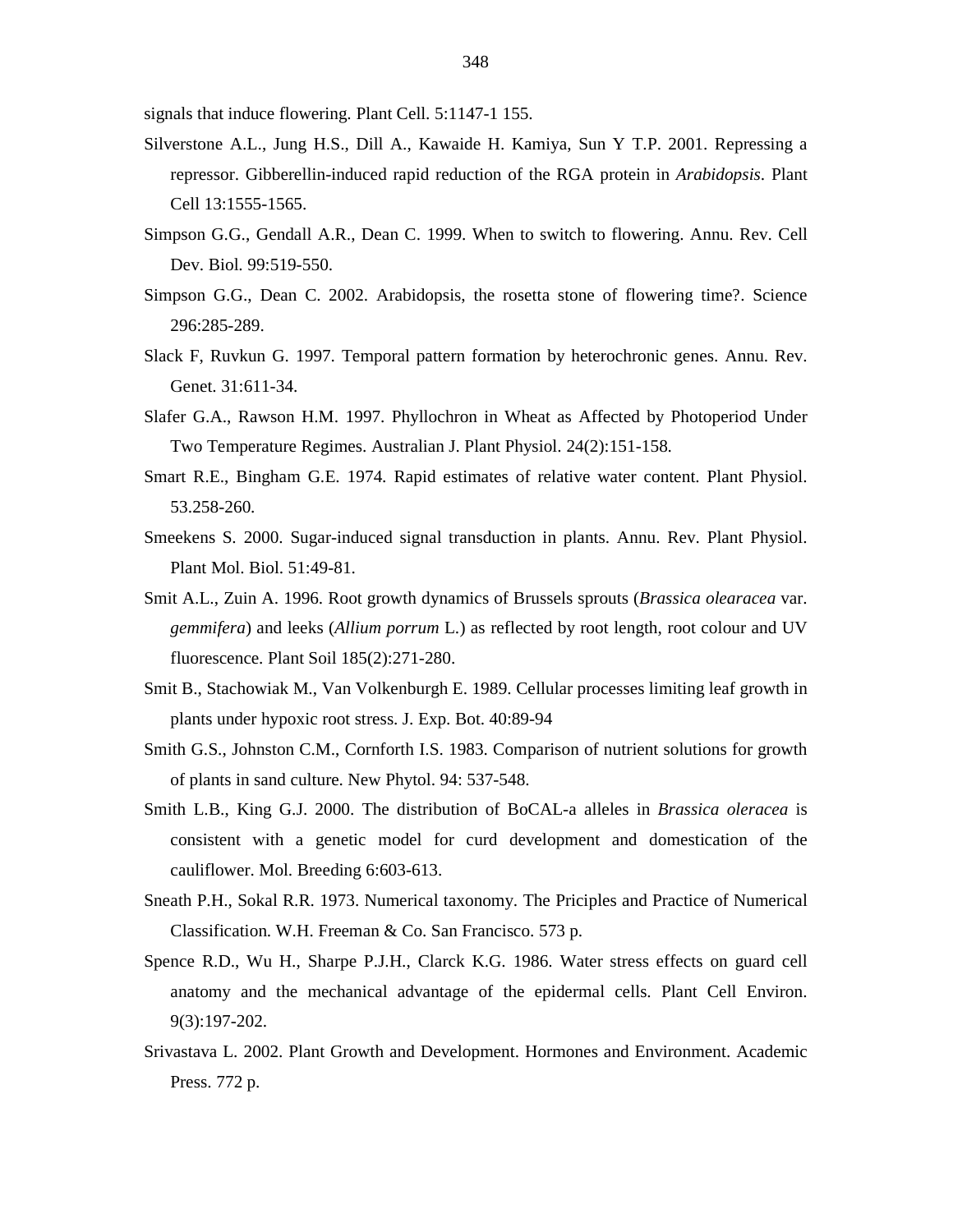signals that induce flowering. Plant Cell. 5:1147-1 155.

Silverstone A.L., Jung H.S., Dill A., Kawaide H. Kamiya, Sun Y T.P. 2001. Repressing a repressor. Gibberellin-induced rapid reduction of the RGA protein in *Arabidopsis*. Plant Cell 13:1555-1565.

Simpson G.G., Gendall A.R., Dean C. 1999. When to switch to flowering. Annu. Rev. Cell Dev. Biol. 99:519-550.

Simpson G.G., Dean C. 2002. Arabidopsis, the rosetta stone of flowering time?. Science 296:285-289.

Slack F, Ruvkun G. 1997. Temporal pattern formation by heterochronic genes. Annu. Rev. Genet. 31:611-34.

Slafer G.A., Rawson H.M. 1997. Phyllochron in Wheat as Affected by Photoperiod Under Two Temperature Regimes. Australian J. Plant Physiol. 24(2):151-158.

Smart R.E., Bingham G.E. 1974. Rapid estimates of relative water content. Plant Physiol. 53.258-260.

Smeekens S. 2000. Sugar-induced signal transduction in plants. Annu. Rev. Plant Physiol. Plant Mol. Biol. 51:49-81.

Smit A.L., Zuin A. 1996. Root growth dynamics of Brussels sprouts (*Brassica olearacea* var. *gemmifera*) and leeks (*Allium porrum* L.) as reflected by root length, root colour and UV fluorescence. Plant Soil 185(2):271-280.

Smit B., Stachowiak M., Van Volkenburgh E. 1989. Cellular processes limiting leaf growth in plants under hypoxic root stress. J. Exp. Bot. 40:89-94

Smith G.S., Johnston C.M., Cornforth I.S. 1983. Comparison of nutrient solutions for growth of plants in sand culture. New Phytol. 94: 537-548.

Smith L.B., King G.J. 2000. The distribution of BoCAL-a alleles in *Brassica oleracea* is consistent with a genetic model for curd development and domestication of the cauliflower. Mol. Breeding 6:603-613.

Sneath P.H., Sokal R.R. 1973. Numerical taxonomy. The Priciples and Practice of Numerical Classification. W.H. Freeman & Co. San Francisco. 573 p.

Spence R.D., Wu H., Sharpe P.J.H., Clarck K.G. 1986. Water stress effects on guard cell anatomy and the mechanical advantage of the epidermal cells. Plant Cell Environ. 9(3):197-202.

Srivastava L. 2002. Plant Growth and Development. Hormones and Environment. Academic Press. 772 p.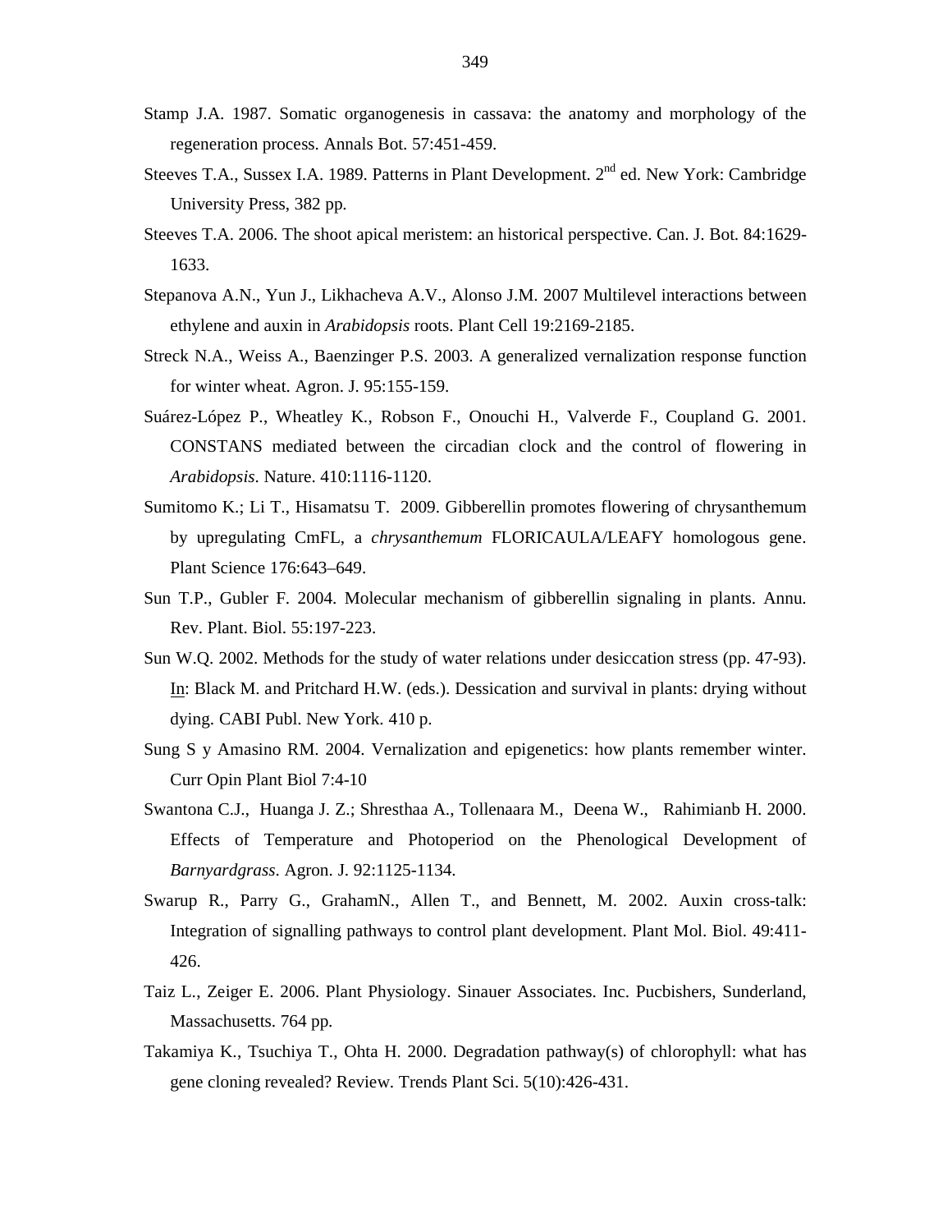Stamp J.A. 1987. Somatic organogenesis in cassava: the anatomy and morphology of the regeneration process. Annals Bot. 57:451-459.

Steeves T.A., Sussex I.A. 1989. Patterns in Plant Development. 2nd ed. New York: Cambridge University Press, 382 pp.

Steeves T.A. 2006. The shoot apical meristem: an historical perspective. Can. J. Bot. 84:1629-1633.

Stepanova A.N., Yun J., Likhacheva A.V., Alonso J.M. 2007 Multilevel interactions between ethylene and auxin in *Arabidopsis* roots. Plant Cell 19:2169-2185.

Streck N.A., Weiss A., Baenzinger P.S. 2003. A generalized vernalization response function for winter wheat. Agron. J. 95:155-159.

Suárez-López P., Wheatley K., Robson F., Onouchi H., Valverde F., Coupland G. 2001. CONSTANS mediated between the circadian clock and the control of flowering in *Arabidopsis*. Nature. 410:1116-1120.

Sumitomo K.; Li T., Hisamatsu T. 2009. Gibberellin promotes flowering of chrysanthemum by upregulating CmFL, a *chrysanthemum* FLORICAULA/LEAFY homologous gene. Plant Science 176:643–649.

Sun T.P., Gubler F. 2004. Molecular mechanism of gibberellin signaling in plants. Annu. Rev. Plant. Biol. 55:197-223.

Sun W.Q. 2002. Methods for the study of water relations under desiccation stress (pp. 47-93). In: Black M. and Pritchard H.W. (eds.). Dessication and survival in plants: drying without dying. CABI Publ. New York. 410 p.

Sung S y Amasino RM. 2004. Vernalization and epigenetics: how plants remember winter. Curr Opin Plant Biol 7:4-10

Swantona C.J., Huanga J. Z.; Shresthaa A., Tollenaara M., Deena W., Rahimianb H. 2000. Effects of Temperature and Photoperiod on the Phenological Development of *Barnyardgrass*. Agron. J. 92:1125-1134.

Swarup R., Parry G., GrahamN., Allen T., and Bennett, M. 2002. Auxin cross-talk: Integration of signalling pathways to control plant development. Plant Mol. Biol. 49:411-426.

Taiz L., Zeiger E. 2006. Plant Physiology. Sinauer Associates. Inc. Pucbishers, Sunderland, Massachusetts. 764 pp.

Takamiya K., Tsuchiya T., Ohta H. 2000. Degradation pathway(s) of chlorophyll: what has gene cloning revealed? Review. Trends Plant Sci. 5(10):426-431.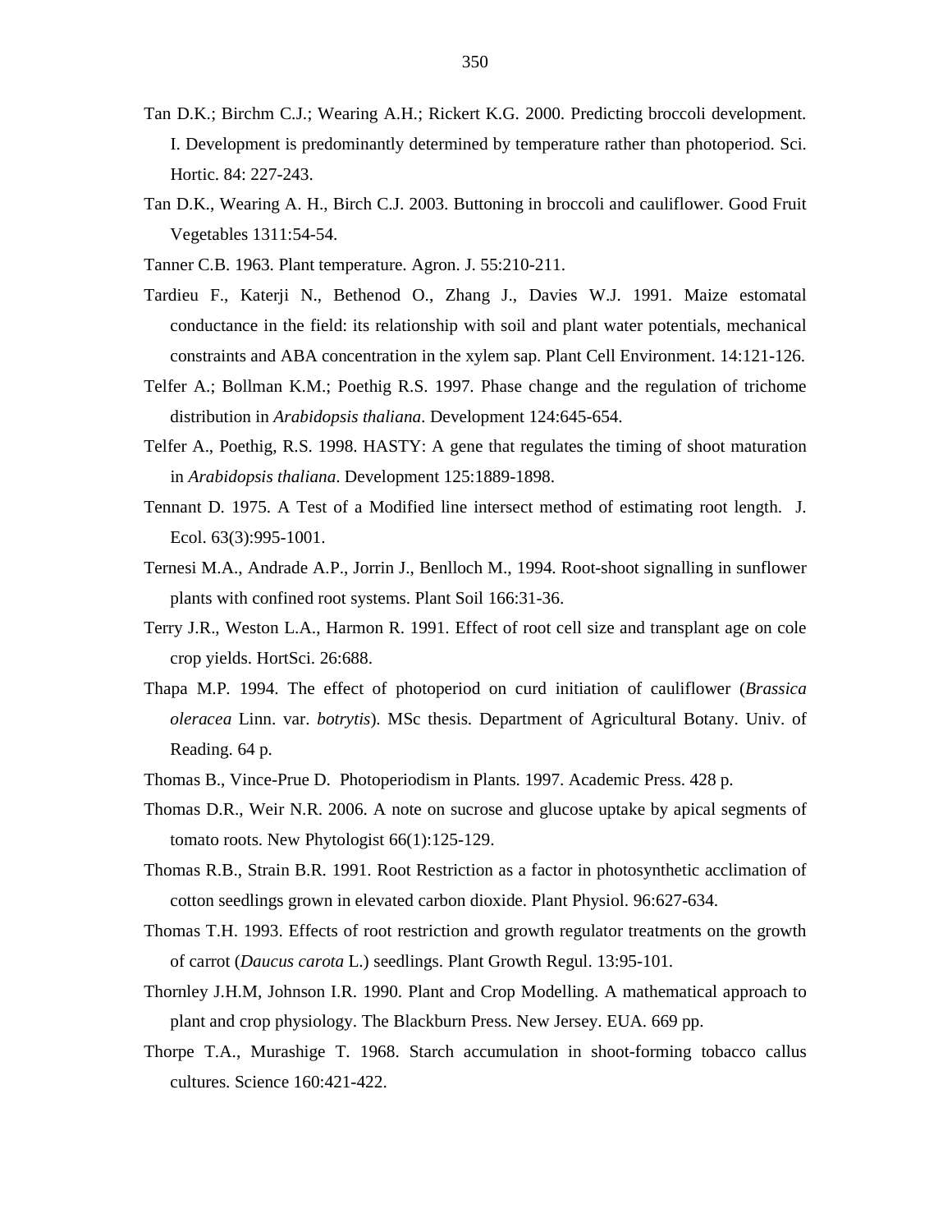Tan D.K.; Birchm C.J.; Wearing A.H.; Rickert K.G. 2000. Predicting broccoli development. I. Development is predominantly determined by temperature rather than photoperiod. Sci. Hortic. 84: 227-243.

Tan D.K., Wearing A. H., Birch C.J. 2003. Buttoning in broccoli and cauliflower. Good Fruit Vegetables 1311:54-54.

Tanner C.B. 1963. Plant temperature. Agron. J. 55:210-211.

Tardieu F., Katerji N., Bethenod O., Zhang J., Davies W.J. 1991. Maize estomatal conductance in the field: its relationship with soil and plant water potentials, mechanical constraints and ABA concentration in the xylem sap. Plant Cell Environment. 14:121-126.

Telfer A.; Bollman K.M.; Poethig R.S. 1997. Phase change and the regulation of trichome distribution in *Arabidopsis thaliana*. Development 124:645-654.

Telfer A., Poethig, R.S. 1998. HASTY: A gene that regulates the timing of shoot maturation in *Arabidopsis thaliana*. Development 125:1889-1898.

Tennant D. 1975. A Test of a Modified line intersect method of estimating root length. J. Ecol. 63(3):995-1001.

Ternesi M.A., Andrade A.P., Jorrin J., Benlloch M., 1994. Root-shoot signalling in sunflower plants with confined root systems. Plant Soil 166:31-36.

Terry J.R., Weston L.A., Harmon R. 1991. Effect of root cell size and transplant age on cole crop yields. HortSci. 26:688.

Thapa M.P. 1994. The effect of photoperiod on curd initiation of cauliflower (*Brassica oleracea* Linn. var. *botrytis*). MSc thesis. Department of Agricultural Botany. Univ. of Reading. 64 p.

Thomas B., Vince-Prue D. Photoperiodism in Plants. 1997. Academic Press. 428 p.

Thomas D.R., Weir N.R. 2006. A note on sucrose and glucose uptake by apical segments of tomato roots. New Phytologist 66(1):125-129.

Thomas R.B., Strain B.R. 1991. Root Restriction as a factor in photosynthetic acclimation of cotton seedlings grown in elevated carbon dioxide. Plant Physiol. 96:627-634.

Thomas T.H. 1993. Effects of root restriction and growth regulator treatments on the growth of carrot (*Daucus carota* L.) seedlings. Plant Growth Regul. 13:95-101.

Thornley J.H.M, Johnson I.R. 1990. Plant and Crop Modelling. A mathematical approach to plant and crop physiology. The Blackburn Press. New Jersey. EUA. 669 pp.

Thorpe T.A., Murashige T. 1968. Starch accumulation in shoot-forming tobacco callus cultures. Science 160:421-422.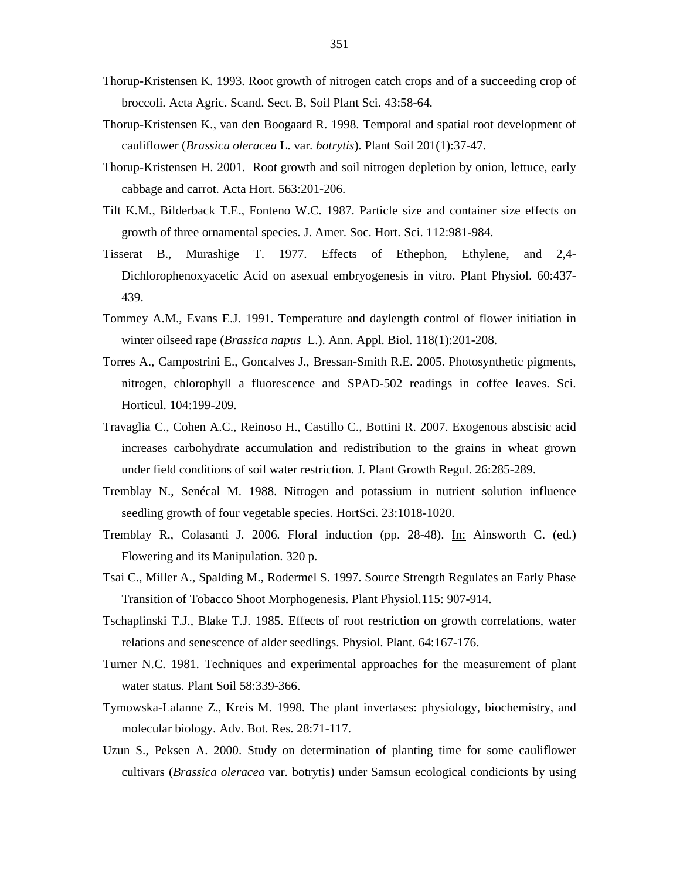Thorup-Kristensen K. 1993. Root growth of nitrogen catch crops and of a succeeding crop of broccoli. Acta Agric. Scand. Sect. B, Soil Plant Sci. 43:58-64.

Thorup-Kristensen K., van den Boogaard R. 1998. Temporal and spatial root development of cauliflower (*Brassica oleracea* L. var. *botrytis*). Plant Soil 201(1):37-47.

Thorup-Kristensen H. 2001. Root growth and soil nitrogen depletion by onion, lettuce, early cabbage and carrot. Acta Hort. 563:201-206.

Tilt K.M., Bilderback T.E., Fonteno W.C. 1987. Particle size and container size effects on growth of three ornamental species. J. Amer. Soc. Hort. Sci. 112:981-984.

Tisserat B., Murashige T. 1977. Effects of Ethephon, Ethylene, and 2,4-Dichlorophenoxyacetic Acid on asexual embryogenesis in vitro. Plant Physiol. 60:437-439.

Tommey A.M., Evans E.J. 1991. Temperature and daylength control of flower initiation in winter oilseed rape (*Brassica napus* L.). Ann. Appl. Biol. 118(1):201-208.

Torres A., Campostrini E., Goncalves J., Bressan-Smith R.E. 2005. Photosynthetic pigments, nitrogen, chlorophyll a fluorescence and SPAD-502 readings in coffee leaves. Sci. Horticul. 104:199-209.

Travaglia C., Cohen A.C., Reinoso H., Castillo C., Bottini R. 2007. Exogenous abscisic acid increases carbohydrate accumulation and redistribution to the grains in wheat grown under field conditions of soil water restriction. J. Plant Growth Regul. 26:285-289.

Tremblay N., Senécal M. 1988. Nitrogen and potassium in nutrient solution influence seedling growth of four vegetable species. HortSci. 23:1018-1020.

Tremblay R., Colasanti J. 2006. Floral induction (pp. 28-48). In: Ainsworth C. (ed.) Flowering and its Manipulation. 320 p.

Tsai C., Miller A., Spalding M., Rodermel S. 1997. Source Strength Regulates an Early Phase Transition of Tobacco Shoot Morphogenesis. Plant Physiol.115: 907-914.

Tschaplinski T.J., Blake T.J. 1985. Effects of root restriction on growth correlations, water relations and senescence of alder seedlings. Physiol. Plant. 64:167-176.

Turner N.C. 1981. Techniques and experimental approaches for the measurement of plant water status. Plant Soil 58:339-366.

Tymowska-Lalanne Z., Kreis M. 1998. The plant invertases: physiology, biochemistry, and molecular biology. Adv. Bot. Res. 28:71-117.

Uzun S., Peksen A. 2000. Study on determination of planting time for some cauliflower cultivars (*Brassica oleracea* var. botrytis) under Samsun ecological condicionts by using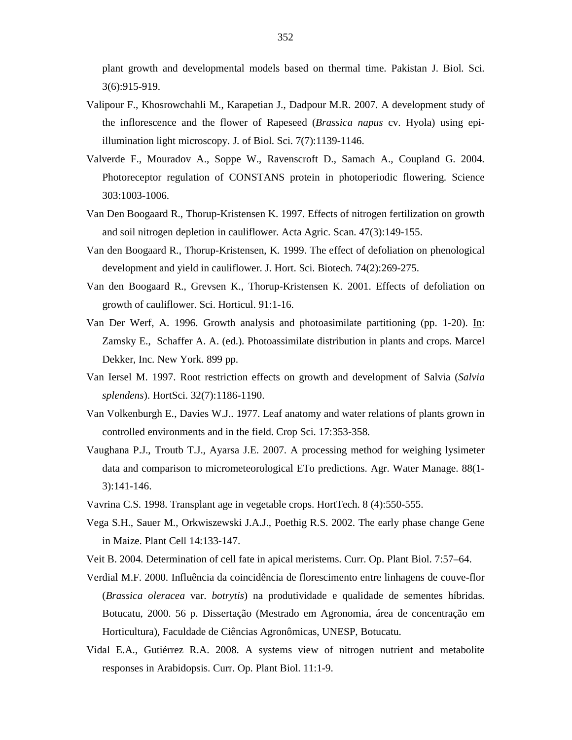plant growth and developmental models based on thermal time. Pakistan J. Biol. Sci. 3(6):915-919.

Valipour F., Khosrowchahli M., Karapetian J., Dadpour M.R. 2007. A development study of the inflorescence and the flower of Rapeseed (*Brassica napus* cv. Hyola) using epi-illumination light microscopy. J. of Biol. Sci. 7(7):1139-1146.

Valverde F., Mouradov A., Soppe W., Ravenscroft D., Samach A., Coupland G. 2004. Photoreceptor regulation of CONSTANS protein in photoperiodic flowering. Science 303:1003-1006.

Van Den Boogaard R., Thorup-Kristensen K. 1997. Effects of nitrogen fertilization on growth and soil nitrogen depletion in cauliflower. Acta Agric. Scan. 47(3):149-155.

Van den Boogaard R., Thorup-Kristensen, K. 1999. The effect of defoliation on phenological development and yield in cauliflower. J. Hort. Sci. Biotech. 74(2):269-275.

Van den Boogaard R., Grevsen K., Thorup-Kristensen K. 2001. Effects of defoliation on growth of cauliflower. Sci. Horticul. 91:1-16.

Van Der Werf, A. 1996. Growth analysis and photoasimilate partitioning (pp. 1-20). <u>In</u>: Zamsky E., Schaffer A. A. (ed.). Photoassimilate distribution in plants and crops. Marcel Dekker, Inc. New York. 899 pp.

Van Iersel M. 1997. Root restriction effects on growth and development of Salvia (*Salvia splendens*). HortSci. 32(7):1186-1190.

Van Volkenburgh E., Davies W.J.. 1977. Leaf anatomy and water relations of plants grown in controlled environments and in the field. Crop Sci. 17:353-358.

Vaughana P.J., Troutb T.J., Ayarsa J.E. 2007. A processing method for weighing lysimeter data and comparison to micrometeorological ETo predictions. Agr. Water Manage. 88(1-3):141-146.

Vavrina C.S. 1998. Transplant age in vegetable crops. HortTech. 8 (4):550-555.

Vega S.H., Sauer M., Orkwiszewski J.A.J., Poethig R.S. 2002. The early phase change Gene in Maize. Plant Cell 14:133-147.

Veit B. 2004. Determination of cell fate in apical meristems. Curr. Op. Plant Biol. 7:57–64.

Verdial M.F. 2000. Influência da coincidência de florescimento entre linhagens de couve-flor (*Brassica oleracea* var. *botrytis*) na produtividade e qualidade de sementes híbridas. Botucatu, 2000. 56 p. Dissertação (Mestrado em Agronomia, área de concentração em Horticultura), Faculdade de Ciências Agronômicas, UNESP, Botucatu.

Vidal E.A., Gutiérrez R.A. 2008. A systems view of nitrogen nutrient and metabolite responses in Arabidopsis. Curr. Op. Plant Biol. 11:1-9.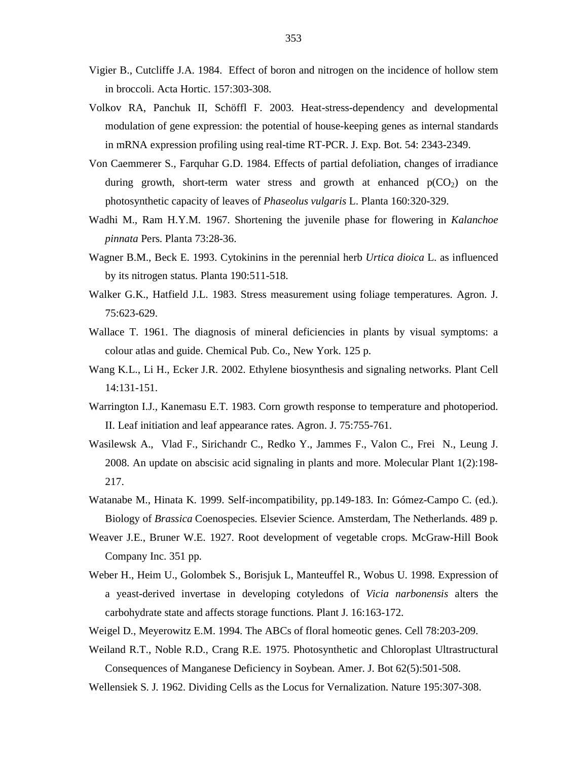Vigier B., Cutcliffe J.A. 1984. Effect of boron and nitrogen on the incidence of hollow stem in broccoli. Acta Hortic. 157:303-308.

Volkov RA, Panchuk II, Schöffl F. 2003. Heat-stress-dependency and developmental modulation of gene expression: the potential of house-keeping genes as internal standards in mRNA expression profiling using real-time RT-PCR. J. Exp. Bot. 54: 2343-2349.

Von Caemmerer S., Farquhar G.D. 1984. Effects of partial defoliation, changes of irradiance during growth, short-term water stress and growth at enhanced p($CO_2$) on the photosynthetic capacity of leaves of *Phaseolus vulgaris* L. Planta 160:320-329.

Wadhi M., Ram H.Y.M. 1967. Shortening the juvenile phase for flowering in *Kalanchoe pinnata* Pers. Planta 73:28-36.

Wagner B.M., Beck E. 1993. Cytokinins in the perennial herb *Urtica dioica* L. as influenced by its nitrogen status. Planta 190:511-518.

Walker G.K., Hatfield J.L. 1983. Stress measurement using foliage temperatures. Agron. J. 75:623-629.

Wallace T. 1961. The diagnosis of mineral deficiencies in plants by visual symptoms: a colour atlas and guide. Chemical Pub. Co., New York. 125 p.

Wang K.L., Li H., Ecker J.R. 2002. Ethylene biosynthesis and signaling networks. Plant Cell 14:131-151.

Warrington I.J., Kanemasu E.T. 1983. Corn growth response to temperature and photoperiod. II. Leaf initiation and leaf appearance rates. Agron. J. 75:755-761.

Wasilewsk A., Vlad F., Sirichandr C., Redko Y., Jammes F., Valon C., Frei N., Leung J. 2008. An update on abscisic acid signaling in plants and more. Molecular Plant 1(2):198-217.

Watanabe M., Hinata K. 1999. Self-incompatibility, pp.149-183. In: Gómez-Campo C. (ed.). Biology of *Brassica* Coenospecies. Elsevier Science. Amsterdam, The Netherlands. 489 p.

Weaver J.E., Bruner W.E. 1927. Root development of vegetable crops. McGraw-Hill Book Company Inc. 351 pp.

Weber H., Heim U., Golombek S., Borisjuk L, Manteuffel R., Wobus U. 1998. Expression of a yeast-derived invertase in developing cotyledons of *Vicia narbonensis* alters the carbohydrate state and affects storage functions. Plant J. 16:163-172.

Weigel D., Meyerowitz E.M. 1994. The ABCs of floral homeotic genes. Cell 78:203-209.

Weiland R.T., Noble R.D., Crang R.E. 1975. Photosynthetic and Chloroplast Ultrastructural Consequences of Manganese Deficiency in Soybean. Amer. J. Bot 62(5):501-508.

Wellensiek S. J. 1962. Dividing Cells as the Locus for Vernalization. Nature 195:307-308.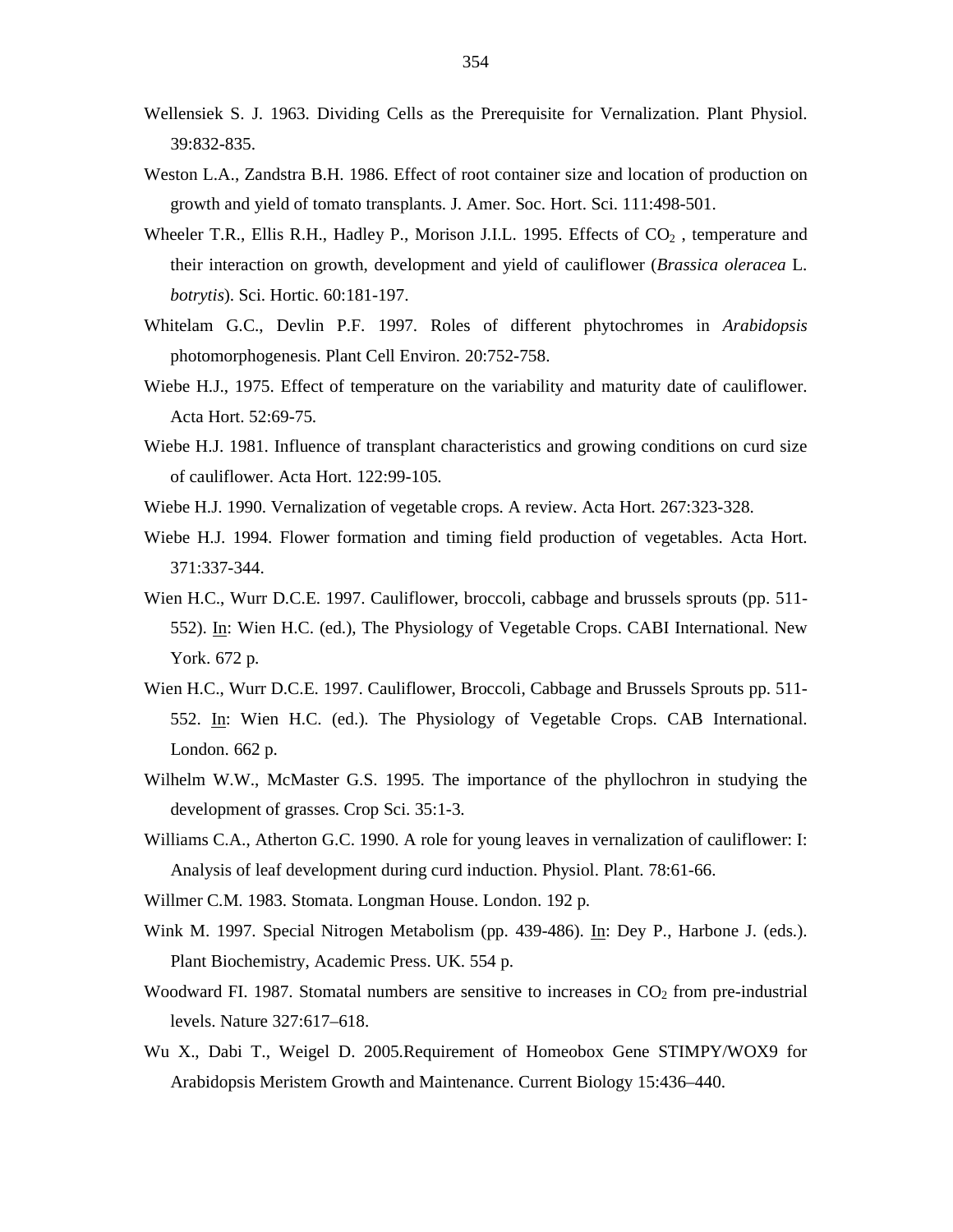Wellensiek S. J. 1963. Dividing Cells as the Prerequisite for Vernalization. Plant Physiol. 39:832-835.

Weston L.A., Zandstra B.H. 1986. Effect of root container size and location of production on growth and yield of tomato transplants. J. Amer. Soc. Hort. Sci. 111:498-501.

Wheeler T.R., Ellis R.H., Hadley P., Morison J.I.L. 1995. Effects of $CO_2$ , temperature and their interaction on growth, development and yield of cauliflower (*Brassica oleracea* L. *botrytis*). Sci. Hortic. 60:181-197.

Whitelam G.C., Devlin P.F. 1997. Roles of different phytochromes in *Arabidopsis* photomorphogenesis. Plant Cell Environ. 20:752-758.

Wiebe H.J., 1975. Effect of temperature on the variability and maturity date of cauliflower. Acta Hort. 52:69-75.

Wiebe H.J. 1981. Influence of transplant characteristics and growing conditions on curd size of cauliflower. Acta Hort. 122:99-105.

Wiebe H.J. 1990. Vernalization of vegetable crops. A review. Acta Hort. 267:323-328.

Wiebe H.J. 1994. Flower formation and timing field production of vegetables. Acta Hort. 371:337-344.

Wien H.C., Wurr D.C.E. 1997. Cauliflower, broccoli, cabbage and brussels sprouts (pp. 511-552). In: Wien H.C. (ed.), The Physiology of Vegetable Crops. CABI International. New York. 672 p.

Wien H.C., Wurr D.C.E. 1997. Cauliflower, Broccoli, Cabbage and Brussels Sprouts pp. 511-552. In: Wien H.C. (ed.). The Physiology of Vegetable Crops. CAB International. London. 662 p.

Wilhelm W.W., McMaster G.S. 1995. The importance of the phyllochron in studying the development of grasses. Crop Sci. 35:1-3.

Williams C.A., Atherton G.C. 1990. A role for young leaves in vernalization of cauliflower: I: Analysis of leaf development during curd induction. Physiol. Plant. 78:61-66.

Willmer C.M. 1983. Stomata. Longman House. London. 192 p.

Wink M. 1997. Special Nitrogen Metabolism (pp. 439-486). In: Dey P., Harbone J. (eds.). Plant Biochemistry, Academic Press. UK. 554 p.

Woodward FI. 1987. Stomatal numbers are sensitive to increases in $CO_2$ from pre-industrial levels. Nature 327:617–618.

Wu X., Dabi T., Weigel D. 2005.Requirement of Homeobox Gene STIMPY/WOX9 for Arabidopsis Meristem Growth and Maintenance. Current Biology 15:436–440.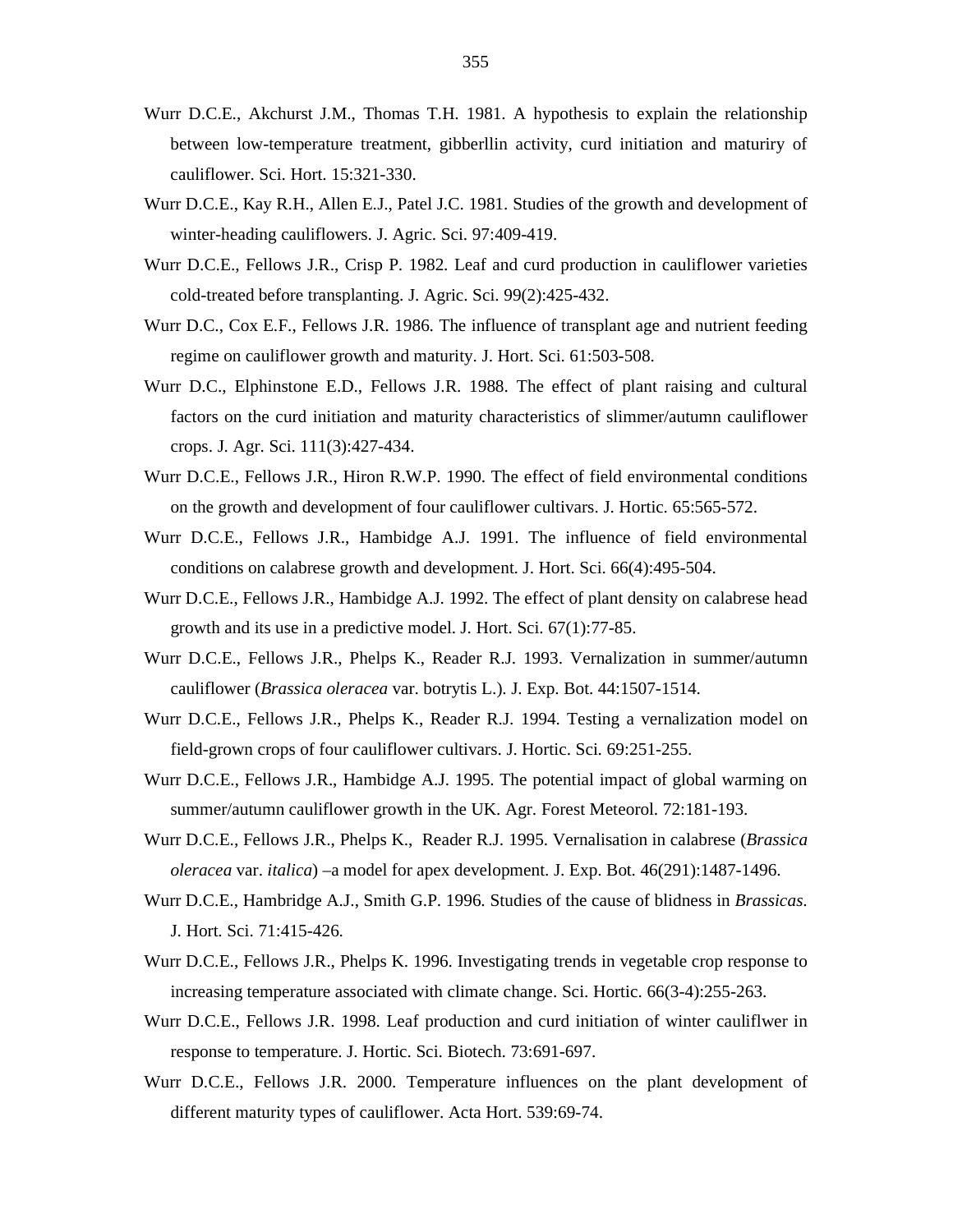Wurr D.C.E., Akchurst J.M., Thomas T.H. 1981. A hypothesis to explain the relationship between low-temperature treatment, gibberllin activity, curd initiation and maturiry of cauliflower. Sci. Hort. 15:321-330.

Wurr D.C.E., Kay R.H., Allen E.J., Patel J.C. 1981. Studies of the growth and development of winter-heading cauliflowers. J. Agric. Sci. 97:409-419.

Wurr D.C.E., Fellows J.R., Crisp P. 1982. Leaf and curd production in cauliflower varieties cold-treated before transplanting. J. Agric. Sci. 99(2):425-432.

Wurr D.C., Cox E.F., Fellows J.R. 1986. The influence of transplant age and nutrient feeding regime on cauliflower growth and maturity. J. Hort. Sci. 61:503-508.

Wurr D.C., Elphinstone E.D., Fellows J.R. 1988. The effect of plant raising and cultural factors on the curd initiation and maturity characteristics of slimmer/autumn cauliflower crops. J. Agr. Sci. 111(3):427-434.

Wurr D.C.E., Fellows J.R., Hiron R.W.P. 1990. The effect of field environmental conditions on the growth and development of four cauliflower cultivars. J. Hortic. 65:565-572.

Wurr D.C.E., Fellows J.R., Hambidge A.J. 1991. The influence of field environmental conditions on calabrese growth and development. J. Hort. Sci. 66(4):495-504.

Wurr D.C.E., Fellows J.R., Hambidge A.J. 1992. The effect of plant density on calabrese head growth and its use in a predictive model. J. Hort. Sci. 67(1):77-85.

Wurr D.C.E., Fellows J.R., Phelps K., Reader R.J. 1993. Vernalization in summer/autumn cauliflower (*Brassica oleracea* var. botrytis L.). J. Exp. Bot. 44:1507-1514.

Wurr D.C.E., Fellows J.R., Phelps K., Reader R.J. 1994. Testing a vernalization model on field-grown crops of four cauliflower cultivars. J. Hortic. Sci. 69:251-255.

Wurr D.C.E., Fellows J.R., Hambidge A.J. 1995. The potential impact of global warming on summer/autumn cauliflower growth in the UK. Agr. Forest Meteorol. 72:181-193.

Wurr D.C.E., Fellows J.R., Phelps K., Reader R.J. 1995. Vernalisation in calabrese (*Brassica oleracea* var. *italica*) –a model for apex development. J. Exp. Bot. 46(291):1487-1496.

Wurr D.C.E., Hambridge A.J., Smith G.P. 1996. Studies of the cause of blidness in *Brassicas*. J. Hort. Sci. 71:415-426.

Wurr D.C.E., Fellows J.R., Phelps K. 1996. Investigating trends in vegetable crop response to increasing temperature associated with climate change. Sci. Hortic. 66(3-4):255-263.

Wurr D.C.E., Fellows J.R. 1998. Leaf production and curd initiation of winter cauliflwer in response to temperature. J. Hortic. Sci. Biotech. 73:691-697.

Wurr D.C.E., Fellows J.R. 2000. Temperature influences on the plant development of different maturity types of cauliflower. Acta Hort. 539:69-74.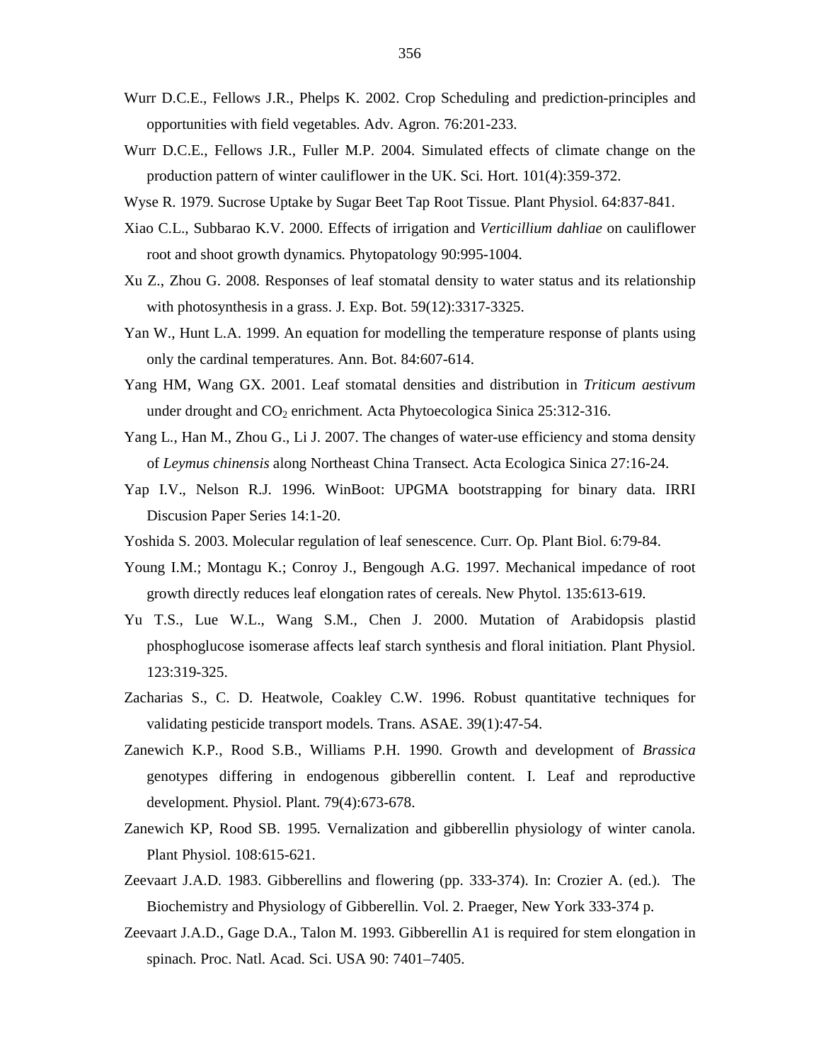Wurr D.C.E., Fellows J.R., Phelps K. 2002. Crop Scheduling and prediction-principles and opportunities with field vegetables. Adv. Agron. 76:201-233.

Wurr D.C.E., Fellows J.R., Fuller M.P. 2004. Simulated effects of climate change on the production pattern of winter cauliflower in the UK. Sci. Hort. 101(4):359-372.

Wyse R. 1979. Sucrose Uptake by Sugar Beet Tap Root Tissue. Plant Physiol. 64:837-841.

Xiao C.L., Subbarao K.V. 2000. Effects of irrigation and *Verticillium dahliae* on cauliflower root and shoot growth dynamics. Phytopatology 90:995-1004.

Xu Z., Zhou G. 2008. Responses of leaf stomatal density to water status and its relationship with photosynthesis in a grass. J. Exp. Bot. 59(12):3317-3325.

Yan W., Hunt L.A. 1999. An equation for modelling the temperature response of plants using only the cardinal temperatures. Ann. Bot. 84:607-614.

Yang HM, Wang GX. 2001. Leaf stomatal densities and distribution in *Triticum aestivum* under drought and $CO_2$ enrichment. Acta Phytoecologica Sinica 25:312-316.

Yang L., Han M., Zhou G., Li J. 2007. The changes of water-use efficiency and stoma density of *Leymus chinensis* along Northeast China Transect. Acta Ecologica Sinica 27:16-24.

Yap I.V., Nelson R.J. 1996. WinBoot: UPGMA bootstrapping for binary data. IRRI Discusion Paper Series 14:1-20.

Yoshida S. 2003. Molecular regulation of leaf senescence. Curr. Op. Plant Biol. 6:79-84.

Young I.M.; Montagu K.; Conroy J., Bengough A.G. 1997. Mechanical impedance of root growth directly reduces leaf elongation rates of cereals. New Phytol. 135:613-619.

Yu T.S., Lue W.L., Wang S.M., Chen J. 2000. Mutation of Arabidopsis plastid phosphoglucose isomerase affects leaf starch synthesis and floral initiation. Plant Physiol. 123:319-325.

Zacharias S., C. D. Heatwole, Coakley C.W. 1996. Robust quantitative techniques for validating pesticide transport models. Trans. ASAE. 39(1):47-54.

Zanewich K.P., Rood S.B., Williams P.H. 1990. Growth and development of *Brassica* genotypes differing in endogenous gibberellin content. I. Leaf and reproductive development. Physiol. Plant. 79(4):673-678.

Zanewich KP, Rood SB. 1995. Vernalization and gibberellin physiology of winter canola. Plant Physiol. 108:615-621.

Zeevaart J.A.D. 1983. Gibberellins and flowering (pp. 333-374). In: Crozier A. (ed.). The Biochemistry and Physiology of Gibberellin. Vol. 2. Praeger, New York 333-374 p.

Zeevaart J.A.D., Gage D.A., Talon M. 1993. Gibberellin A1 is required for stem elongation in spinach. Proc. Natl. Acad. Sci. USA 90: 7401–7405.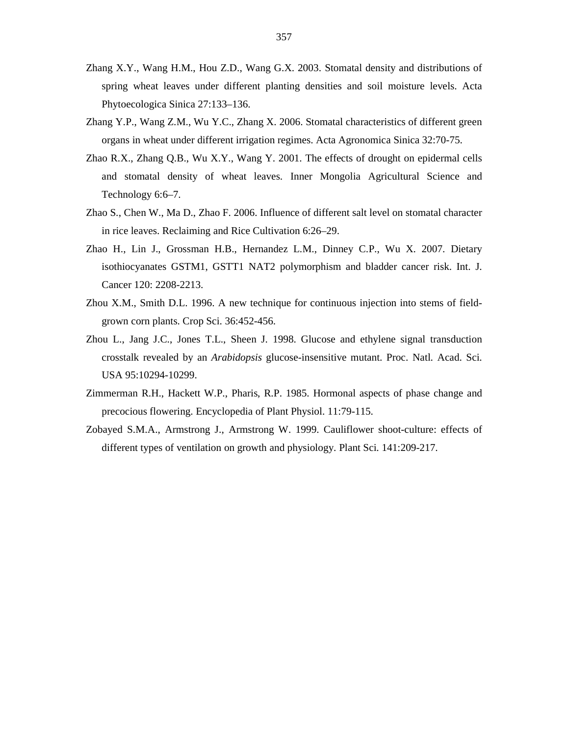Zhang X.Y., Wang H.M., Hou Z.D., Wang G.X. 2003. Stomatal density and distributions of spring wheat leaves under different planting densities and soil moisture levels. Acta Phytoecologica Sinica 27:133–136.

Zhang Y.P., Wang Z.M., Wu Y.C., Zhang X. 2006. Stomatal characteristics of different green organs in wheat under different irrigation regimes. Acta Agronomica Sinica 32:70-75.

Zhao R.X., Zhang Q.B., Wu X.Y., Wang Y. 2001. The effects of drought on epidermal cells and stomatal density of wheat leaves. Inner Mongolia Agricultural Science and Technology 6:6–7.

Zhao S., Chen W., Ma D., Zhao F. 2006. Influence of different salt level on stomatal character in rice leaves. Reclaiming and Rice Cultivation 6:26–29.

Zhao H., Lin J., Grossman H.B., Hernandez L.M., Dinney C.P., Wu X. 2007. Dietary isothiocyanates GSTM1, GSTT1 NAT2 polymorphism and bladder cancer risk. Int. J. Cancer 120: 2208-2213.

Zhou X.M., Smith D.L. 1996. A new technique for continuous injection into stems of field-grown corn plants. Crop Sci. 36:452-456.

Zhou L., Jang J.C., Jones T.L., Sheen J. 1998. Glucose and ethylene signal transduction crosstalk revealed by an *Arabidopsis* glucose-insensitive mutant. Proc. Natl. Acad. Sci. USA 95:10294-10299.

Zimmerman R.H., Hackett W.P., Pharis, R.P. 1985. Hormonal aspects of phase change and precocious flowering. Encyclopedia of Plant Physiol. 11:79-115.

Zobayed S.M.A., Armstrong J., Armstrong W. 1999. Cauliflower shoot-culture: effects of different types of ventilation on growth and physiology. Plant Sci. 141:209-217.